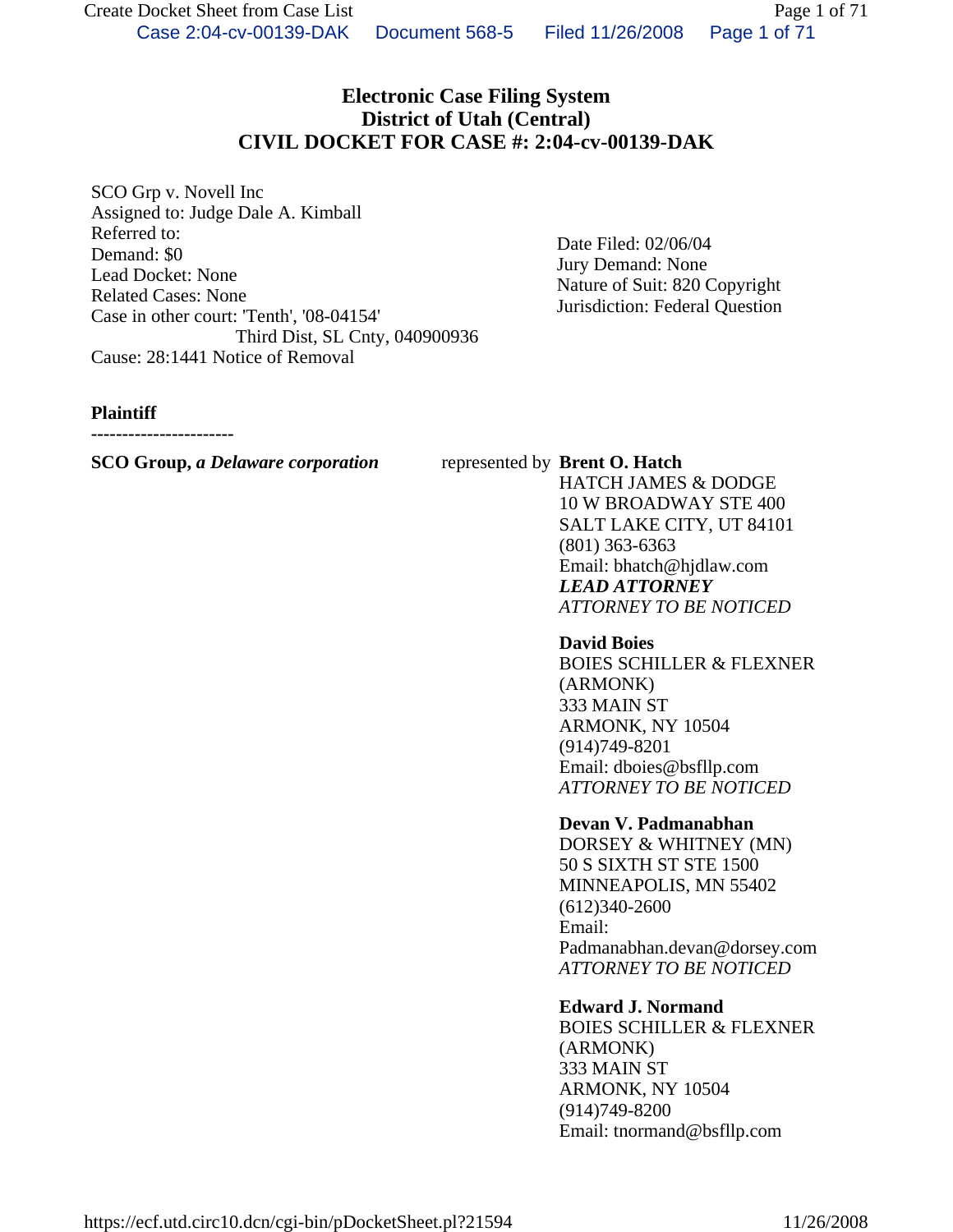# Electronic Case Filing System
## District of Utah (Central)
## CIVIL DOCKET FOR CASE #: 2:04-cv-00139-DAK

SCO Grp v. Novell Inc
Assigned to: Judge Dale A. Kimball
Referred to:
Demand: $0
Lead Docket: None
Related Cases: None
Case in other court: 'Tenth', '08-04154'
Third Dist, SL Cnty, 040900936
Cause: 28:1441 Notice of Removal

Date Filed: 02/06/04
Jury Demand: None
Nature of Suit: 820 Copyright
Jurisdiction: Federal Question

**Plaintiff**

-----------------------

**SCO Group,** ***a Delaware corporation*** represented by

**Brent O. Hatch**
HATCH JAMES & DODGE
10 W BROADWAY STE 400
SALT LAKE CITY, UT 84101
(801) 363-6363
Email: bhatch@hjdlaw.com
***LEAD ATTORNEY***
*ATTORNEY TO BE NOTICED*

**David Boies**
BOIES SCHILLER & FLEXNER (ARMONK)
333 MAIN ST
ARMONK, NY 10504
(914)749-8201
Email: dboies@bsfllp.com
*ATTORNEY TO BE NOTICED*

**Devan V. Padmanabhan**
DORSEY & WHITNEY (MN)
50 S SIXTH ST STE 1500
MINNEAPOLIS, MN 55402
(612)340-2600
Email: Padmanabhan.devan@dorsey.com
*ATTORNEY TO BE NOTICED*

**Edward J. Normand**
BOIES SCHILLER & FLEXNER (ARMONK)
333 MAIN ST
ARMONK, NY 10504
(914)749-8200
Email: tnormand@bsfllp.com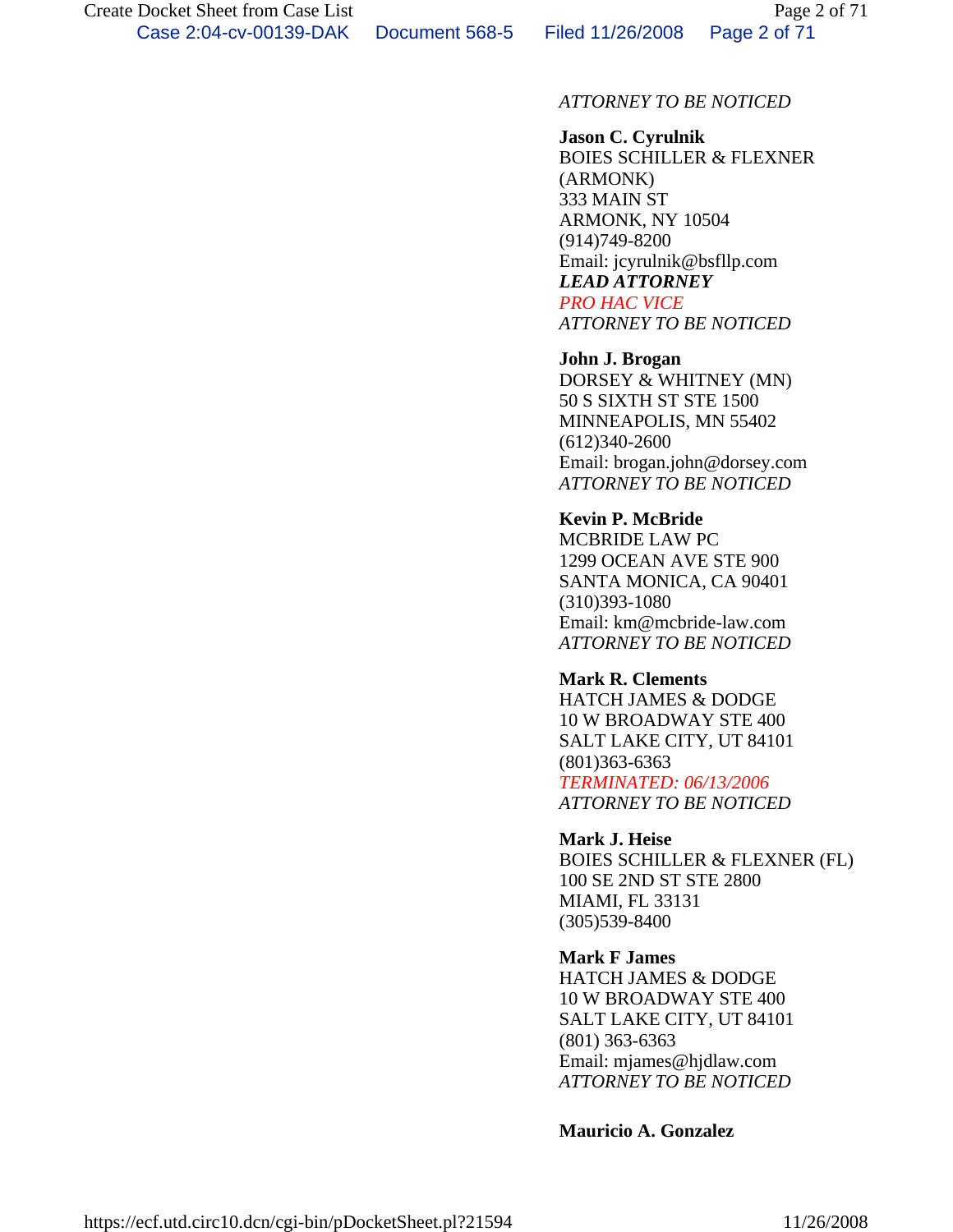*ATTORNEY TO BE NOTICED*

**Jason C. Cyrulnik**
BOIES SCHILLER & FLEXNER (ARMONK)
333 MAIN ST
ARMONK, NY 10504
(914)749-8200
Email: jcyrulnik@bsfllp.com
***LEAD ATTORNEY***
*PRO HAC VICE*
*ATTORNEY TO BE NOTICED*

**John J. Brogan**
DORSEY & WHITNEY (MN)
50 S SIXTH ST STE 1500
MINNEAPOLIS, MN 55402
(612)340-2600
Email: brogan.john@dorsey.com
*ATTORNEY TO BE NOTICED*

**Kevin P. McBride**
MCBRIDE LAW PC
1299 OCEAN AVE STE 900
SANTA MONICA, CA 90401
(310)393-1080
Email: km@mcbride-law.com
*ATTORNEY TO BE NOTICED*

**Mark R. Clements**
HATCH JAMES & DODGE
10 W BROADWAY STE 400
SALT LAKE CITY, UT 84101
(801)363-6363
*TERMINATED: 06/13/2006*
*ATTORNEY TO BE NOTICED*

**Mark J. Heise**
BOIES SCHILLER & FLEXNER (FL)
100 SE 2ND ST STE 2800
MIAMI, FL 33131
(305)539-8400

**Mark F James**
HATCH JAMES & DODGE
10 W BROADWAY STE 400
SALT LAKE CITY, UT 84101
(801) 363-6363
Email: mjames@hjdlaw.com
*ATTORNEY TO BE NOTICED*

**Mauricio A. Gonzalez**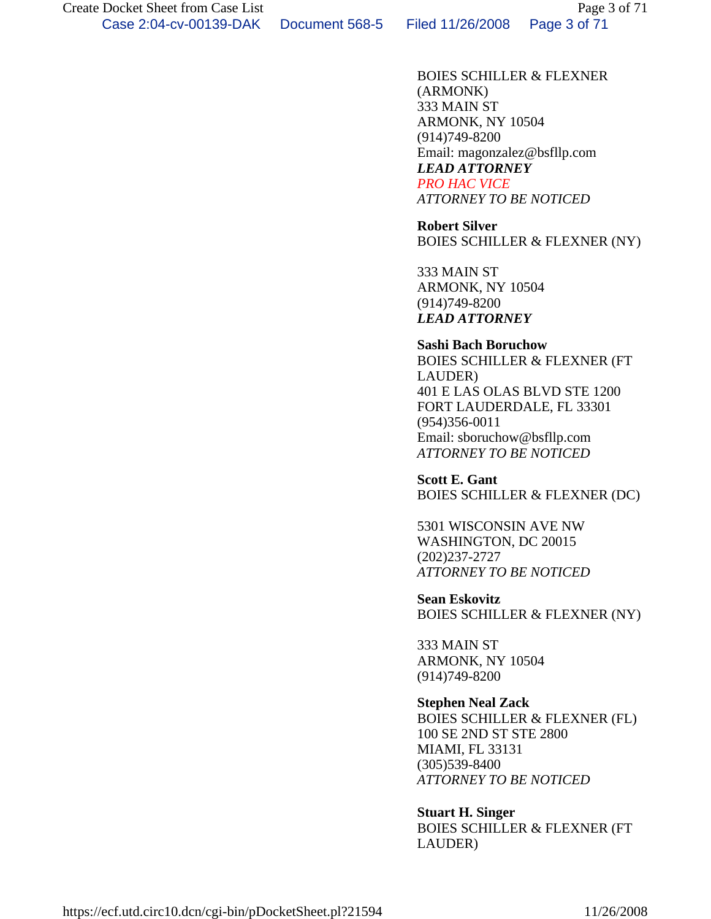BOIES SCHILLER & FLEXNER (ARMONK)
333 MAIN ST
ARMONK, NY 10504
(914)749-8200
Email: magonzalez@bsfllp.com
***LEAD ATTORNEY***
*PRO HAC VICE*
*ATTORNEY TO BE NOTICED*

**Robert Silver**
BOIES SCHILLER & FLEXNER (NY)

333 MAIN ST
ARMONK, NY 10504
(914)749-8200
***LEAD ATTORNEY***

**Sashi Bach Boruchow**
BOIES SCHILLER & FLEXNER (FT LAUDER)
401 E LAS OLAS BLVD STE 1200
FORT LAUDERDALE, FL 33301
(954)356-0011
Email: sboruchow@bsfllp.com
*ATTORNEY TO BE NOTICED*

**Scott E. Gant**
BOIES SCHILLER & FLEXNER (DC)

5301 WISCONSIN AVE NW
WASHINGTON, DC 20015
(202)237-2727
*ATTORNEY TO BE NOTICED*

**Sean Eskovitz**
BOIES SCHILLER & FLEXNER (NY)

333 MAIN ST
ARMONK, NY 10504
(914)749-8200

**Stephen Neal Zack**
BOIES SCHILLER & FLEXNER (FL)
100 SE 2ND ST STE 2800
MIAMI, FL 33131
(305)539-8400
*ATTORNEY TO BE NOTICED*

**Stuart H. Singer**
BOIES SCHILLER & FLEXNER (FT LAUDER)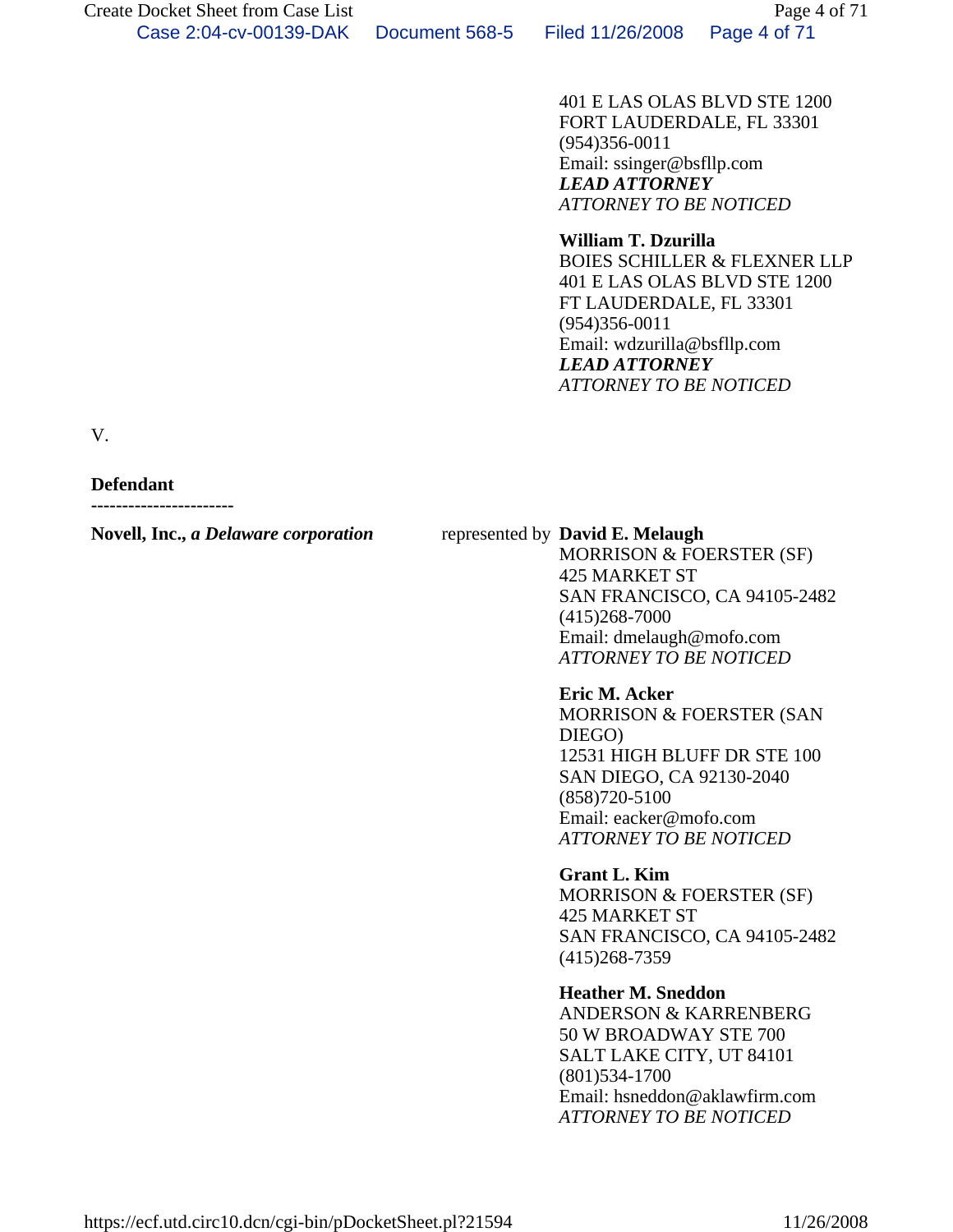401 E LAS OLAS BLVD STE 1200
FORT LAUDERDALE, FL 33301
(954)356-0011
Email: ssinger@bsfllp.com
***LEAD ATTORNEY***
*ATTORNEY TO BE NOTICED*

**William T. Dzurilla**
BOIES SCHILLER & FLEXNER LLP
401 E LAS OLAS BLVD STE 1200
FT LAUDERDALE, FL 33301
(954)356-0011
Email: wdzurilla@bsfllp.com
***LEAD ATTORNEY***
*ATTORNEY TO BE NOTICED*

V.

**Defendant**
----------------------

**Novell, Inc.,** ***a Delaware corporation*** represented by **David E. Melaugh**
MORRISON & FOERSTER (SF)
425 MARKET ST
SAN FRANCISCO, CA 94105-2482
(415)268-7000
Email: dmelaugh@mofo.com
*ATTORNEY TO BE NOTICED*

**Eric M. Acker**
MORRISON & FOERSTER (SAN DIEGO)
12531 HIGH BLUFF DR STE 100
SAN DIEGO, CA 92130-2040
(858)720-5100
Email: eacker@mofo.com
*ATTORNEY TO BE NOTICED*

**Grant L. Kim**
MORRISON & FOERSTER (SF)
425 MARKET ST
SAN FRANCISCO, CA 94105-2482
(415)268-7359

**Heather M. Sneddon**
ANDERSON & KARRENBERG
50 W BROADWAY STE 700
SALT LAKE CITY, UT 84101
(801)534-1700
Email: hsneddon@aklawfirm.com
*ATTORNEY TO BE NOTICED*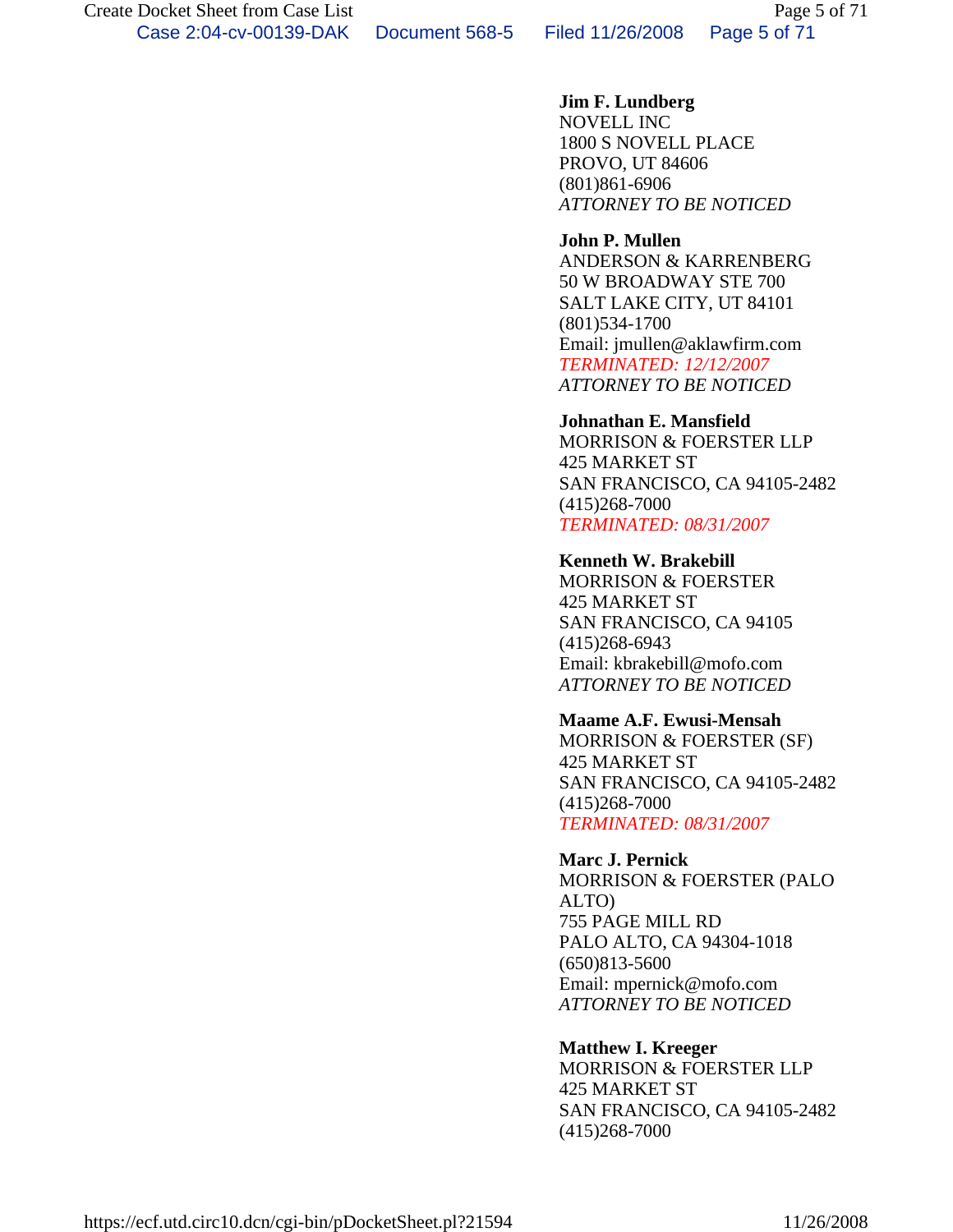**Jim F. Lundberg**
NOVELL INC
1800 S NOVELL PLACE
PROVO, UT 84606
(801)861-6906
*ATTORNEY TO BE NOTICED*

**John P. Mullen**
ANDERSON & KARRENBERG
50 W BROADWAY STE 700
SALT LAKE CITY, UT 84101
(801)534-1700
Email: jmullen@aklawfirm.com
*TERMINATED: 12/12/2007*
*ATTORNEY TO BE NOTICED*

**Johnathan E. Mansfield**
MORRISON & FOERSTER LLP
425 MARKET ST
SAN FRANCISCO, CA 94105-2482
(415)268-7000
*TERMINATED: 08/31/2007*

**Kenneth W. Brakebill**
MORRISON & FOERSTER
425 MARKET ST
SAN FRANCISCO, CA 94105
(415)268-6943
Email: kbrakebill@mofo.com
*ATTORNEY TO BE NOTICED*

**Maame A.F. Ewusi-Mensah**
MORRISON & FOERSTER (SF)
425 MARKET ST
SAN FRANCISCO, CA 94105-2482
(415)268-7000
*TERMINATED: 08/31/2007*

**Marc J. Pernick**
MORRISON & FOERSTER (PALO ALTO)
755 PAGE MILL RD
PALO ALTO, CA 94304-1018
(650)813-5600
Email: mpernick@mofo.com
*ATTORNEY TO BE NOTICED*

**Matthew I. Kreeger**
MORRISON & FOERSTER LLP
425 MARKET ST
SAN FRANCISCO, CA 94105-2482
(415)268-7000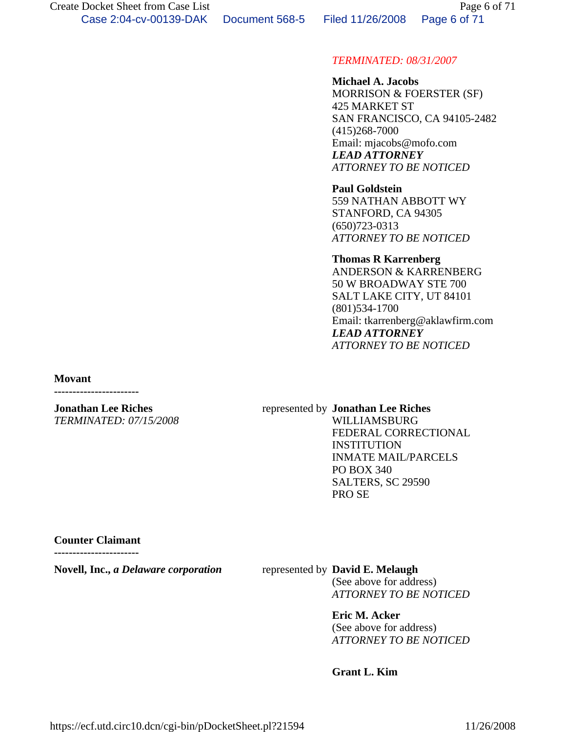*TERMINATED: 08/31/2007*

**Michael A. Jacobs**
MORRISON & FOERSTER (SF)
425 MARKET ST
SAN FRANCISCO, CA 94105-2482
(415)268-7000
Email: mjacobs@mofo.com
***LEAD ATTORNEY***
*ATTORNEY TO BE NOTICED*

**Paul Goldstein**
559 NATHAN ABBOTT WY
STANFORD, CA 94305
(650)723-0313
*ATTORNEY TO BE NOTICED*

**Thomas R Karrenberg**
ANDERSON & KARRENBERG
50 W BROADWAY STE 700
SALT LAKE CITY, UT 84101
(801)534-1700
Email: tkarrenberg@aklawfirm.com
***LEAD ATTORNEY***
*ATTORNEY TO BE NOTICED*

**Movant**

-----------------------

**Jonathan Lee Riches**
*TERMINATED: 07/15/2008*

represented by **Jonathan Lee Riches**
WILLIAMSBURG
FEDERAL CORRECTIONAL
INSTITUTION
INMATE MAIL/PARCELS
PO BOX 340
SALTERS, SC 29590
PRO SE

**Counter Claimant**

-----------------------

**Novell, Inc.,** ***a Delaware corporation***

represented by **David E. Melaugh**
(See above for address)
*ATTORNEY TO BE NOTICED*

**Eric M. Acker**
(See above for address)
*ATTORNEY TO BE NOTICED*

**Grant L. Kim**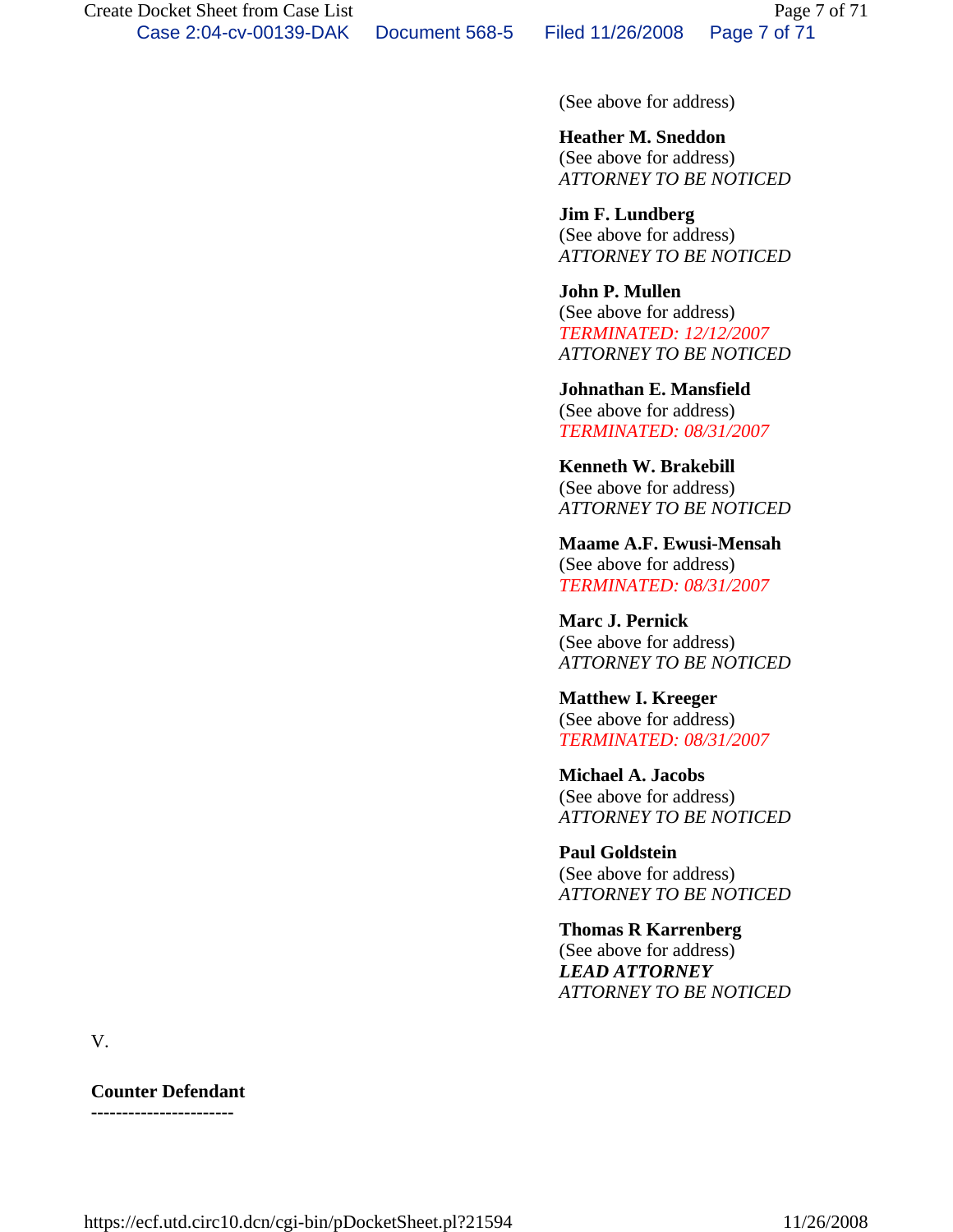(See above for address)

**Heather M. Sneddon**
(See above for address)
*ATTORNEY TO BE NOTICED*

**Jim F. Lundberg**
(See above for address)
*ATTORNEY TO BE NOTICED*

**John P. Mullen**
(See above for address)
*TERMINATED: 12/12/2007*
*ATTORNEY TO BE NOTICED*

**Johnathan E. Mansfield**
(See above for address)
*TERMINATED: 08/31/2007*

**Kenneth W. Brakebill**
(See above for address)
*ATTORNEY TO BE NOTICED*

**Maame A.F. Ewusi-Mensah**
(See above for address)
*TERMINATED: 08/31/2007*

**Marc J. Pernick**
(See above for address)
*ATTORNEY TO BE NOTICED*

**Matthew I. Kreeger**
(See above for address)
*TERMINATED: 08/31/2007*

**Michael A. Jacobs**
(See above for address)
*ATTORNEY TO BE NOTICED*

**Paul Goldstein**
(See above for address)
*ATTORNEY TO BE NOTICED*

**Thomas R Karrenberg**
(See above for address)
***LEAD ATTORNEY***
*ATTORNEY TO BE NOTICED*

V.

**Counter Defendant**
-----------------------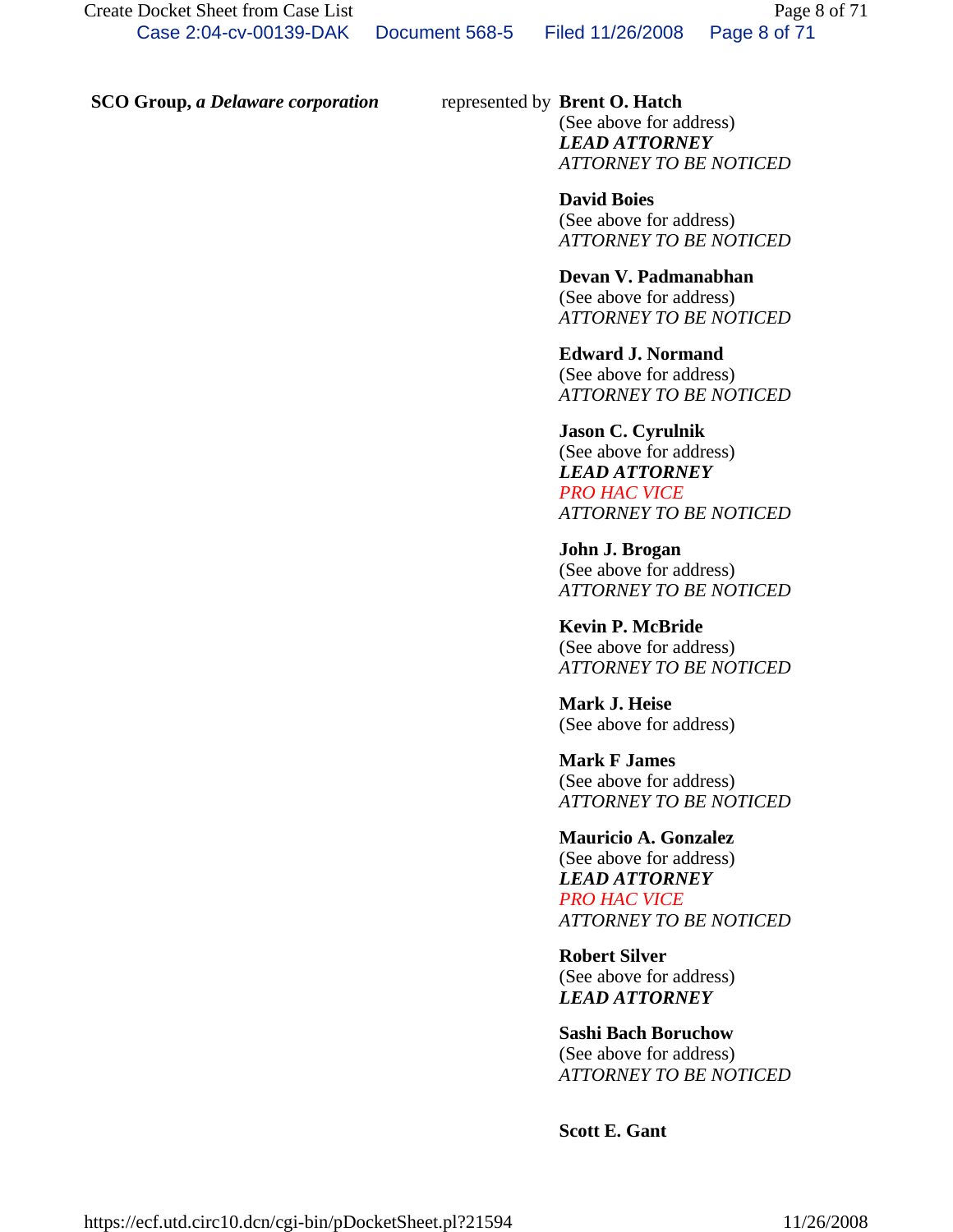**SCO Group,** ***a Delaware corporation*** represented by **Brent O. Hatch**
(See above for address)
***LEAD ATTORNEY***
*ATTORNEY TO BE NOTICED*

**David Boies**
(See above for address)
*ATTORNEY TO BE NOTICED*

**Devan V. Padmanabhan**
(See above for address)
*ATTORNEY TO BE NOTICED*

**Edward J. Normand**
(See above for address)
*ATTORNEY TO BE NOTICED*

**Jason C. Cyrulnik**
(See above for address)
***LEAD ATTORNEY***
*PRO HAC VICE*
*ATTORNEY TO BE NOTICED*

**John J. Brogan**
(See above for address)
*ATTORNEY TO BE NOTICED*

**Kevin P. McBride**
(See above for address)
*ATTORNEY TO BE NOTICED*

**Mark J. Heise**
(See above for address)

**Mark F James**
(See above for address)
*ATTORNEY TO BE NOTICED*

**Mauricio A. Gonzalez**
(See above for address)
***LEAD ATTORNEY***
*PRO HAC VICE*
*ATTORNEY TO BE NOTICED*

**Robert Silver**
(See above for address)
***LEAD ATTORNEY***

**Sashi Bach Boruchow**
(See above for address)
*ATTORNEY TO BE NOTICED*

**Scott E. Gant**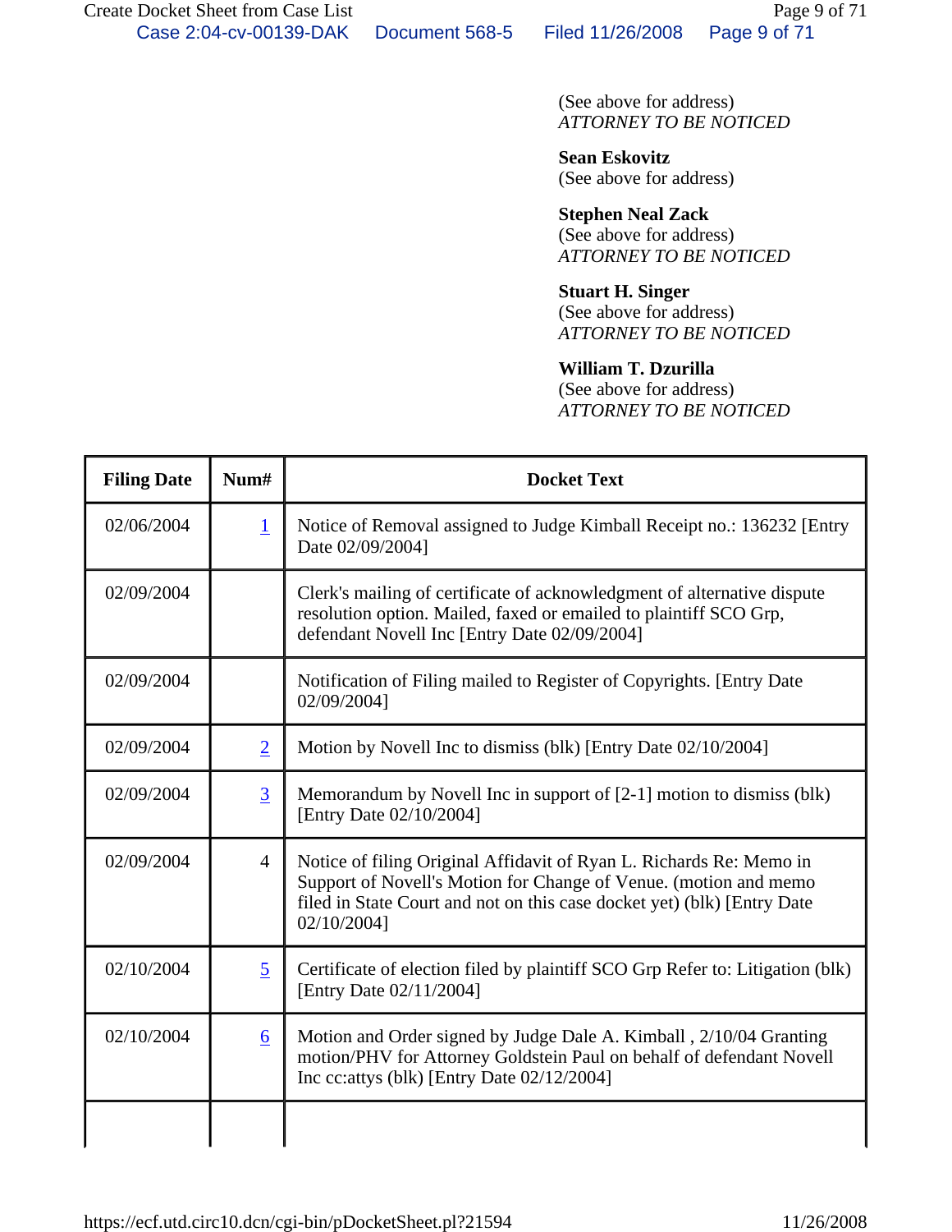(See above for address)
*ATTORNEY TO BE NOTICED*

**Sean Eskovitz**
(See above for address)

**Stephen Neal Zack**
(See above for address)
*ATTORNEY TO BE NOTICED*

**Stuart H. Singer**
(See above for address)
*ATTORNEY TO BE NOTICED*

**William T. Dzurilla**
(See above for address)
*ATTORNEY TO BE NOTICED*

| Filing Date | Num# | Docket Text |
|---|---|---|
| 02/06/2004 | 1 | Notice of Removal assigned to Judge Kimball Receipt no.: 136232 [Entry Date 02/09/2004] |
| 02/09/2004 | | Clerk's mailing of certificate of acknowledgment of alternative dispute resolution option. Mailed, faxed or emailed to plaintiff SCO Grp, defendant Novell Inc [Entry Date 02/09/2004] |
| 02/09/2004 | | Notification of Filing mailed to Register of Copyrights. [Entry Date 02/09/2004] |
| 02/09/2004 | 2 | Motion by Novell Inc to dismiss (blk) [Entry Date 02/10/2004] |
| 02/09/2004 | 3 | Memorandum by Novell Inc in support of [2-1] motion to dismiss (blk) [Entry Date 02/10/2004] |
| 02/09/2004 | 4 | Notice of filing Original Affidavit of Ryan L. Richards Re: Memo in Support of Novell's Motion for Change of Venue. (motion and memo filed in State Court and not on this case docket yet) (blk) [Entry Date 02/10/2004] |
| 02/10/2004 | 5 | Certificate of election filed by plaintiff SCO Grp Refer to: Litigation (blk) [Entry Date 02/11/2004] |
| 02/10/2004 | 6 | Motion and Order signed by Judge Dale A. Kimball , 2/10/04 Granting motion/PHV for Attorney Goldstein Paul on behalf of defendant Novell Inc cc:attys (blk) [Entry Date 02/12/2004] |
| | | |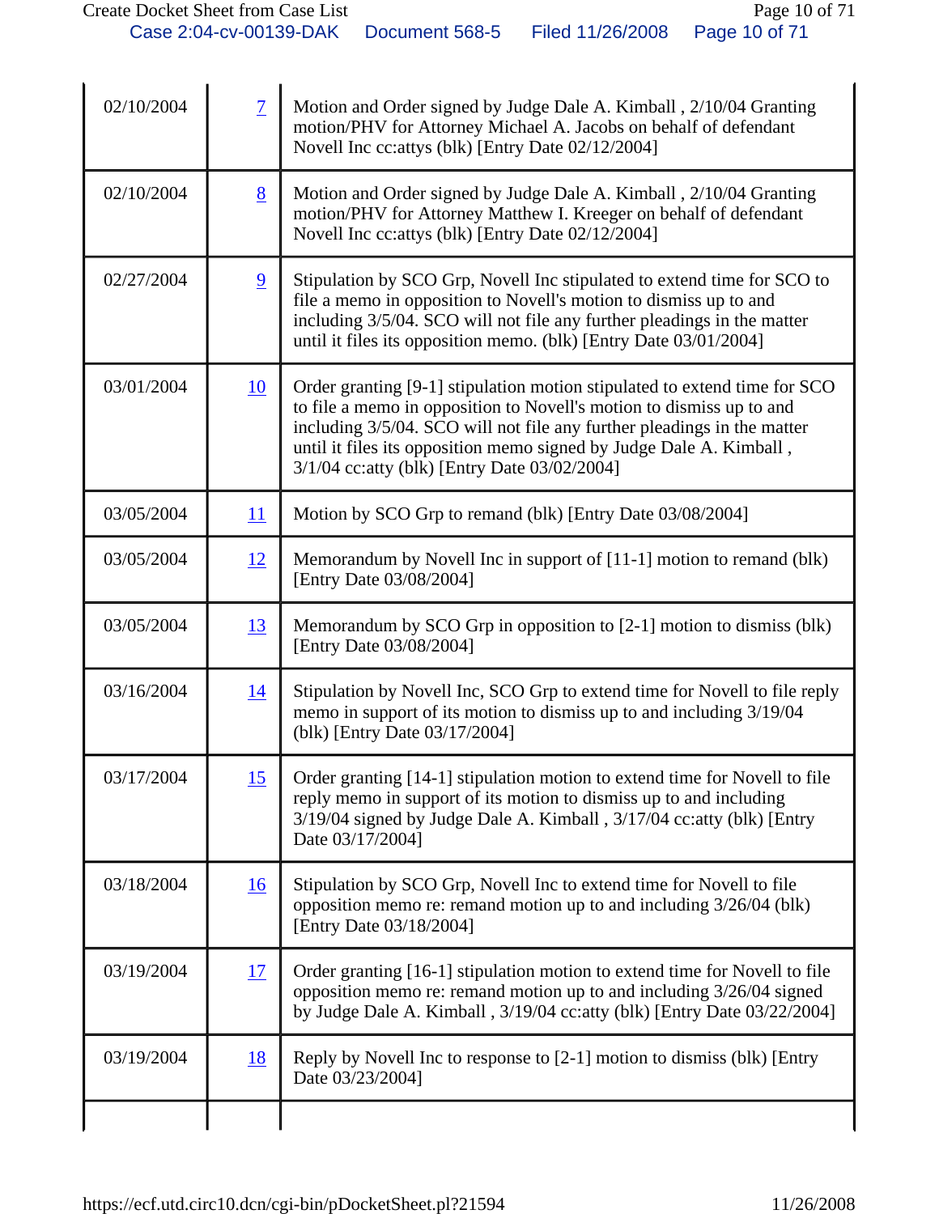| | | |
|---|---|---|
| 02/10/2004 | 7 | Motion and Order signed by Judge Dale A. Kimball , 2/10/04 Granting motion/PHV for Attorney Michael A. Jacobs on behalf of defendant Novell Inc cc:attys (blk) [Entry Date 02/12/2004] |
| 02/10/2004 | 8 | Motion and Order signed by Judge Dale A. Kimball , 2/10/04 Granting motion/PHV for Attorney Matthew I. Kreeger on behalf of defendant Novell Inc cc:attys (blk) [Entry Date 02/12/2004] |
| 02/27/2004 | 9 | Stipulation by SCO Grp, Novell Inc stipulated to extend time for SCO to file a memo in opposition to Novell's motion to dismiss up to and including 3/5/04. SCO will not file any further pleadings in the matter until it files its opposition memo. (blk) [Entry Date 03/01/2004] |
| 03/01/2004 | 10 | Order granting [9-1] stipulation motion stipulated to extend time for SCO to file a memo in opposition to Novell's motion to dismiss up to and including 3/5/04. SCO will not file any further pleadings in the matter until it files its opposition memo signed by Judge Dale A. Kimball , 3/1/04 cc:atty (blk) [Entry Date 03/02/2004] |
| 03/05/2004 | 11 | Motion by SCO Grp to remand (blk) [Entry Date 03/08/2004] |
| 03/05/2004 | 12 | Memorandum by Novell Inc in support of [11-1] motion to remand (blk) [Entry Date 03/08/2004] |
| 03/05/2004 | 13 | Memorandum by SCO Grp in opposition to [2-1] motion to dismiss (blk) [Entry Date 03/08/2004] |
| 03/16/2004 | 14 | Stipulation by Novell Inc, SCO Grp to extend time for Novell to file reply memo in support of its motion to dismiss up to and including 3/19/04 (blk) [Entry Date 03/17/2004] |
| 03/17/2004 | 15 | Order granting [14-1] stipulation motion to extend time for Novell to file reply memo in support of its motion to dismiss up to and including 3/19/04 signed by Judge Dale A. Kimball , 3/17/04 cc:atty (blk) [Entry Date 03/17/2004] |
| 03/18/2004 | 16 | Stipulation by SCO Grp, Novell Inc to extend time for Novell to file opposition memo re: remand motion up to and including 3/26/04 (blk) [Entry Date 03/18/2004] |
| 03/19/2004 | 17 | Order granting [16-1] stipulation motion to extend time for Novell to file opposition memo re: remand motion up to and including 3/26/04 signed by Judge Dale A. Kimball , 3/19/04 cc:atty (blk) [Entry Date 03/22/2004] |
| 03/19/2004 | 18 | Reply by Novell Inc to response to [2-1] motion to dismiss (blk) [Entry Date 03/23/2004] |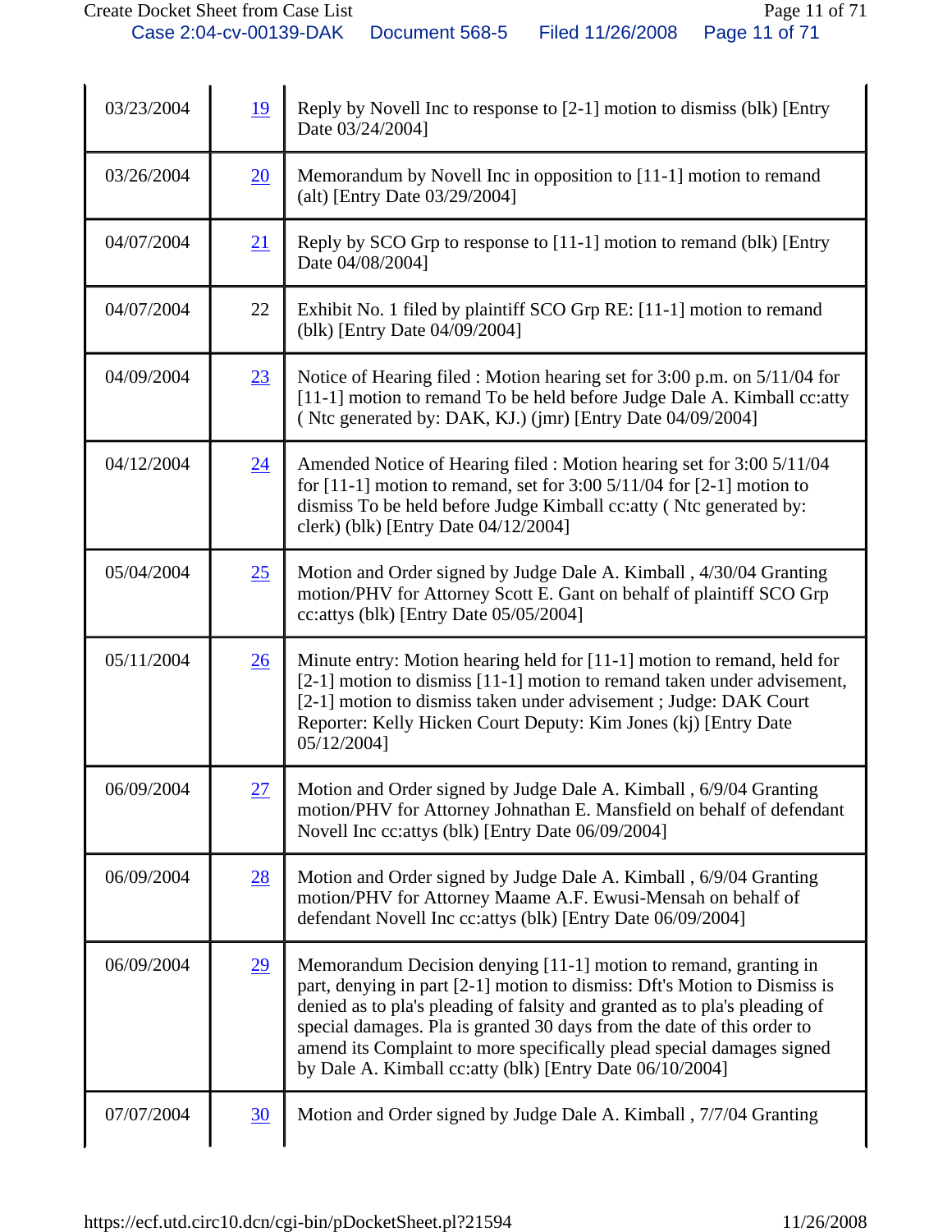| | | |
|---|---|---|
| 03/23/2004 | 19 | Reply by Novell Inc to response to [2-1] motion to dismiss (blk) [Entry Date 03/24/2004] |
| 03/26/2004 | 20 | Memorandum by Novell Inc in opposition to [11-1] motion to remand (alt) [Entry Date 03/29/2004] |
| 04/07/2004 | 21 | Reply by SCO Grp to response to [11-1] motion to remand (blk) [Entry Date 04/08/2004] |
| 04/07/2004 | 22 | Exhibit No. 1 filed by plaintiff SCO Grp RE: [11-1] motion to remand (blk) [Entry Date 04/09/2004] |
| 04/09/2004 | 23 | Notice of Hearing filed : Motion hearing set for 3:00 p.m. on 5/11/04 for [11-1] motion to remand To be held before Judge Dale A. Kimball cc:atty ( Ntc generated by: DAK, KJ.) (jmr) [Entry Date 04/09/2004] |
| 04/12/2004 | 24 | Amended Notice of Hearing filed : Motion hearing set for 3:00 5/11/04 for [11-1] motion to remand, set for 3:00 5/11/04 for [2-1] motion to dismiss To be held before Judge Kimball cc:atty ( Ntc generated by: clerk) (blk) [Entry Date 04/12/2004] |
| 05/04/2004 | 25 | Motion and Order signed by Judge Dale A. Kimball , 4/30/04 Granting motion/PHV for Attorney Scott E. Gant on behalf of plaintiff SCO Grp cc:attys (blk) [Entry Date 05/05/2004] |
| 05/11/2004 | 26 | Minute entry: Motion hearing held for [11-1] motion to remand, held for [2-1] motion to dismiss [11-1] motion to remand taken under advisement, [2-1] motion to dismiss taken under advisement ; Judge: DAK Court Reporter: Kelly Hicken Court Deputy: Kim Jones (kj) [Entry Date 05/12/2004] |
| 06/09/2004 | 27 | Motion and Order signed by Judge Dale A. Kimball , 6/9/04 Granting motion/PHV for Attorney Johnathan E. Mansfield on behalf of defendant Novell Inc cc:attys (blk) [Entry Date 06/09/2004] |
| 06/09/2004 | 28 | Motion and Order signed by Judge Dale A. Kimball , 6/9/04 Granting motion/PHV for Attorney Maame A.F. Ewusi-Mensah on behalf of defendant Novell Inc cc:attys (blk) [Entry Date 06/09/2004] |
| 06/09/2004 | 29 | Memorandum Decision denying [11-1] motion to remand, granting in part, denying in part [2-1] motion to dismiss: Dft's Motion to Dismiss is denied as to pla's pleading of falsity and granted as to pla's pleading of special damages. Pla is granted 30 days from the date of this order to amend its Complaint to more specifically plead special damages signed by Dale A. Kimball cc:atty (blk) [Entry Date 06/10/2004] |
| 07/07/2004 | 30 | Motion and Order signed by Judge Dale A. Kimball , 7/7/04 Granting |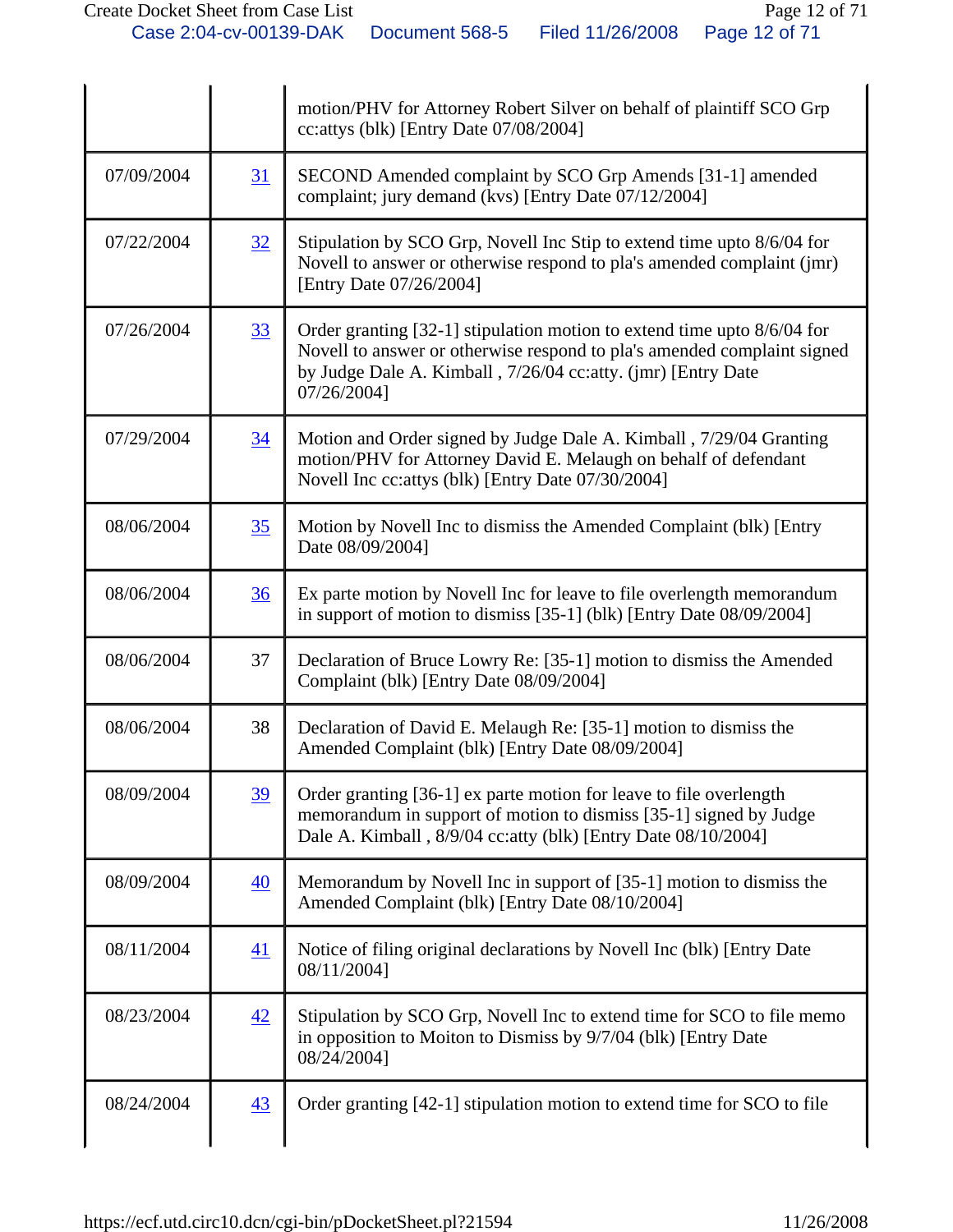| | | |
|---|---|---|
| | | motion/PHV for Attorney Robert Silver on behalf of plaintiff SCO Grp cc:attys (blk) [Entry Date 07/08/2004] |
| 07/09/2004 | 31 | SECOND Amended complaint by SCO Grp Amends [31-1] amended complaint; jury demand (kvs) [Entry Date 07/12/2004] |
| 07/22/2004 | 32 | Stipulation by SCO Grp, Novell Inc Stip to extend time upto 8/6/04 for Novell to answer or otherwise respond to pla's amended complaint (jmr) [Entry Date 07/26/2004] |
| 07/26/2004 | 33 | Order granting [32-1] stipulation motion to extend time upto 8/6/04 for Novell to answer or otherwise respond to pla's amended complaint signed by Judge Dale A. Kimball , 7/26/04 cc:atty. (jmr) [Entry Date 07/26/2004] |
| 07/29/2004 | 34 | Motion and Order signed by Judge Dale A. Kimball , 7/29/04 Granting motion/PHV for Attorney David E. Melaugh on behalf of defendant Novell Inc cc:attys (blk) [Entry Date 07/30/2004] |
| 08/06/2004 | 35 | Motion by Novell Inc to dismiss the Amended Complaint (blk) [Entry Date 08/09/2004] |
| 08/06/2004 | 36 | Ex parte motion by Novell Inc for leave to file overlength memorandum in support of motion to dismiss [35-1] (blk) [Entry Date 08/09/2004] |
| 08/06/2004 | 37 | Declaration of Bruce Lowry Re: [35-1] motion to dismiss the Amended Complaint (blk) [Entry Date 08/09/2004] |
| 08/06/2004 | 38 | Declaration of David E. Melaugh Re: [35-1] motion to dismiss the Amended Complaint (blk) [Entry Date 08/09/2004] |
| 08/09/2004 | 39 | Order granting [36-1] ex parte motion for leave to file overlength memorandum in support of motion to dismiss [35-1] signed by Judge Dale A. Kimball , 8/9/04 cc:atty (blk) [Entry Date 08/10/2004] |
| 08/09/2004 | 40 | Memorandum by Novell Inc in support of [35-1] motion to dismiss the Amended Complaint (blk) [Entry Date 08/10/2004] |
| 08/11/2004 | 41 | Notice of filing original declarations by Novell Inc (blk) [Entry Date 08/11/2004] |
| 08/23/2004 | 42 | Stipulation by SCO Grp, Novell Inc to extend time for SCO to file memo in opposition to Moiton to Dismiss by 9/7/04 (blk) [Entry Date 08/24/2004] |
| 08/24/2004 | 43 | Order granting [42-1] stipulation motion to extend time for SCO to file |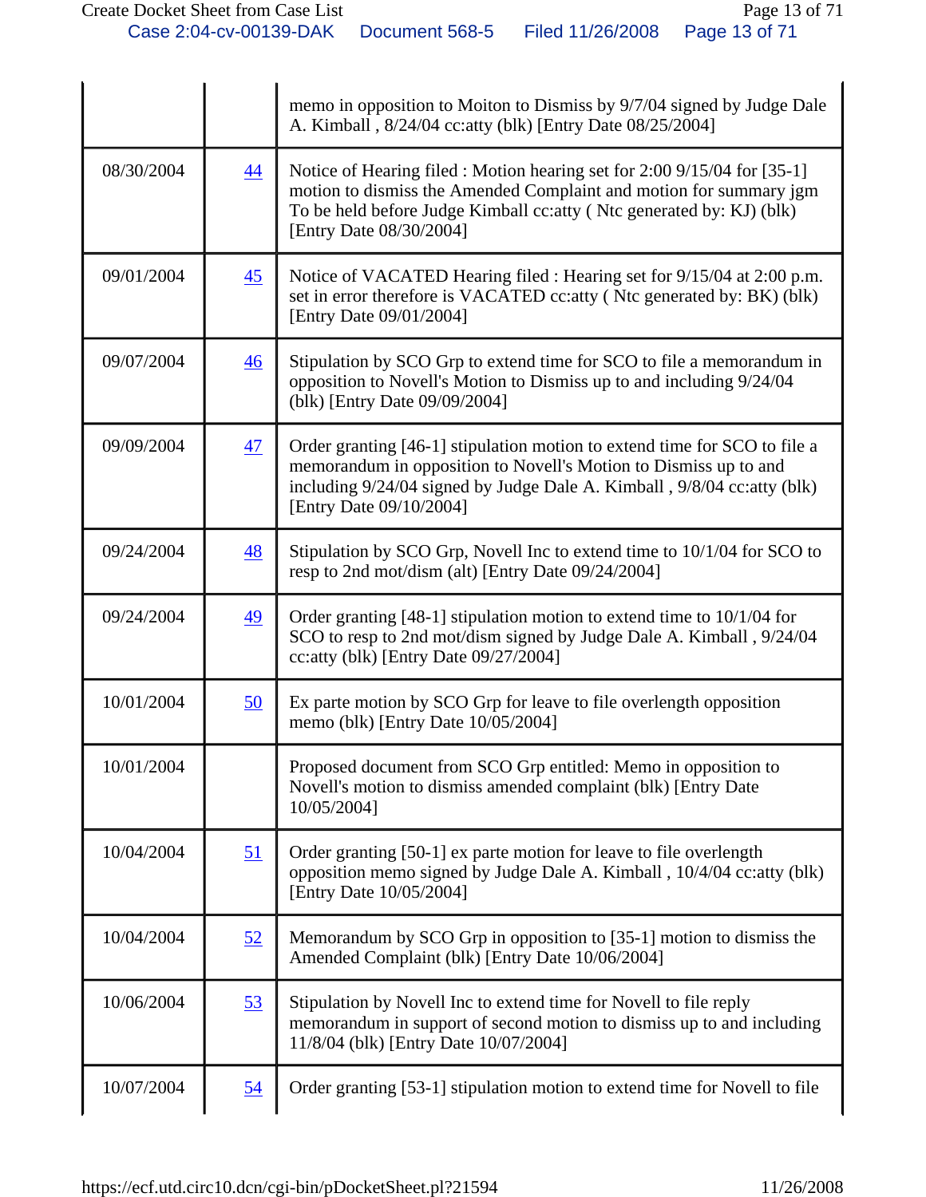| | | |
|---|---|---|
| | | memo in opposition to Moiton to Dismiss by 9/7/04 signed by Judge Dale A. Kimball , 8/24/04 cc:atty (blk) [Entry Date 08/25/2004] |
| 08/30/2004 | 44 | Notice of Hearing filed : Motion hearing set for 2:00 9/15/04 for [35-1] motion to dismiss the Amended Complaint and motion for summary jgm To be held before Judge Kimball cc:atty ( Ntc generated by: KJ) (blk) [Entry Date 08/30/2004] |
| 09/01/2004 | 45 | Notice of VACATED Hearing filed : Hearing set for 9/15/04 at 2:00 p.m. set in error therefore is VACATED cc:atty ( Ntc generated by: BK) (blk) [Entry Date 09/01/2004] |
| 09/07/2004 | 46 | Stipulation by SCO Grp to extend time for SCO to file a memorandum in opposition to Novell's Motion to Dismiss up to and including 9/24/04 (blk) [Entry Date 09/09/2004] |
| 09/09/2004 | 47 | Order granting [46-1] stipulation motion to extend time for SCO to file a memorandum in opposition to Novell's Motion to Dismiss up to and including 9/24/04 signed by Judge Dale A. Kimball , 9/8/04 cc:atty (blk) [Entry Date 09/10/2004] |
| 09/24/2004 | 48 | Stipulation by SCO Grp, Novell Inc to extend time to 10/1/04 for SCO to resp to 2nd mot/dism (alt) [Entry Date 09/24/2004] |
| 09/24/2004 | 49 | Order granting [48-1] stipulation motion to extend time to 10/1/04 for SCO to resp to 2nd mot/dism signed by Judge Dale A. Kimball , 9/24/04 cc:atty (blk) [Entry Date 09/27/2004] |
| 10/01/2004 | 50 | Ex parte motion by SCO Grp for leave to file overlength opposition memo (blk) [Entry Date 10/05/2004] |
| 10/01/2004 | | Proposed document from SCO Grp entitled: Memo in opposition to Novell's motion to dismiss amended complaint (blk) [Entry Date 10/05/2004] |
| 10/04/2004 | 51 | Order granting [50-1] ex parte motion for leave to file overlength opposition memo signed by Judge Dale A. Kimball , 10/4/04 cc:atty (blk) [Entry Date 10/05/2004] |
| 10/04/2004 | 52 | Memorandum by SCO Grp in opposition to [35-1] motion to dismiss the Amended Complaint (blk) [Entry Date 10/06/2004] |
| 10/06/2004 | 53 | Stipulation by Novell Inc to extend time for Novell to file reply memorandum in support of second motion to dismiss up to and including 11/8/04 (blk) [Entry Date 10/07/2004] |
| 10/07/2004 | 54 | Order granting [53-1] stipulation motion to extend time for Novell to file |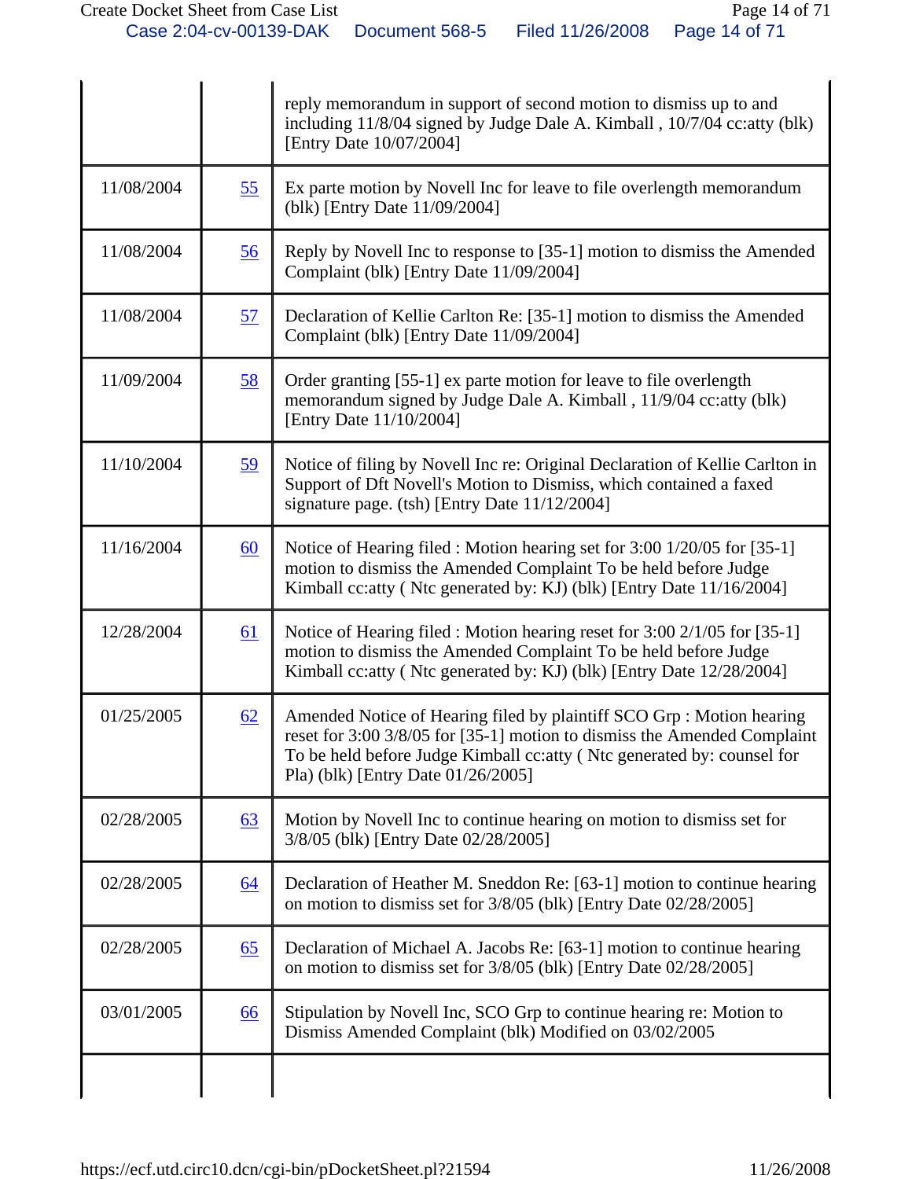| | | |
|---|---|---|
| | | reply memorandum in support of second motion to dismiss up to and including 11/8/04 signed by Judge Dale A. Kimball , 10/7/04 cc:atty (blk) [Entry Date 10/07/2004] |
| 11/08/2004 | 55 | Ex parte motion by Novell Inc for leave to file overlength memorandum (blk) [Entry Date 11/09/2004] |
| 11/08/2004 | 56 | Reply by Novell Inc to response to [35-1] motion to dismiss the Amended Complaint (blk) [Entry Date 11/09/2004] |
| 11/08/2004 | 57 | Declaration of Kellie Carlton Re: [35-1] motion to dismiss the Amended Complaint (blk) [Entry Date 11/09/2004] |
| 11/09/2004 | 58 | Order granting [55-1] ex parte motion for leave to file overlength memorandum signed by Judge Dale A. Kimball , 11/9/04 cc:atty (blk) [Entry Date 11/10/2004] |
| 11/10/2004 | 59 | Notice of filing by Novell Inc re: Original Declaration of Kellie Carlton in Support of Dft Novell's Motion to Dismiss, which contained a faxed signature page. (tsh) [Entry Date 11/12/2004] |
| 11/16/2004 | 60 | Notice of Hearing filed : Motion hearing set for 3:00 1/20/05 for [35-1] motion to dismiss the Amended Complaint To be held before Judge Kimball cc:atty ( Ntc generated by: KJ) (blk) [Entry Date 11/16/2004] |
| 12/28/2004 | 61 | Notice of Hearing filed : Motion hearing reset for 3:00 2/1/05 for [35-1] motion to dismiss the Amended Complaint To be held before Judge Kimball cc:atty ( Ntc generated by: KJ) (blk) [Entry Date 12/28/2004] |
| 01/25/2005 | 62 | Amended Notice of Hearing filed by plaintiff SCO Grp : Motion hearing reset for 3:00 3/8/05 for [35-1] motion to dismiss the Amended Complaint To be held before Judge Kimball cc:atty ( Ntc generated by: counsel for Pla) (blk) [Entry Date 01/26/2005] |
| 02/28/2005 | 63 | Motion by Novell Inc to continue hearing on motion to dismiss set for 3/8/05 (blk) [Entry Date 02/28/2005] |
| 02/28/2005 | 64 | Declaration of Heather M. Sneddon Re: [63-1] motion to continue hearing on motion to dismiss set for 3/8/05 (blk) [Entry Date 02/28/2005] |
| 02/28/2005 | 65 | Declaration of Michael A. Jacobs Re: [63-1] motion to continue hearing on motion to dismiss set for 3/8/05 (blk) [Entry Date 02/28/2005] |
| 03/01/2005 | 66 | Stipulation by Novell Inc, SCO Grp to continue hearing re: Motion to Dismiss Amended Complaint (blk) Modified on 03/02/2005 |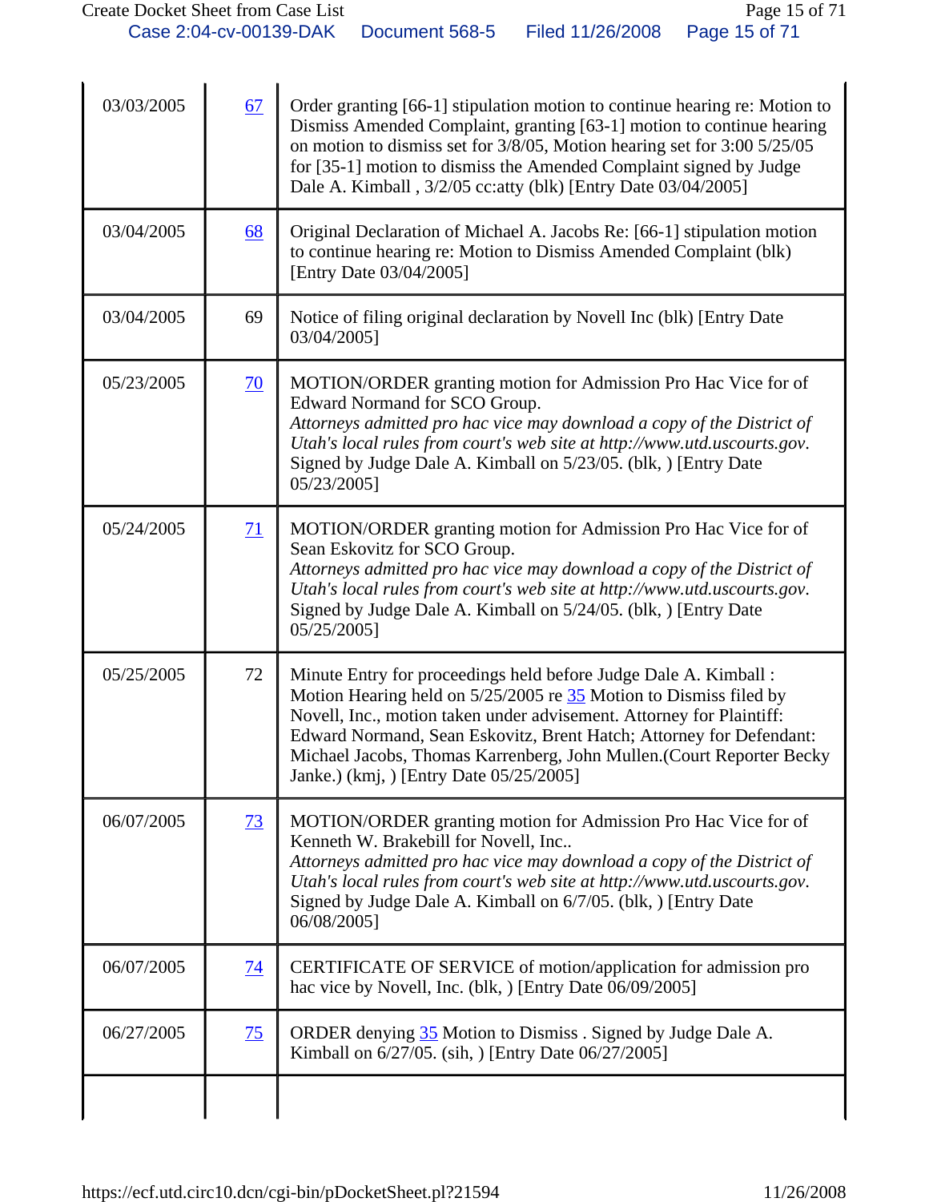| | | |
|---|---|---|
| 03/03/2005 | 67 | Order granting [66-1] stipulation motion to continue hearing re: Motion to Dismiss Amended Complaint, granting [63-1] motion to continue hearing on motion to dismiss set for 3/8/05, Motion hearing set for 3:00 5/25/05 for [35-1] motion to dismiss the Amended Complaint signed by Judge Dale A. Kimball , 3/2/05 cc:atty (blk) [Entry Date 03/04/2005] |
| 03/04/2005 | 68 | Original Declaration of Michael A. Jacobs Re: [66-1] stipulation motion to continue hearing re: Motion to Dismiss Amended Complaint (blk) [Entry Date 03/04/2005] |
| 03/04/2005 | 69 | Notice of filing original declaration by Novell Inc (blk) [Entry Date 03/04/2005] |
| 05/23/2005 | 70 | MOTION/ORDER granting motion for Admission Pro Hac Vice for of Edward Normand for SCO Group. *Attorneys admitted pro hac vice may download a copy of the District of Utah's local rules from court's web site at http://www.utd.uscourts.gov.* Signed by Judge Dale A. Kimball on 5/23/05. (blk, ) [Entry Date 05/23/2005] |
| 05/24/2005 | 71 | MOTION/ORDER granting motion for Admission Pro Hac Vice for of Sean Eskovitz for SCO Group. *Attorneys admitted pro hac vice may download a copy of the District of Utah's local rules from court's web site at http://www.utd.uscourts.gov.* Signed by Judge Dale A. Kimball on 5/24/05. (blk, ) [Entry Date 05/25/2005] |
| 05/25/2005 | 72 | Minute Entry for proceedings held before Judge Dale A. Kimball : Motion Hearing held on 5/25/2005 re 35 Motion to Dismiss filed by Novell, Inc., motion taken under advisement. Attorney for Plaintiff: Edward Normand, Sean Eskovitz, Brent Hatch; Attorney for Defendant: Michael Jacobs, Thomas Karrenberg, John Mullen.(Court Reporter Becky Janke.) (kmj, ) [Entry Date 05/25/2005] |
| 06/07/2005 | 73 | MOTION/ORDER granting motion for Admission Pro Hac Vice for of Kenneth W. Brakebill for Novell, Inc.. *Attorneys admitted pro hac vice may download a copy of the District of Utah's local rules from court's web site at http://www.utd.uscourts.gov.* Signed by Judge Dale A. Kimball on 6/7/05. (blk, ) [Entry Date 06/08/2005] |
| 06/07/2005 | 74 | CERTIFICATE OF SERVICE of motion/application for admission pro hac vice by Novell, Inc. (blk, ) [Entry Date 06/09/2005] |
| 06/27/2005 | 75 | ORDER denying 35 Motion to Dismiss . Signed by Judge Dale A. Kimball on 6/27/05. (sih, ) [Entry Date 06/27/2005] |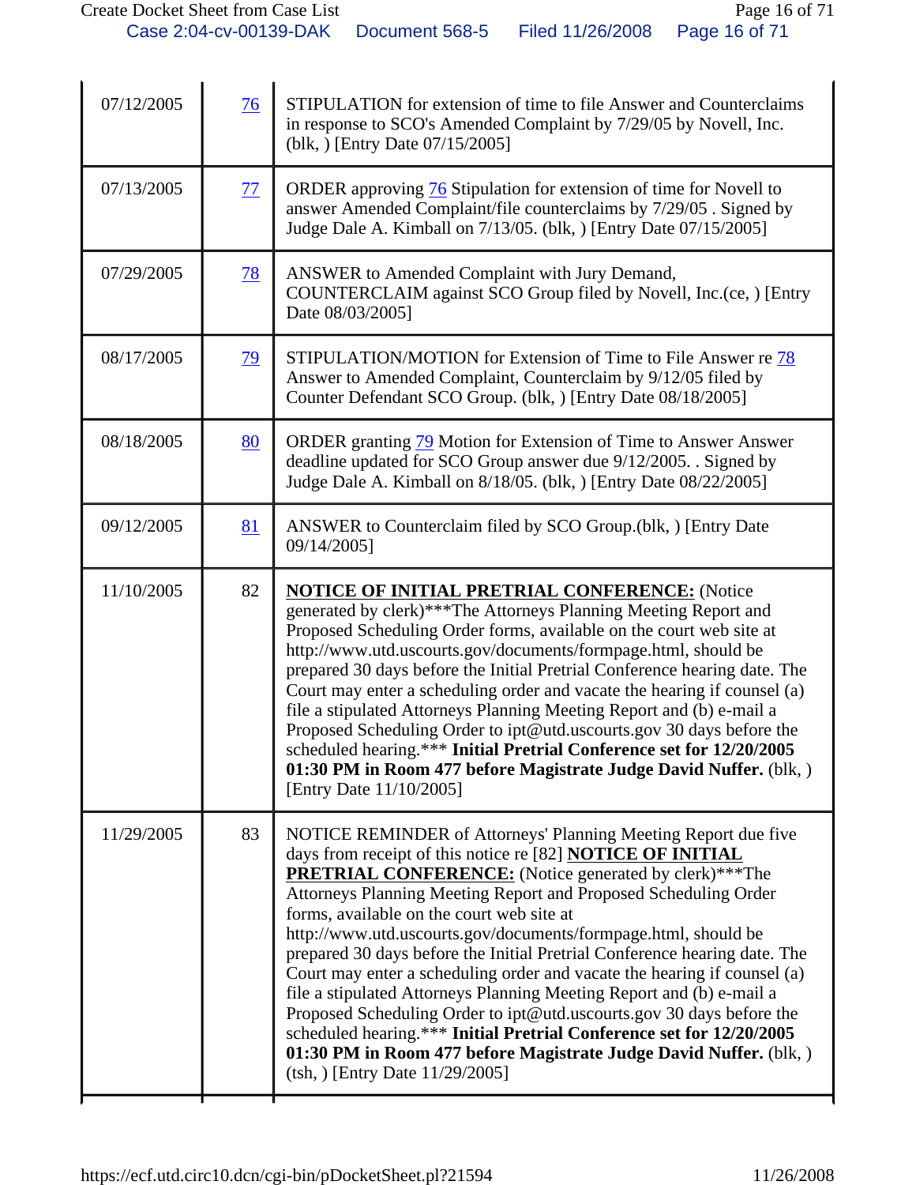| | | |
|---|---|---|
| 07/12/2005 | 76 | STIPULATION for extension of time to file Answer and Counterclaims in response to SCO's Amended Complaint by 7/29/05 by Novell, Inc. (blk, ) [Entry Date 07/15/2005] |
| 07/13/2005 | 77 | ORDER approving 76 Stipulation for extension of time for Novell to answer Amended Complaint/file counterclaims by 7/29/05 . Signed by Judge Dale A. Kimball on 7/13/05. (blk, ) [Entry Date 07/15/2005] |
| 07/29/2005 | 78 | ANSWER to Amended Complaint with Jury Demand, COUNTERCLAIM against SCO Group filed by Novell, Inc.(ce, ) [Entry Date 08/03/2005] |
| 08/17/2005 | 79 | STIPULATION/MOTION for Extension of Time to File Answer re 78 Answer to Amended Complaint, Counterclaim by 9/12/05 filed by Counter Defendant SCO Group. (blk, ) [Entry Date 08/18/2005] |
| 08/18/2005 | 80 | ORDER granting 79 Motion for Extension of Time to Answer Answer deadline updated for SCO Group answer due 9/12/2005. . Signed by Judge Dale A. Kimball on 8/18/05. (blk, ) [Entry Date 08/22/2005] |
| 09/12/2005 | 81 | ANSWER to Counterclaim filed by SCO Group.(blk, ) [Entry Date 09/14/2005] |
| 11/10/2005 | 82 | **NOTICE OF INITIAL PRETRIAL CONFERENCE:** (Notice generated by clerk)***The Attorneys Planning Meeting Report and Proposed Scheduling Order forms, available on the court web site at http://www.utd.uscourts.gov/documents/formpage.html, should be prepared 30 days before the Initial Pretrial Conference hearing date. The Court may enter a scheduling order and vacate the hearing if counsel (a) file a stipulated Attorneys Planning Meeting Report and (b) e-mail a Proposed Scheduling Order to ipt@utd.uscourts.gov 30 days before the scheduled hearing.*** **Initial Pretrial Conference set for 12/20/2005 01:30 PM in Room 477 before Magistrate Judge David Nuffer.** (blk, ) [Entry Date 11/10/2005] |
| 11/29/2005 | 83 | NOTICE REMINDER of Attorneys' Planning Meeting Report due five days from receipt of this notice re [82] **NOTICE OF INITIAL PRETRIAL CONFERENCE:** (Notice generated by clerk)***The Attorneys Planning Meeting Report and Proposed Scheduling Order forms, available on the court web site at http://www.utd.uscourts.gov/documents/formpage.html, should be prepared 30 days before the Initial Pretrial Conference hearing date. The Court may enter a scheduling order and vacate the hearing if counsel (a) file a stipulated Attorneys Planning Meeting Report and (b) e-mail a Proposed Scheduling Order to ipt@utd.uscourts.gov 30 days before the scheduled hearing.*** **Initial Pretrial Conference set for 12/20/2005 01:30 PM in Room 477 before Magistrate Judge David Nuffer.** (blk, ) (tsh, ) [Entry Date 11/29/2005] |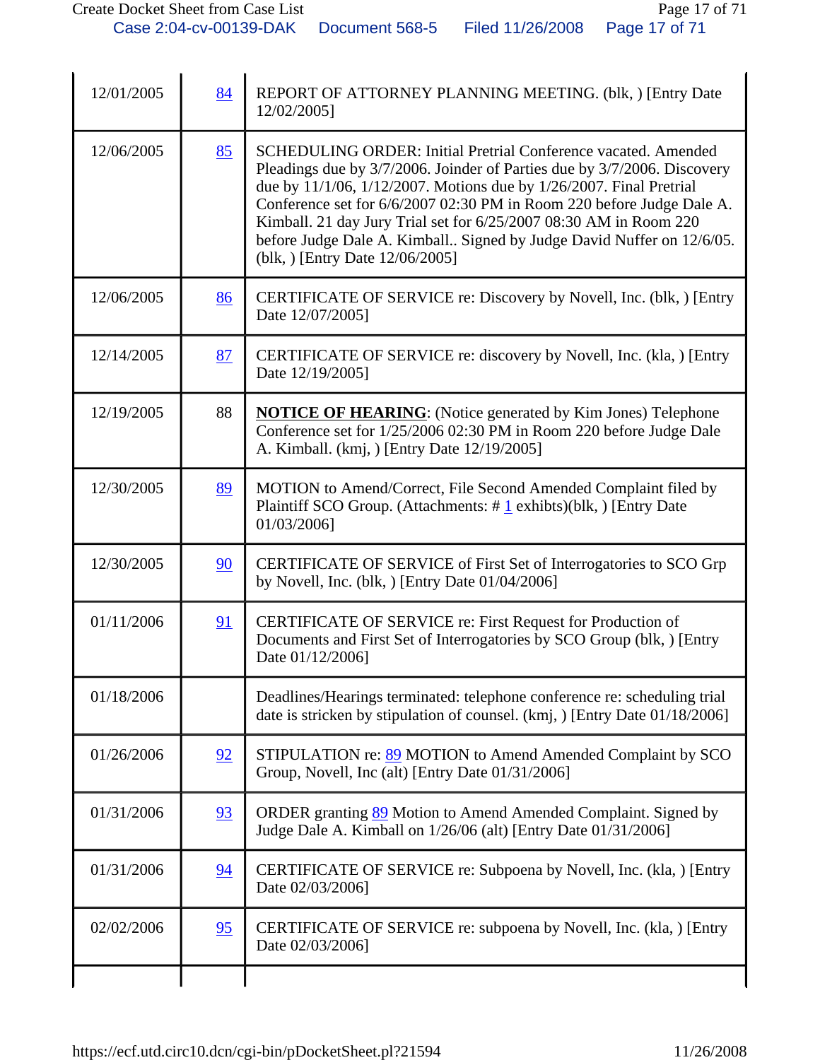| | | |
|---|---|---|
| 12/01/2005 | 84 | REPORT OF ATTORNEY PLANNING MEETING. (blk, ) [Entry Date 12/02/2005] |
| 12/06/2005 | 85 | SCHEDULING ORDER: Initial Pretrial Conference vacated. Amended Pleadings due by 3/7/2006. Joinder of Parties due by 3/7/2006. Discovery due by 11/1/06, 1/12/2007. Motions due by 1/26/2007. Final Pretrial Conference set for 6/6/2007 02:30 PM in Room 220 before Judge Dale A. Kimball. 21 day Jury Trial set for 6/25/2007 08:30 AM in Room 220 before Judge Dale A. Kimball.. Signed by Judge David Nuffer on 12/6/05. (blk, ) [Entry Date 12/06/2005] |
| 12/06/2005 | 86 | CERTIFICATE OF SERVICE re: Discovery by Novell, Inc. (blk, ) [Entry Date 12/07/2005] |
| 12/14/2005 | 87 | CERTIFICATE OF SERVICE re: discovery by Novell, Inc. (kla, ) [Entry Date 12/19/2005] |
| 12/19/2005 | 88 | **NOTICE OF HEARING**: (Notice generated by Kim Jones) Telephone Conference set for 1/25/2006 02:30 PM in Room 220 before Judge Dale A. Kimball. (kmj, ) [Entry Date 12/19/2005] |
| 12/30/2005 | 89 | MOTION to Amend/Correct, File Second Amended Complaint filed by Plaintiff SCO Group. (Attachments: # 1 exhibts)(blk, ) [Entry Date 01/03/2006] |
| 12/30/2005 | 90 | CERTIFICATE OF SERVICE of First Set of Interrogatories to SCO Grp by Novell, Inc. (blk, ) [Entry Date 01/04/2006] |
| 01/11/2006 | 91 | CERTIFICATE OF SERVICE re: First Request for Production of Documents and First Set of Interrogatories by SCO Group (blk, ) [Entry Date 01/12/2006] |
| 01/18/2006 | | Deadlines/Hearings terminated: telephone conference re: scheduling trial date is stricken by stipulation of counsel. (kmj, ) [Entry Date 01/18/2006] |
| 01/26/2006 | 92 | STIPULATION re: 89 MOTION to Amend Amended Complaint by SCO Group, Novell, Inc (alt) [Entry Date 01/31/2006] |
| 01/31/2006 | 93 | ORDER granting 89 Motion to Amend Amended Complaint. Signed by Judge Dale A. Kimball on 1/26/06 (alt) [Entry Date 01/31/2006] |
| 01/31/2006 | 94 | CERTIFICATE OF SERVICE re: Subpoena by Novell, Inc. (kla, ) [Entry Date 02/03/2006] |
| 02/02/2006 | 95 | CERTIFICATE OF SERVICE re: subpoena by Novell, Inc. (kla, ) [Entry Date 02/03/2006] |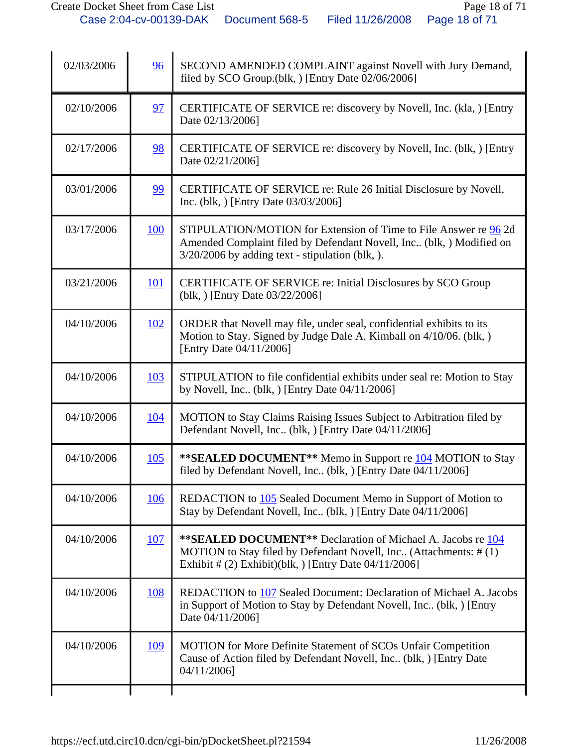| | | |
|---|---|---|
| 02/03/2006 | 96 | SECOND AMENDED COMPLAINT against Novell with Jury Demand, filed by SCO Group.(blk, ) [Entry Date 02/06/2006] |
| 02/10/2006 | 97 | CERTIFICATE OF SERVICE re: discovery by Novell, Inc. (kla, ) [Entry Date 02/13/2006] |
| 02/17/2006 | 98 | CERTIFICATE OF SERVICE re: discovery by Novell, Inc. (blk, ) [Entry Date 02/21/2006] |
| 03/01/2006 | 99 | CERTIFICATE OF SERVICE re: Rule 26 Initial Disclosure by Novell, Inc. (blk, ) [Entry Date 03/03/2006] |
| 03/17/2006 | 100 | STIPULATION/MOTION for Extension of Time to File Answer re 96 2d Amended Complaint filed by Defendant Novell, Inc.. (blk, ) Modified on 3/20/2006 by adding text - stipulation (blk, ). |
| 03/21/2006 | 101 | CERTIFICATE OF SERVICE re: Initial Disclosures by SCO Group (blk, ) [Entry Date 03/22/2006] |
| 04/10/2006 | 102 | ORDER that Novell may file, under seal, confidential exhibits to its Motion to Stay. Signed by Judge Dale A. Kimball on 4/10/06. (blk, ) [Entry Date 04/11/2006] |
| 04/10/2006 | 103 | STIPULATION to file confidential exhibits under seal re: Motion to Stay by Novell, Inc.. (blk, ) [Entry Date 04/11/2006] |
| 04/10/2006 | 104 | MOTION to Stay Claims Raising Issues Subject to Arbitration filed by Defendant Novell, Inc.. (blk, ) [Entry Date 04/11/2006] |
| 04/10/2006 | 105 | **\*\*SEALED DOCUMENT\*\*** Memo in Support re 104 MOTION to Stay filed by Defendant Novell, Inc.. (blk, ) [Entry Date 04/11/2006] |
| 04/10/2006 | 106 | REDACTION to 105 Sealed Document Memo in Support of Motion to Stay by Defendant Novell, Inc.. (blk, ) [Entry Date 04/11/2006] |
| 04/10/2006 | 107 | **\*\*SEALED DOCUMENT\*\*** Declaration of Michael A. Jacobs re 104 MOTION to Stay filed by Defendant Novell, Inc.. (Attachments: # (1) Exhibit # (2) Exhibit)(blk, ) [Entry Date 04/11/2006] |
| 04/10/2006 | 108 | REDACTION to 107 Sealed Document: Declaration of Michael A. Jacobs in Support of Motion to Stay by Defendant Novell, Inc.. (blk, ) [Entry Date 04/11/2006] |
| 04/10/2006 | 109 | MOTION for More Definite Statement of SCOs Unfair Competition Cause of Action filed by Defendant Novell, Inc.. (blk, ) [Entry Date 04/11/2006] |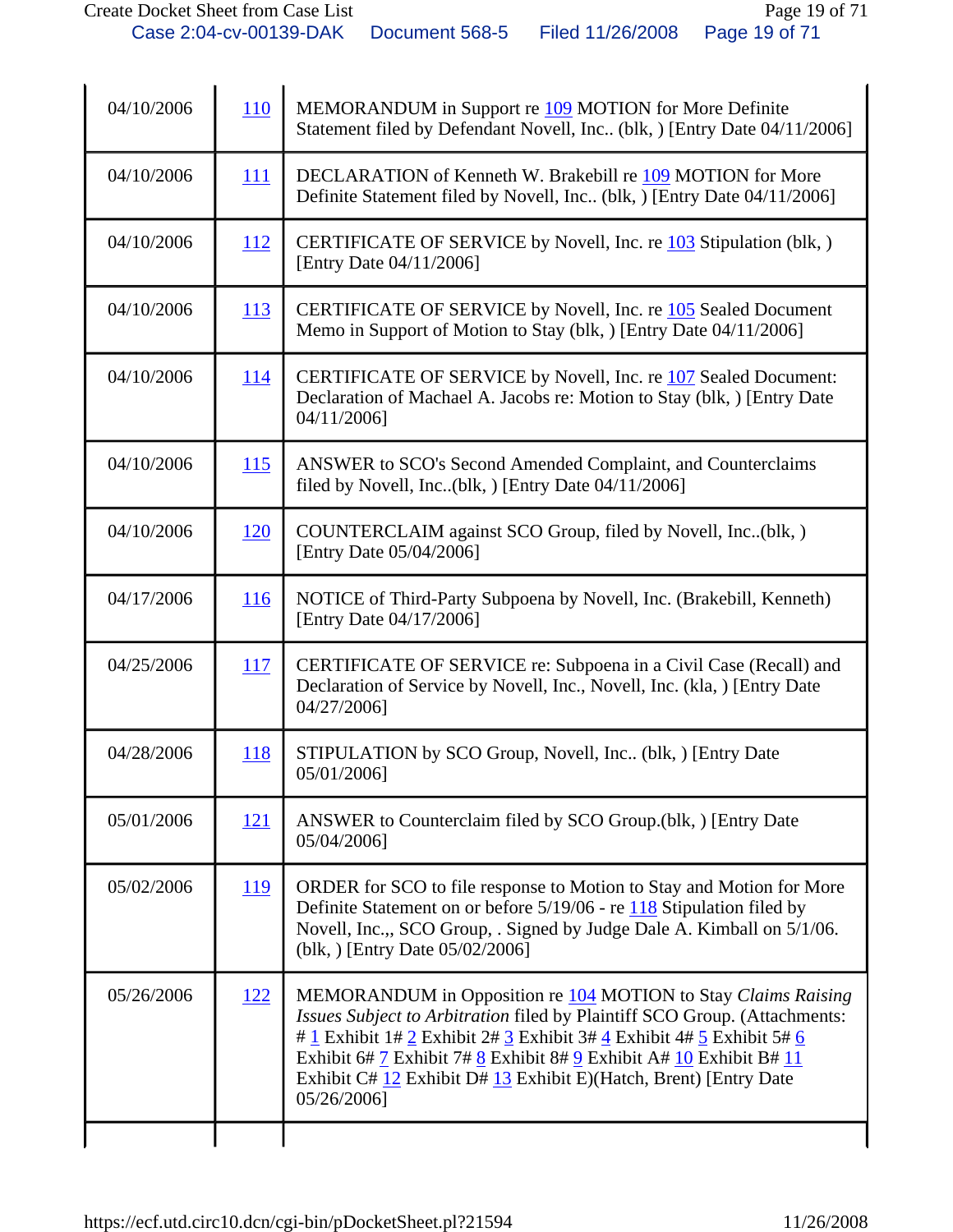| | | |
|---|---|---|
| 04/10/2006 | 110 | MEMORANDUM in Support re 109 MOTION for More Definite Statement filed by Defendant Novell, Inc.. (blk, ) [Entry Date 04/11/2006] |
| 04/10/2006 | 111 | DECLARATION of Kenneth W. Brakebill re 109 MOTION for More Definite Statement filed by Novell, Inc.. (blk, ) [Entry Date 04/11/2006] |
| 04/10/2006 | 112 | CERTIFICATE OF SERVICE by Novell, Inc. re 103 Stipulation (blk, ) [Entry Date 04/11/2006] |
| 04/10/2006 | 113 | CERTIFICATE OF SERVICE by Novell, Inc. re 105 Sealed Document Memo in Support of Motion to Stay (blk, ) [Entry Date 04/11/2006] |
| 04/10/2006 | 114 | CERTIFICATE OF SERVICE by Novell, Inc. re 107 Sealed Document: Declaration of Machael A. Jacobs re: Motion to Stay (blk, ) [Entry Date 04/11/2006] |
| 04/10/2006 | 115 | ANSWER to SCO's Second Amended Complaint, and Counterclaims filed by Novell, Inc..(blk, ) [Entry Date 04/11/2006] |
| 04/10/2006 | 120 | COUNTERCLAIM against SCO Group, filed by Novell, Inc..(blk, ) [Entry Date 05/04/2006] |
| 04/17/2006 | 116 | NOTICE of Third-Party Subpoena by Novell, Inc. (Brakebill, Kenneth) [Entry Date 04/17/2006] |
| 04/25/2006 | 117 | CERTIFICATE OF SERVICE re: Subpoena in a Civil Case (Recall) and Declaration of Service by Novell, Inc., Novell, Inc. (kla, ) [Entry Date 04/27/2006] |
| 04/28/2006 | 118 | STIPULATION by SCO Group, Novell, Inc.. (blk, ) [Entry Date 05/01/2006] |
| 05/01/2006 | 121 | ANSWER to Counterclaim filed by SCO Group.(blk, ) [Entry Date 05/04/2006] |
| 05/02/2006 | 119 | ORDER for SCO to file response to Motion to Stay and Motion for More Definite Statement on or before 5/19/06 - re 118 Stipulation filed by Novell, Inc.,, SCO Group, . Signed by Judge Dale A. Kimball on 5/1/06. (blk, ) [Entry Date 05/02/2006] |
| 05/26/2006 | 122 | MEMORANDUM in Opposition re 104 MOTION to Stay *Claims Raising Issues Subject to Arbitration* filed by Plaintiff SCO Group. (Attachments: # 1 Exhibit 1# 2 Exhibit 2# 3 Exhibit 3# 4 Exhibit 4# 5 Exhibit 5# 6 Exhibit 6# 7 Exhibit 7# 8 Exhibit 8# 9 Exhibit A# 10 Exhibit B# 11 Exhibit C# 12 Exhibit D# 13 Exhibit E)(Hatch, Brent) [Entry Date 05/26/2006] |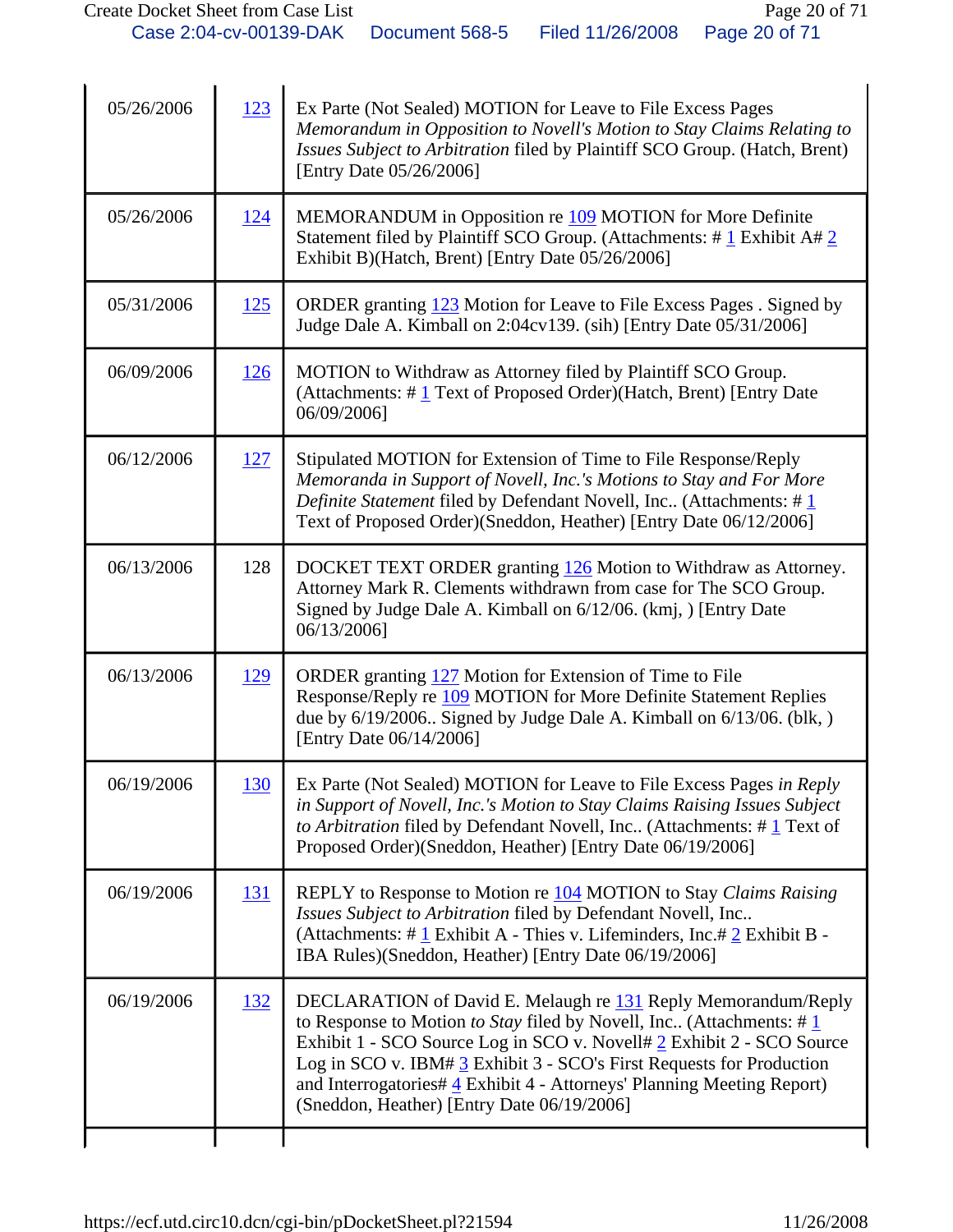| | | |
|---|---|---|
| 05/26/2006 | 123 | Ex Parte (Not Sealed) MOTION for Leave to File Excess Pages *Memorandum in Opposition to Novell's Motion to Stay Claims Relating to Issues Subject to Arbitration* filed by Plaintiff SCO Group. (Hatch, Brent) [Entry Date 05/26/2006] |
| 05/26/2006 | 124 | MEMORANDUM in Opposition re 109 MOTION for More Definite Statement filed by Plaintiff SCO Group. (Attachments: # 1 Exhibit A# 2 Exhibit B)(Hatch, Brent) [Entry Date 05/26/2006] |
| 05/31/2006 | 125 | ORDER granting 123 Motion for Leave to File Excess Pages . Signed by Judge Dale A. Kimball on 2:04cv139. (sih) [Entry Date 05/31/2006] |
| 06/09/2006 | 126 | MOTION to Withdraw as Attorney filed by Plaintiff SCO Group. (Attachments: # 1 Text of Proposed Order)(Hatch, Brent) [Entry Date 06/09/2006] |
| 06/12/2006 | 127 | Stipulated MOTION for Extension of Time to File Response/Reply *Memoranda in Support of Novell, Inc.'s Motions to Stay and For More Definite Statement* filed by Defendant Novell, Inc.. (Attachments: # 1 Text of Proposed Order)(Sneddon, Heather) [Entry Date 06/12/2006] |
| 06/13/2006 | 128 | DOCKET TEXT ORDER granting 126 Motion to Withdraw as Attorney. Attorney Mark R. Clements withdrawn from case for The SCO Group. Signed by Judge Dale A. Kimball on 6/12/06. (kmj, ) [Entry Date 06/13/2006] |
| 06/13/2006 | 129 | ORDER granting 127 Motion for Extension of Time to File Response/Reply re 109 MOTION for More Definite Statement Replies due by 6/19/2006.. Signed by Judge Dale A. Kimball on 6/13/06. (blk, ) [Entry Date 06/14/2006] |
| 06/19/2006 | 130 | Ex Parte (Not Sealed) MOTION for Leave to File Excess Pages *in Reply in Support of Novell, Inc.'s Motion to Stay Claims Raising Issues Subject to Arbitration* filed by Defendant Novell, Inc.. (Attachments: # 1 Text of Proposed Order)(Sneddon, Heather) [Entry Date 06/19/2006] |
| 06/19/2006 | 131 | REPLY to Response to Motion re 104 MOTION to Stay *Claims Raising Issues Subject to Arbitration* filed by Defendant Novell, Inc.. (Attachments: # 1 Exhibit A - Thies v. Lifeminders, Inc.# 2 Exhibit B - IBA Rules)(Sneddon, Heather) [Entry Date 06/19/2006] |
| 06/19/2006 | 132 | DECLARATION of David E. Melaugh re 131 Reply Memorandum/Reply to Response to Motion *to Stay* filed by Novell, Inc.. (Attachments: # 1 Exhibit 1 - SCO Source Log in SCO v. Novell# 2 Exhibit 2 - SCO Source Log in SCO v. IBM# 3 Exhibit 3 - SCO's First Requests for Production and Interrogatories# 4 Exhibit 4 - Attorneys' Planning Meeting Report) (Sneddon, Heather) [Entry Date 06/19/2006] |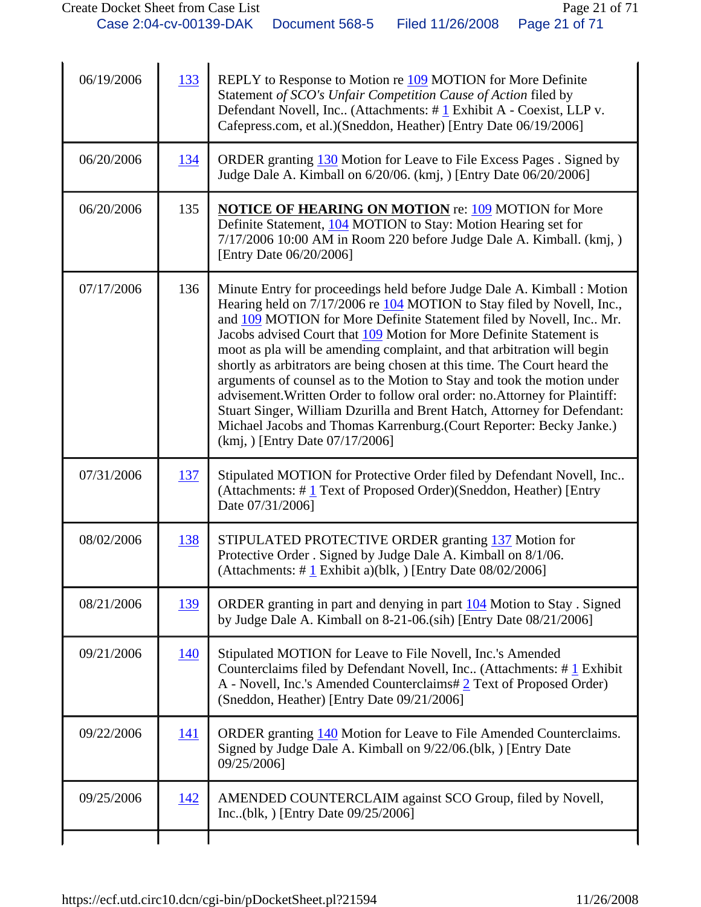| | | |
|---|---|---|
| 06/19/2006 | 133 | REPLY to Response to Motion re 109 MOTION for More Definite Statement *of SCO's Unfair Competition Cause of Action* filed by Defendant Novell, Inc.. (Attachments: # 1 Exhibit A - Coexist, LLP v. Cafepress.com, et al.)(Sneddon, Heather) [Entry Date 06/19/2006] |
| 06/20/2006 | 134 | ORDER granting 130 Motion for Leave to File Excess Pages . Signed by Judge Dale A. Kimball on 6/20/06. (kmj, ) [Entry Date 06/20/2006] |
| 06/20/2006 | 135 | **NOTICE OF HEARING ON MOTION** re: 109 MOTION for More Definite Statement, 104 MOTION to Stay: Motion Hearing set for 7/17/2006 10:00 AM in Room 220 before Judge Dale A. Kimball. (kmj, ) [Entry Date 06/20/2006] |
| 07/17/2006 | 136 | Minute Entry for proceedings held before Judge Dale A. Kimball : Motion Hearing held on 7/17/2006 re 104 MOTION to Stay filed by Novell, Inc., and 109 MOTION for More Definite Statement filed by Novell, Inc.. Mr. Jacobs advised Court that 109 Motion for More Definite Statement is moot as pla will be amending complaint, and that arbitration will begin shortly as arbitrators are being chosen at this time. The Court heard the arguments of counsel as to the Motion to Stay and took the motion under advisement.Written Order to follow oral order: no.Attorney for Plaintiff: Stuart Singer, William Dzurilla and Brent Hatch, Attorney for Defendant: Michael Jacobs and Thomas Karrenburg.(Court Reporter: Becky Janke.) (kmj, ) [Entry Date 07/17/2006] |
| 07/31/2006 | 137 | Stipulated MOTION for Protective Order filed by Defendant Novell, Inc.. (Attachments: # 1 Text of Proposed Order)(Sneddon, Heather) [Entry Date 07/31/2006] |
| 08/02/2006 | 138 | STIPULATED PROTECTIVE ORDER granting 137 Motion for Protective Order . Signed by Judge Dale A. Kimball on 8/1/06. (Attachments: # 1 Exhibit a)(blk, ) [Entry Date 08/02/2006] |
| 08/21/2006 | 139 | ORDER granting in part and denying in part 104 Motion to Stay . Signed by Judge Dale A. Kimball on 8-21-06.(sih) [Entry Date 08/21/2006] |
| 09/21/2006 | 140 | Stipulated MOTION for Leave to File Novell, Inc.'s Amended Counterclaims filed by Defendant Novell, Inc.. (Attachments: # 1 Exhibit A - Novell, Inc.'s Amended Counterclaims# 2 Text of Proposed Order) (Sneddon, Heather) [Entry Date 09/21/2006] |
| 09/22/2006 | 141 | ORDER granting 140 Motion for Leave to File Amended Counterclaims. Signed by Judge Dale A. Kimball on 9/22/06.(blk, ) [Entry Date 09/25/2006] |
| 09/25/2006 | 142 | AMENDED COUNTERCLAIM against SCO Group, filed by Novell, Inc..(blk, ) [Entry Date 09/25/2006] |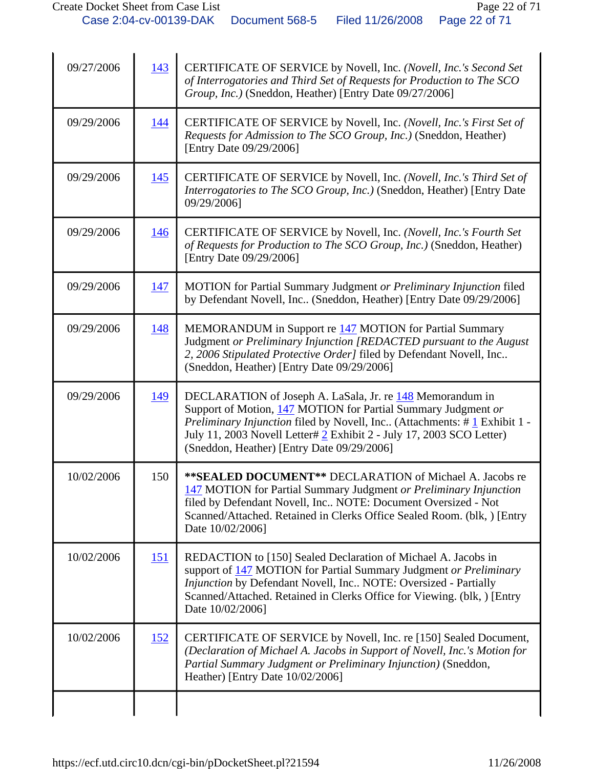| | | |
|---|---|---|
| 09/27/2006 | 143 | CERTIFICATE OF SERVICE by Novell, Inc. *(Novell, Inc.'s Second Set of Interrogatories and Third Set of Requests for Production to The SCO Group, Inc.)* (Sneddon, Heather) [Entry Date 09/27/2006] |
| 09/29/2006 | 144 | CERTIFICATE OF SERVICE by Novell, Inc. *(Novell, Inc.'s First Set of Requests for Admission to The SCO Group, Inc.)* (Sneddon, Heather) [Entry Date 09/29/2006] |
| 09/29/2006 | 145 | CERTIFICATE OF SERVICE by Novell, Inc. *(Novell, Inc.'s Third Set of Interrogatories to The SCO Group, Inc.)* (Sneddon, Heather) [Entry Date 09/29/2006] |
| 09/29/2006 | 146 | CERTIFICATE OF SERVICE by Novell, Inc. *(Novell, Inc.'s Fourth Set of Requests for Production to The SCO Group, Inc.)* (Sneddon, Heather) [Entry Date 09/29/2006] |
| 09/29/2006 | 147 | MOTION for Partial Summary Judgment *or Preliminary Injunction* filed by Defendant Novell, Inc.. (Sneddon, Heather) [Entry Date 09/29/2006] |
| 09/29/2006 | 148 | MEMORANDUM in Support re 147 MOTION for Partial Summary Judgment *or Preliminary Injunction [REDACTED pursuant to the August 2, 2006 Stipulated Protective Order]* filed by Defendant Novell, Inc.. (Sneddon, Heather) [Entry Date 09/29/2006] |
| 09/29/2006 | 149 | DECLARATION of Joseph A. LaSala, Jr. re 148 Memorandum in Support of Motion, 147 MOTION for Partial Summary Judgment *or Preliminary Injunction* filed by Novell, Inc.. (Attachments: # 1 Exhibit 1 - July 11, 2003 Novell Letter# 2 Exhibit 2 - July 17, 2003 SCO Letter) (Sneddon, Heather) [Entry Date 09/29/2006] |
| 10/02/2006 | 150 | **\*\*SEALED DOCUMENT\*\*** DECLARATION of Michael A. Jacobs re 147 MOTION for Partial Summary Judgment *or Preliminary Injunction* filed by Defendant Novell, Inc.. NOTE: Document Oversized - Not Scanned/Attached. Retained in Clerks Office Sealed Room. (blk, ) [Entry Date 10/02/2006] |
| 10/02/2006 | 151 | REDACTION to [150] Sealed Declaration of Michael A. Jacobs in support of 147 MOTION for Partial Summary Judgment *or Preliminary Injunction* by Defendant Novell, Inc.. NOTE: Oversized - Partially Scanned/Attached. Retained in Clerks Office for Viewing. (blk, ) [Entry Date 10/02/2006] |
| 10/02/2006 | 152 | CERTIFICATE OF SERVICE by Novell, Inc. re [150] Sealed Document, *(Declaration of Michael A. Jacobs in Support of Novell, Inc.'s Motion for Partial Summary Judgment or Preliminary Injunction)* (Sneddon, Heather) [Entry Date 10/02/2006] |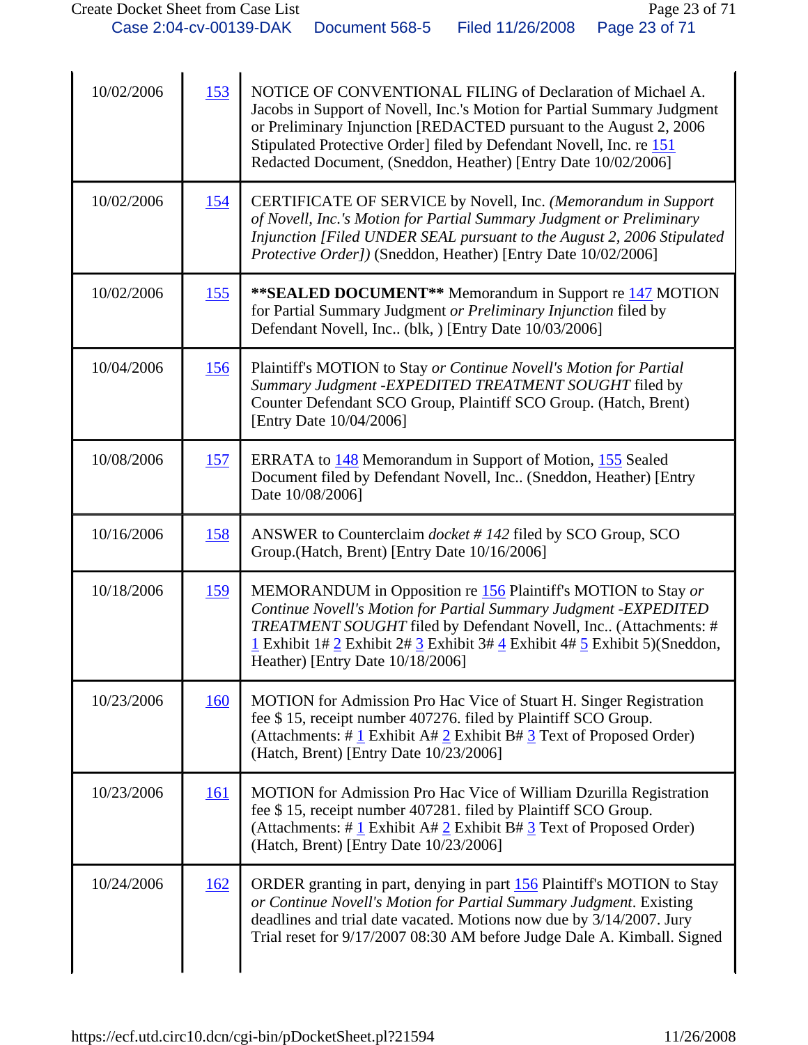| | | |
|---|---|---|
| 10/02/2006 | 153 | NOTICE OF CONVENTIONAL FILING of Declaration of Michael A. Jacobs in Support of Novell, Inc.'s Motion for Partial Summary Judgment or Preliminary Injunction [REDACTED pursuant to the August 2, 2006 Stipulated Protective Order] filed by Defendant Novell, Inc. re 151 Redacted Document, (Sneddon, Heather) [Entry Date 10/02/2006] |
| 10/02/2006 | 154 | CERTIFICATE OF SERVICE by Novell, Inc. *(Memorandum in Support of Novell, Inc.'s Motion for Partial Summary Judgment or Preliminary Injunction [Filed UNDER SEAL pursuant to the August 2, 2006 Stipulated Protective Order])* (Sneddon, Heather) [Entry Date 10/02/2006] |
| 10/02/2006 | 155 | **\*\*SEALED DOCUMENT\*\*** Memorandum in Support re 147 MOTION for Partial Summary Judgment *or Preliminary Injunction* filed by Defendant Novell, Inc.. (blk, ) [Entry Date 10/03/2006] |
| 10/04/2006 | 156 | Plaintiff's MOTION to Stay *or Continue Novell's Motion for Partial Summary Judgment -EXPEDITED TREATMENT SOUGHT* filed by Counter Defendant SCO Group, Plaintiff SCO Group. (Hatch, Brent) [Entry Date 10/04/2006] |
| 10/08/2006 | 157 | ERRATA to 148 Memorandum in Support of Motion, 155 Sealed Document filed by Defendant Novell, Inc.. (Sneddon, Heather) [Entry Date 10/08/2006] |
| 10/16/2006 | 158 | ANSWER to Counterclaim *docket # 142* filed by SCO Group, SCO Group.(Hatch, Brent) [Entry Date 10/16/2006] |
| 10/18/2006 | 159 | MEMORANDUM in Opposition re 156 Plaintiff's MOTION to Stay *or Continue Novell's Motion for Partial Summary Judgment -EXPEDITED TREATMENT SOUGHT* filed by Defendant Novell, Inc.. (Attachments: # 1 Exhibit 1# 2 Exhibit 2# 3 Exhibit 3# 4 Exhibit 4# 5 Exhibit 5)(Sneddon, Heather) [Entry Date 10/18/2006] |
| 10/23/2006 | 160 | MOTION for Admission Pro Hac Vice of Stuart H. Singer Registration fee $ 15, receipt number 407276. filed by Plaintiff SCO Group. (Attachments: # 1 Exhibit A# 2 Exhibit B# 3 Text of Proposed Order) (Hatch, Brent) [Entry Date 10/23/2006] |
| 10/23/2006 | 161 | MOTION for Admission Pro Hac Vice of William Dzurilla Registration fee $ 15, receipt number 407281. filed by Plaintiff SCO Group. (Attachments: # 1 Exhibit A# 2 Exhibit B# 3 Text of Proposed Order) (Hatch, Brent) [Entry Date 10/23/2006] |
| 10/24/2006 | 162 | ORDER granting in part, denying in part 156 Plaintiff's MOTION to Stay *or Continue Novell's Motion for Partial Summary Judgment*. Existing deadlines and trial date vacated. Motions now due by 3/14/2007. Jury Trial reset for 9/17/2007 08:30 AM before Judge Dale A. Kimball. Signed |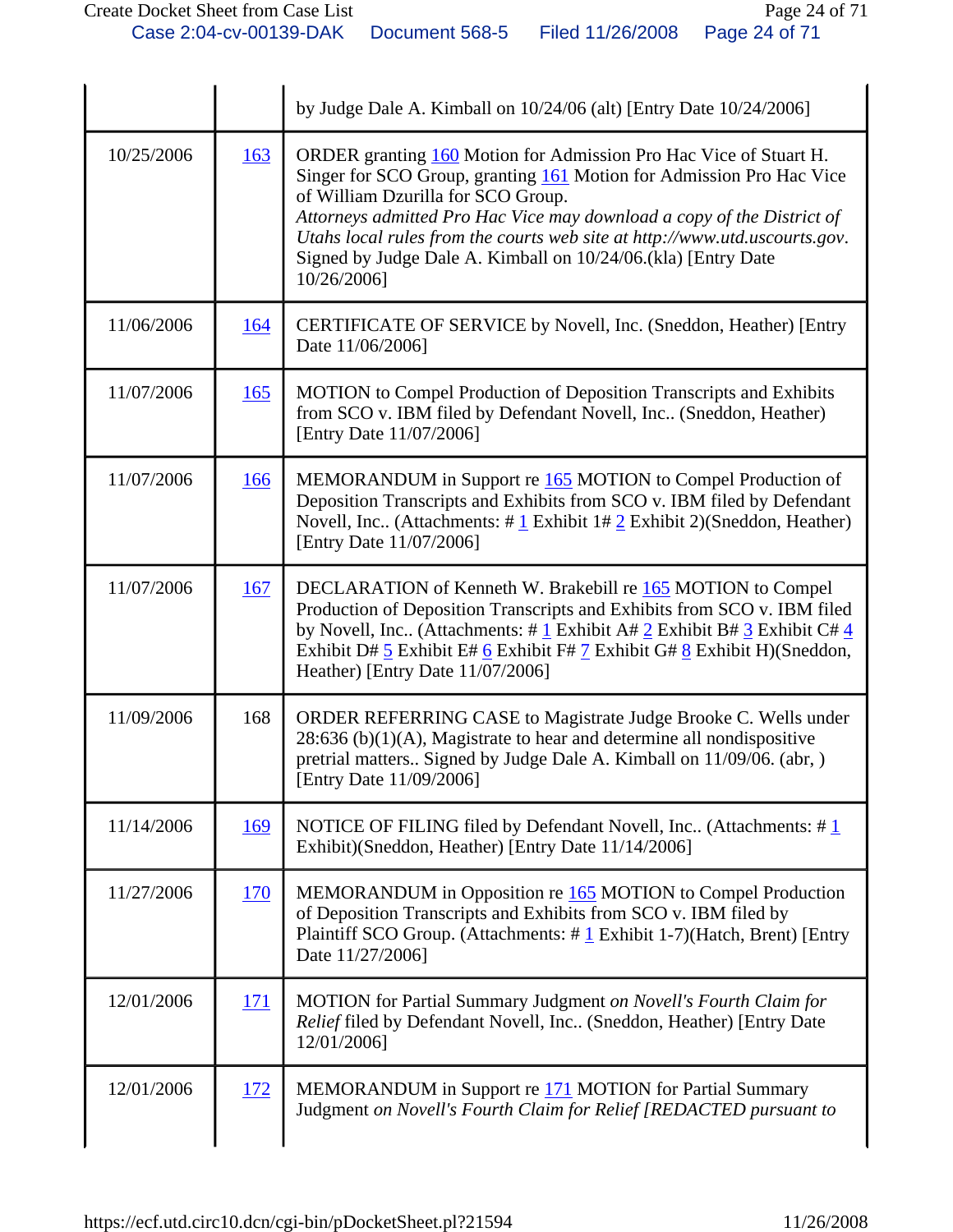| | | |
|---|---|---|
| | | by Judge Dale A. Kimball on 10/24/06 (alt) [Entry Date 10/24/2006] |
| 10/25/2006 | 163 | ORDER granting 160 Motion for Admission Pro Hac Vice of Stuart H. Singer for SCO Group, granting 161 Motion for Admission Pro Hac Vice of William Dzurilla for SCO Group. *Attorneys admitted Pro Hac Vice may download a copy of the District of Utahs local rules from the courts web site at http://www.utd.uscourts.gov*. Signed by Judge Dale A. Kimball on 10/24/06.(kla) [Entry Date 10/26/2006] |
| 11/06/2006 | 164 | CERTIFICATE OF SERVICE by Novell, Inc. (Sneddon, Heather) [Entry Date 11/06/2006] |
| 11/07/2006 | 165 | MOTION to Compel Production of Deposition Transcripts and Exhibits from SCO v. IBM filed by Defendant Novell, Inc.. (Sneddon, Heather) [Entry Date 11/07/2006] |
| 11/07/2006 | 166 | MEMORANDUM in Support re 165 MOTION to Compel Production of Deposition Transcripts and Exhibits from SCO v. IBM filed by Defendant Novell, Inc.. (Attachments: # 1 Exhibit 1# 2 Exhibit 2)(Sneddon, Heather) [Entry Date 11/07/2006] |
| 11/07/2006 | 167 | DECLARATION of Kenneth W. Brakebill re 165 MOTION to Compel Production of Deposition Transcripts and Exhibits from SCO v. IBM filed by Novell, Inc.. (Attachments: # 1 Exhibit A# 2 Exhibit B# 3 Exhibit C# 4 Exhibit D# 5 Exhibit E# 6 Exhibit F# 7 Exhibit G# 8 Exhibit H)(Sneddon, Heather) [Entry Date 11/07/2006] |
| 11/09/2006 | 168 | ORDER REFERRING CASE to Magistrate Judge Brooke C. Wells under 28:636 (b)(1)(A), Magistrate to hear and determine all nondispositive pretrial matters.. Signed by Judge Dale A. Kimball on 11/09/06. (abr, ) [Entry Date 11/09/2006] |
| 11/14/2006 | 169 | NOTICE OF FILING filed by Defendant Novell, Inc.. (Attachments: # 1 Exhibit)(Sneddon, Heather) [Entry Date 11/14/2006] |
| 11/27/2006 | 170 | MEMORANDUM in Opposition re 165 MOTION to Compel Production of Deposition Transcripts and Exhibits from SCO v. IBM filed by Plaintiff SCO Group. (Attachments: # 1 Exhibit 1-7)(Hatch, Brent) [Entry Date 11/27/2006] |
| 12/01/2006 | 171 | MOTION for Partial Summary Judgment *on Novell's Fourth Claim for Relief* filed by Defendant Novell, Inc.. (Sneddon, Heather) [Entry Date 12/01/2006] |
| 12/01/2006 | 172 | MEMORANDUM in Support re 171 MOTION for Partial Summary Judgment *on Novell's Fourth Claim for Relief [REDACTED pursuant to* |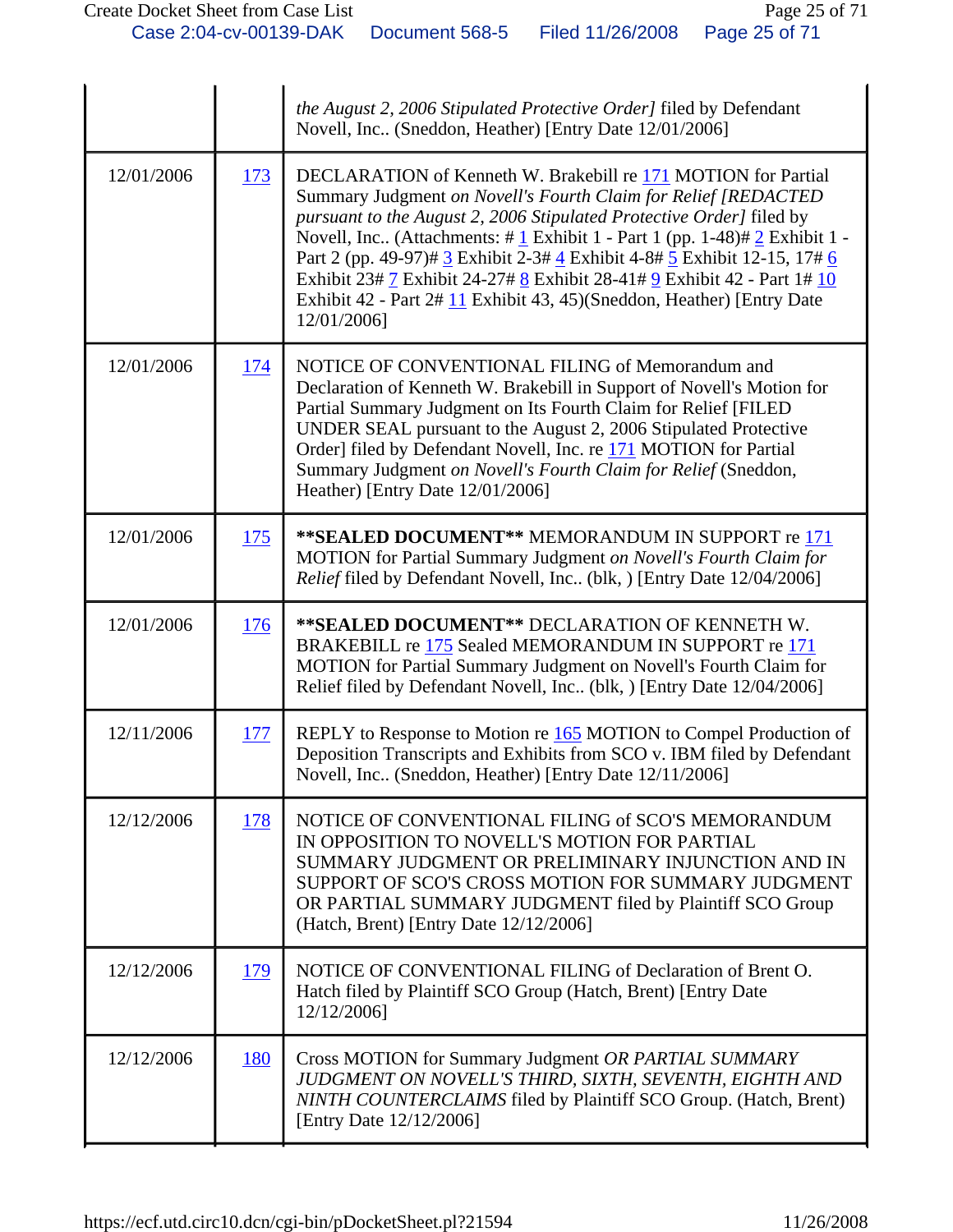| | | |
|---|---|---|
| | | *the August 2, 2006 Stipulated Protective Order]* filed by Defendant Novell, Inc.. (Sneddon, Heather) [Entry Date 12/01/2006] |
| 12/01/2006 | 173 | DECLARATION of Kenneth W. Brakebill re 171 MOTION for Partial Summary Judgment *on Novell's Fourth Claim for Relief [REDACTED pursuant to the August 2, 2006 Stipulated Protective Order]* filed by Novell, Inc.. (Attachments: # 1 Exhibit 1 - Part 1 (pp. 1-48)# 2 Exhibit 1 - Part 2 (pp. 49-97)# 3 Exhibit 2-3# 4 Exhibit 4-8# 5 Exhibit 12-15, 17# 6 Exhibit 23# 7 Exhibit 24-27# 8 Exhibit 28-41# 9 Exhibit 42 - Part 1# 10 Exhibit 42 - Part 2# 11 Exhibit 43, 45)(Sneddon, Heather) [Entry Date 12/01/2006] |
| 12/01/2006 | 174 | NOTICE OF CONVENTIONAL FILING of Memorandum and Declaration of Kenneth W. Brakebill in Support of Novell's Motion for Partial Summary Judgment on Its Fourth Claim for Relief [FILED UNDER SEAL pursuant to the August 2, 2006 Stipulated Protective Order] filed by Defendant Novell, Inc. re 171 MOTION for Partial Summary Judgment *on Novell's Fourth Claim for Relief* (Sneddon, Heather) [Entry Date 12/01/2006] |
| 12/01/2006 | 175 | **\*\*SEALED DOCUMENT\*\*** MEMORANDUM IN SUPPORT re 171 MOTION for Partial Summary Judgment *on Novell's Fourth Claim for Relief* filed by Defendant Novell, Inc.. (blk, ) [Entry Date 12/04/2006] |
| 12/01/2006 | 176 | **\*\*SEALED DOCUMENT\*\*** DECLARATION OF KENNETH W. BRAKEBILL re 175 Sealed MEMORANDUM IN SUPPORT re 171 MOTION for Partial Summary Judgment on Novell's Fourth Claim for Relief filed by Defendant Novell, Inc.. (blk, ) [Entry Date 12/04/2006] |
| 12/11/2006 | 177 | REPLY to Response to Motion re 165 MOTION to Compel Production of Deposition Transcripts and Exhibits from SCO v. IBM filed by Defendant Novell, Inc.. (Sneddon, Heather) [Entry Date 12/11/2006] |
| 12/12/2006 | 178 | NOTICE OF CONVENTIONAL FILING of SCO'S MEMORANDUM IN OPPOSITION TO NOVELL'S MOTION FOR PARTIAL SUMMARY JUDGMENT OR PRELIMINARY INJUNCTION AND IN SUPPORT OF SCO'S CROSS MOTION FOR SUMMARY JUDGMENT OR PARTIAL SUMMARY JUDGMENT filed by Plaintiff SCO Group (Hatch, Brent) [Entry Date 12/12/2006] |
| 12/12/2006 | 179 | NOTICE OF CONVENTIONAL FILING of Declaration of Brent O. Hatch filed by Plaintiff SCO Group (Hatch, Brent) [Entry Date 12/12/2006] |
| 12/12/2006 | 180 | Cross MOTION for Summary Judgment *OR PARTIAL SUMMARY JUDGMENT ON NOVELL'S THIRD, SIXTH, SEVENTH, EIGHTH AND NINTH COUNTERCLAIMS* filed by Plaintiff SCO Group. (Hatch, Brent) [Entry Date 12/12/2006] |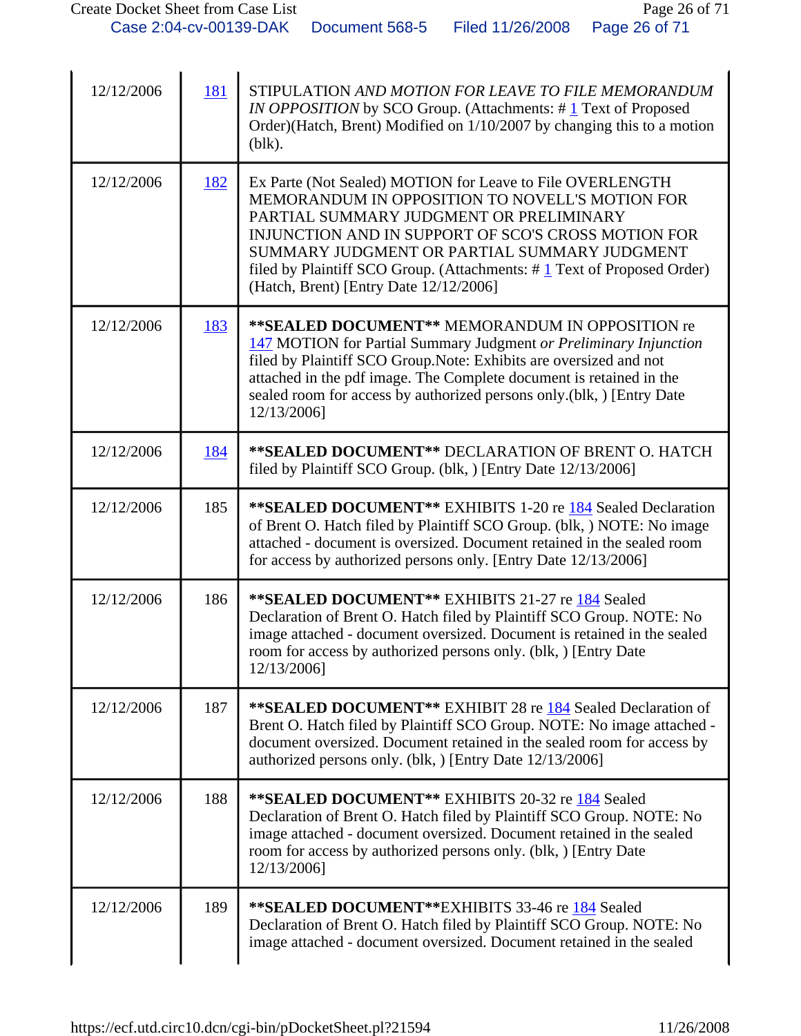| | | |
|---|---|---|
| 12/12/2006 | 181 | STIPULATION *AND MOTION FOR LEAVE TO FILE MEMORANDUM IN OPPOSITION* by SCO Group. (Attachments: # 1 Text of Proposed Order)(Hatch, Brent) Modified on 1/10/2007 by changing this to a motion (blk). |
| 12/12/2006 | 182 | Ex Parte (Not Sealed) MOTION for Leave to File OVERLENGTH MEMORANDUM IN OPPOSITION TO NOVELL'S MOTION FOR PARTIAL SUMMARY JUDGMENT OR PRELIMINARY INJUNCTION AND IN SUPPORT OF SCO'S CROSS MOTION FOR SUMMARY JUDGMENT OR PARTIAL SUMMARY JUDGMENT filed by Plaintiff SCO Group. (Attachments: # 1 Text of Proposed Order)(Hatch, Brent) [Entry Date 12/12/2006] |
| 12/12/2006 | 183 | **\*\*SEALED DOCUMENT\*\*** MEMORANDUM IN OPPOSITION re 147 MOTION for Partial Summary Judgment *or Preliminary Injunction* filed by Plaintiff SCO Group.Note: Exhibits are oversized and not attached in the pdf image. The Complete document is retained in the sealed room for access by authorized persons only.(blk, ) [Entry Date 12/13/2006] |
| 12/12/2006 | 184 | **\*\*SEALED DOCUMENT\*\*** DECLARATION OF BRENT O. HATCH filed by Plaintiff SCO Group. (blk, ) [Entry Date 12/13/2006] |
| 12/12/2006 | 185 | **\*\*SEALED DOCUMENT\*\*** EXHIBITS 1-20 re 184 Sealed Declaration of Brent O. Hatch filed by Plaintiff SCO Group. (blk, ) NOTE: No image attached - document is oversized. Document retained in the sealed room for access by authorized persons only. [Entry Date 12/13/2006] |
| 12/12/2006 | 186 | **\*\*SEALED DOCUMENT\*\*** EXHIBITS 21-27 re 184 Sealed Declaration of Brent O. Hatch filed by Plaintiff SCO Group. NOTE: No image attached - document oversized. Document is retained in the sealed room for access by authorized persons only. (blk, ) [Entry Date 12/13/2006] |
| 12/12/2006 | 187 | **\*\*SEALED DOCUMENT\*\*** EXHIBIT 28 re 184 Sealed Declaration of Brent O. Hatch filed by Plaintiff SCO Group. NOTE: No image attached - document oversized. Document retained in the sealed room for access by authorized persons only. (blk, ) [Entry Date 12/13/2006] |
| 12/12/2006 | 188 | **\*\*SEALED DOCUMENT\*\*** EXHIBITS 20-32 re 184 Sealed Declaration of Brent O. Hatch filed by Plaintiff SCO Group. NOTE: No image attached - document oversized. Document retained in the sealed room for access by authorized persons only. (blk, ) [Entry Date 12/13/2006] |
| 12/12/2006 | 189 | **\*\*SEALED DOCUMENT\*\***EXHIBITS 33-46 re 184 Sealed Declaration of Brent O. Hatch filed by Plaintiff SCO Group. NOTE: No image attached - document oversized. Document retained in the sealed |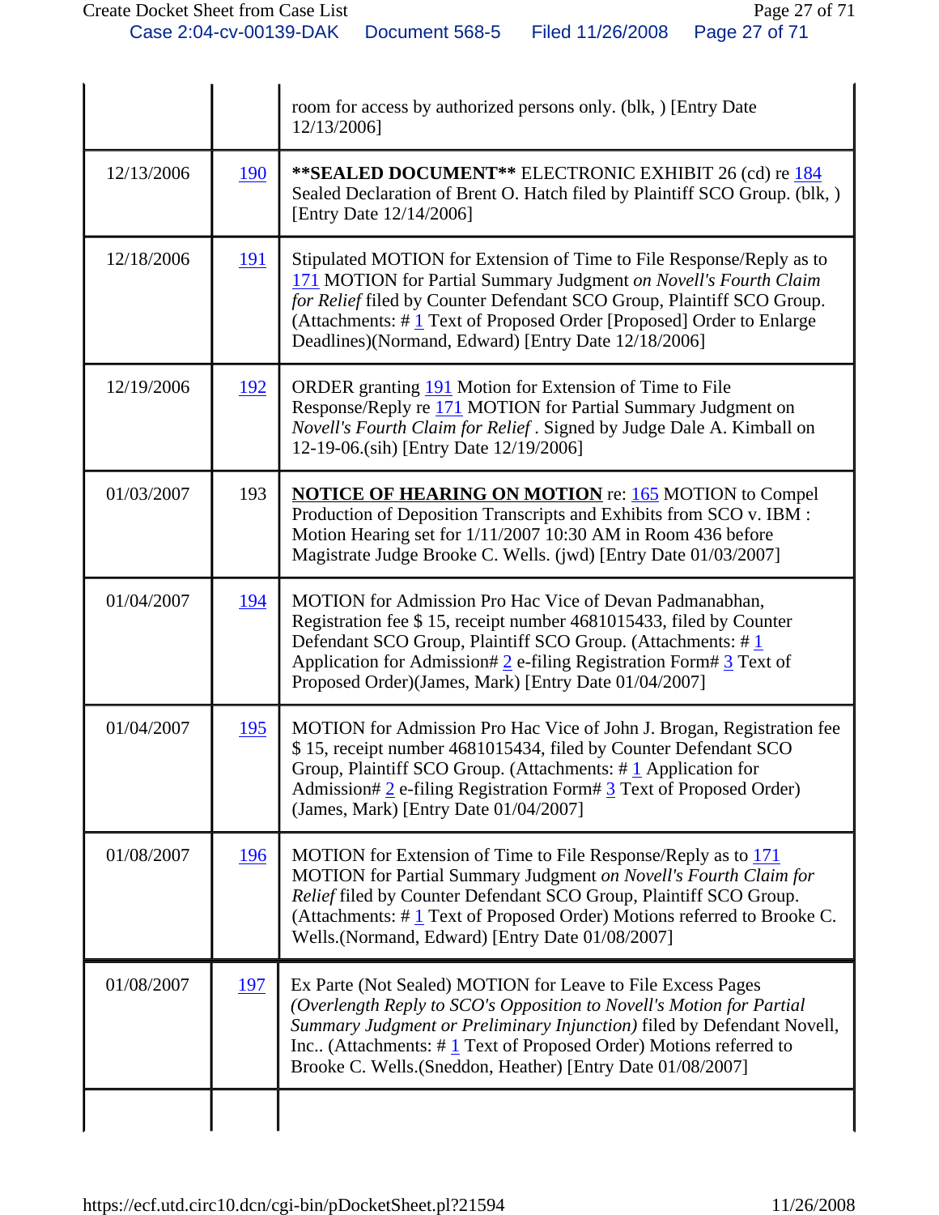| | | |
|---|---|---|
| | | room for access by authorized persons only. (blk, ) [Entry Date 12/13/2006] |
| 12/13/2006 | 190 | **SEALED DOCUMENT** ELECTRONIC EXHIBIT 26 (cd) re 184 Sealed Declaration of Brent O. Hatch filed by Plaintiff SCO Group. (blk, ) [Entry Date 12/14/2006] |
| 12/18/2006 | 191 | Stipulated MOTION for Extension of Time to File Response/Reply as to 171 MOTION for Partial Summary Judgment *on Novell's Fourth Claim for Relief* filed by Counter Defendant SCO Group, Plaintiff SCO Group. (Attachments: # 1 Text of Proposed Order [Proposed] Order to Enlarge Deadlines)(Normand, Edward) [Entry Date 12/18/2006] |
| 12/19/2006 | 192 | ORDER granting 191 Motion for Extension of Time to File Response/Reply re 171 MOTION for Partial Summary Judgment on *Novell's Fourth Claim for Relief* . Signed by Judge Dale A. Kimball on 12-19-06.(sih) [Entry Date 12/19/2006] |
| 01/03/2007 | 193 | **NOTICE OF HEARING ON MOTION** re: 165 MOTION to Compel Production of Deposition Transcripts and Exhibits from SCO v. IBM : Motion Hearing set for 1/11/2007 10:30 AM in Room 436 before Magistrate Judge Brooke C. Wells. (jwd) [Entry Date 01/03/2007] |
| 01/04/2007 | 194 | MOTION for Admission Pro Hac Vice of Devan Padmanabhan, Registration fee $ 15, receipt number 4681015433, filed by Counter Defendant SCO Group, Plaintiff SCO Group. (Attachments: # 1 Application for Admission# 2 e-filing Registration Form# 3 Text of Proposed Order)(James, Mark) [Entry Date 01/04/2007] |
| 01/04/2007 | 195 | MOTION for Admission Pro Hac Vice of John J. Brogan, Registration fee $ 15, receipt number 4681015434, filed by Counter Defendant SCO Group, Plaintiff SCO Group. (Attachments: # 1 Application for Admission# 2 e-filing Registration Form# 3 Text of Proposed Order)(James, Mark) [Entry Date 01/04/2007] |
| 01/08/2007 | 196 | MOTION for Extension of Time to File Response/Reply as to 171 MOTION for Partial Summary Judgment *on Novell's Fourth Claim for Relief* filed by Counter Defendant SCO Group, Plaintiff SCO Group. (Attachments: # 1 Text of Proposed Order) Motions referred to Brooke C. Wells.(Normand, Edward) [Entry Date 01/08/2007] |
| 01/08/2007 | 197 | Ex Parte (Not Sealed) MOTION for Leave to File Excess Pages *(Overlength Reply to SCO's Opposition to Novell's Motion for Partial Summary Judgment or Preliminary Injunction)* filed by Defendant Novell, Inc.. (Attachments: # 1 Text of Proposed Order) Motions referred to Brooke C. Wells.(Sneddon, Heather) [Entry Date 01/08/2007] |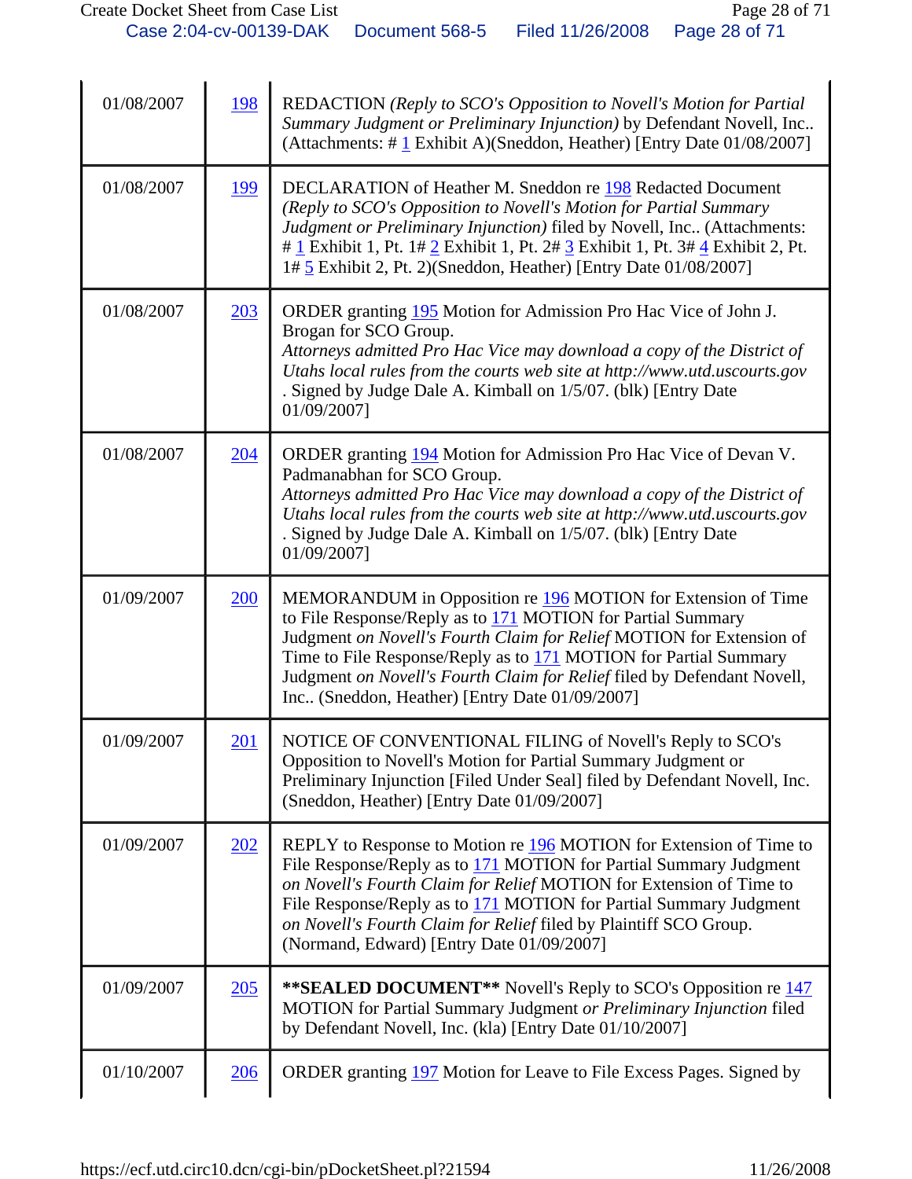| | | |
|---|---|---|
| 01/08/2007 | 198 | REDACTION *(Reply to SCO's Opposition to Novell's Motion for Partial Summary Judgment or Preliminary Injunction)* by Defendant Novell, Inc.. (Attachments: # 1 Exhibit A)(Sneddon, Heather) [Entry Date 01/08/2007] |
| 01/08/2007 | 199 | DECLARATION of Heather M. Sneddon re 198 Redacted Document *(Reply to SCO's Opposition to Novell's Motion for Partial Summary Judgment or Preliminary Injunction)* filed by Novell, Inc.. (Attachments: # 1 Exhibit 1, Pt. 1# 2 Exhibit 1, Pt. 2# 3 Exhibit 1, Pt. 3# 4 Exhibit 2, Pt. 1# 5 Exhibit 2, Pt. 2)(Sneddon, Heather) [Entry Date 01/08/2007] |
| 01/08/2007 | 203 | ORDER granting 195 Motion for Admission Pro Hac Vice of John J. Brogan for SCO Group. *Attorneys admitted Pro Hac Vice may download a copy of the District of Utahs local rules from the courts web site at http://www.utd.uscourts.gov* . Signed by Judge Dale A. Kimball on 1/5/07. (blk) [Entry Date 01/09/2007] |
| 01/08/2007 | 204 | ORDER granting 194 Motion for Admission Pro Hac Vice of Devan V. Padmanabhan for SCO Group. *Attorneys admitted Pro Hac Vice may download a copy of the District of Utahs local rules from the courts web site at http://www.utd.uscourts.gov* . Signed by Judge Dale A. Kimball on 1/5/07. (blk) [Entry Date 01/09/2007] |
| 01/09/2007 | 200 | MEMORANDUM in Opposition re 196 MOTION for Extension of Time to File Response/Reply as to 171 MOTION for Partial Summary Judgment *on Novell's Fourth Claim for Relief* MOTION for Extension of Time to File Response/Reply as to 171 MOTION for Partial Summary Judgment *on Novell's Fourth Claim for Relief* filed by Defendant Novell, Inc.. (Sneddon, Heather) [Entry Date 01/09/2007] |
| 01/09/2007 | 201 | NOTICE OF CONVENTIONAL FILING of Novell's Reply to SCO's Opposition to Novell's Motion for Partial Summary Judgment or Preliminary Injunction [Filed Under Seal] filed by Defendant Novell, Inc. (Sneddon, Heather) [Entry Date 01/09/2007] |
| 01/09/2007 | 202 | REPLY to Response to Motion re 196 MOTION for Extension of Time to File Response/Reply as to 171 MOTION for Partial Summary Judgment *on Novell's Fourth Claim for Relief* MOTION for Extension of Time to File Response/Reply as to 171 MOTION for Partial Summary Judgment *on Novell's Fourth Claim for Relief* filed by Plaintiff SCO Group. (Normand, Edward) [Entry Date 01/09/2007] |
| 01/09/2007 | 205 | **\*\*SEALED DOCUMENT\*\*** Novell's Reply to SCO's Opposition re 147 MOTION for Partial Summary Judgment *or Preliminary Injunction* filed by Defendant Novell, Inc. (kla) [Entry Date 01/10/2007] |
| 01/10/2007 | 206 | ORDER granting 197 Motion for Leave to File Excess Pages. Signed by |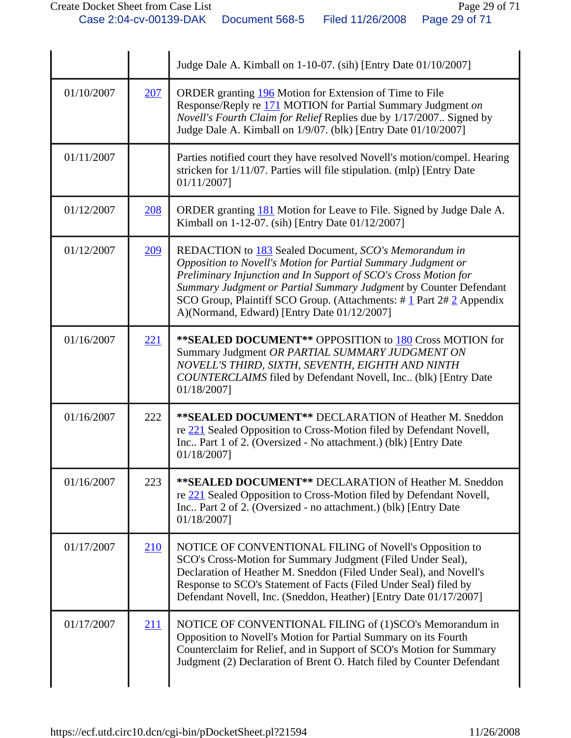| | | |
|---|---|---|
| | | Judge Dale A. Kimball on 1-10-07. (sih) [Entry Date 01/10/2007] |
| 01/10/2007 | 207 | ORDER granting 196 Motion for Extension of Time to File Response/Reply re 171 MOTION for Partial Summary Judgment *on Novell's Fourth Claim for Relief* Replies due by 1/17/2007.. Signed by Judge Dale A. Kimball on 1/9/07. (blk) [Entry Date 01/10/2007] |
| 01/11/2007 | | Parties notified court they have resolved Novell's motion/compel. Hearing stricken for 1/11/07. Parties will file stipulation. (mlp) [Entry Date 01/11/2007] |
| 01/12/2007 | 208 | ORDER granting 181 Motion for Leave to File. Signed by Judge Dale A. Kimball on 1-12-07. (sih) [Entry Date 01/12/2007] |
| 01/12/2007 | 209 | REDACTION to 183 Sealed Document, *SCO's Memorandum in Opposition to Novell's Motion for Partial Summary Judgment or Preliminary Injunction and In Support of SCO's Cross Motion for Summary Judgment or Partial Summary Judgment* by Counter Defendant SCO Group, Plaintiff SCO Group. (Attachments: # 1 Part 2# 2 Appendix A)(Normand, Edward) [Entry Date 01/12/2007] |
| 01/16/2007 | 221 | **SEALED DOCUMENT** OPPOSITION to 180 Cross MOTION for Summary Judgment *OR PARTIAL SUMMARY JUDGMENT ON NOVELL'S THIRD, SIXTH, SEVENTH, EIGHTH AND NINTH COUNTERCLAIMS* filed by Defendant Novell, Inc.. (blk) [Entry Date 01/18/2007] |
| 01/16/2007 | 222 | **SEALED DOCUMENT** DECLARATION of Heather M. Sneddon re 221 Sealed Opposition to Cross-Motion filed by Defendant Novell, Inc.. Part 1 of 2. (Oversized - No attachment.) (blk) [Entry Date 01/18/2007] |
| 01/16/2007 | 223 | **SEALED DOCUMENT** DECLARATION of Heather M. Sneddon re 221 Sealed Opposition to Cross-Motion filed by Defendant Novell, Inc.. Part 2 of 2. (Oversized - no attachment.) (blk) [Entry Date 01/18/2007] |
| 01/17/2007 | 210 | NOTICE OF CONVENTIONAL FILING of Novell's Opposition to SCO's Cross-Motion for Summary Judgment (Filed Under Seal), Declaration of Heather M. Sneddon (Filed Under Seal), and Novell's Response to SCO's Statement of Facts (Filed Under Seal) filed by Defendant Novell, Inc. (Sneddon, Heather) [Entry Date 01/17/2007] |
| 01/17/2007 | 211 | NOTICE OF CONVENTIONAL FILING of (1)SCO's Memorandum in Opposition to Novell's Motion for Partial Summary on its Fourth Counterclaim for Relief, and in Support of SCO's Motion for Summary Judgment (2) Declaration of Brent O. Hatch filed by Counter Defendant |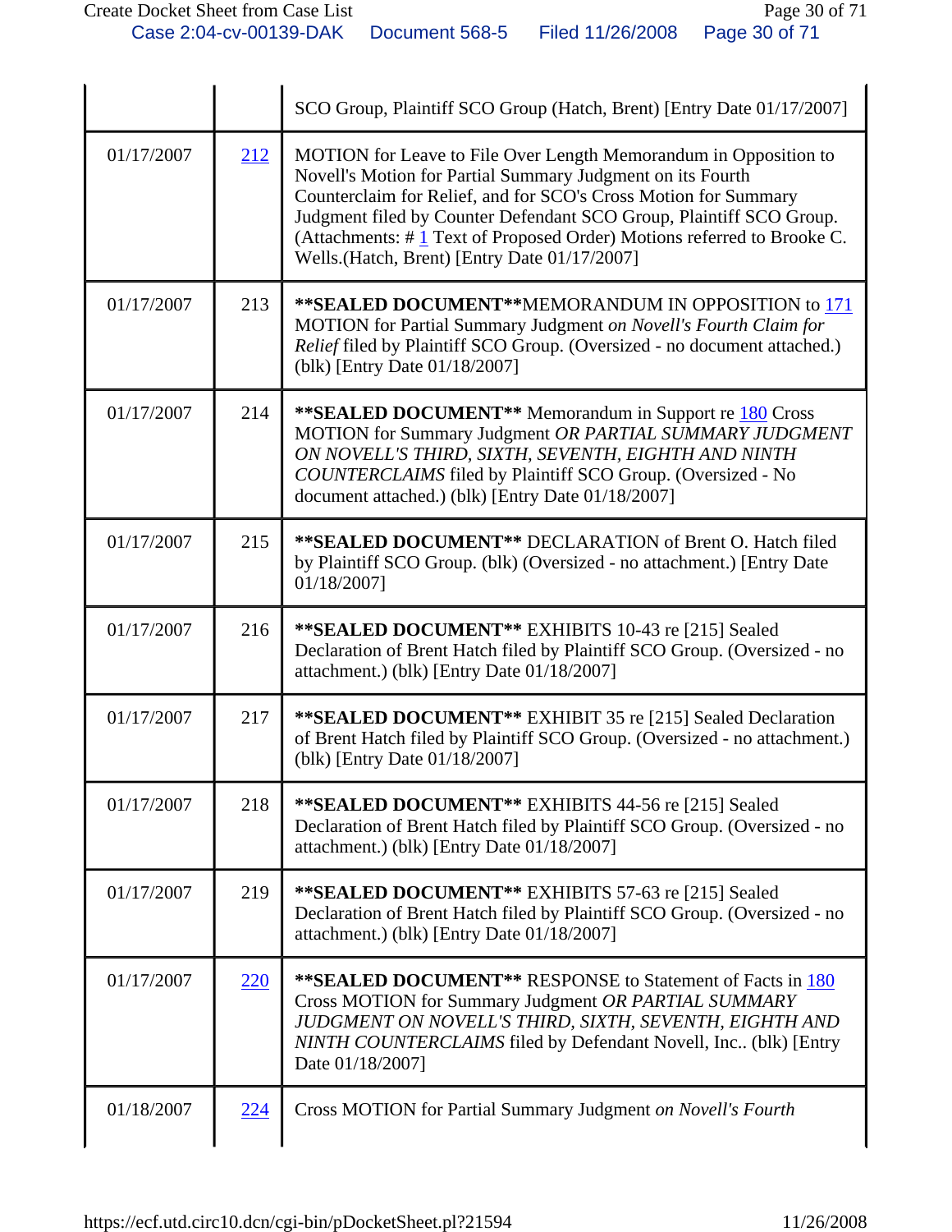| | | |
|---|---|---|
| | | SCO Group, Plaintiff SCO Group (Hatch, Brent) [Entry Date 01/17/2007] |
| 01/17/2007 | 212 | MOTION for Leave to File Over Length Memorandum in Opposition to Novell's Motion for Partial Summary Judgment on its Fourth Counterclaim for Relief, and for SCO's Cross Motion for Summary Judgment filed by Counter Defendant SCO Group, Plaintiff SCO Group. (Attachments: # 1 Text of Proposed Order) Motions referred to Brooke C. Wells.(Hatch, Brent) [Entry Date 01/17/2007] |
| 01/17/2007 | 213 | **\*\*SEALED DOCUMENT\*\***MEMORANDUM IN OPPOSITION to 171 MOTION for Partial Summary Judgment *on Novell's Fourth Claim for Relief* filed by Plaintiff SCO Group. (Oversized - no document attached.) (blk) [Entry Date 01/18/2007] |
| 01/17/2007 | 214 | **\*\*SEALED DOCUMENT\*\*** Memorandum in Support re 180 Cross MOTION for Summary Judgment *OR PARTIAL SUMMARY JUDGMENT ON NOVELL'S THIRD, SIXTH, SEVENTH, EIGHTH AND NINTH COUNTERCLAIMS* filed by Plaintiff SCO Group. (Oversized - No document attached.) (blk) [Entry Date 01/18/2007] |
| 01/17/2007 | 215 | **\*\*SEALED DOCUMENT\*\*** DECLARATION of Brent O. Hatch filed by Plaintiff SCO Group. (blk) (Oversized - no attachment.) [Entry Date 01/18/2007] |
| 01/17/2007 | 216 | **\*\*SEALED DOCUMENT\*\*** EXHIBITS 10-43 re [215] Sealed Declaration of Brent Hatch filed by Plaintiff SCO Group. (Oversized - no attachment.) (blk) [Entry Date 01/18/2007] |
| 01/17/2007 | 217 | **\*\*SEALED DOCUMENT\*\*** EXHIBIT 35 re [215] Sealed Declaration of Brent Hatch filed by Plaintiff SCO Group. (Oversized - no attachment.) (blk) [Entry Date 01/18/2007] |
| 01/17/2007 | 218 | **\*\*SEALED DOCUMENT\*\*** EXHIBITS 44-56 re [215] Sealed Declaration of Brent Hatch filed by Plaintiff SCO Group. (Oversized - no attachment.) (blk) [Entry Date 01/18/2007] |
| 01/17/2007 | 219 | **\*\*SEALED DOCUMENT\*\*** EXHIBITS 57-63 re [215] Sealed Declaration of Brent Hatch filed by Plaintiff SCO Group. (Oversized - no attachment.) (blk) [Entry Date 01/18/2007] |
| 01/17/2007 | 220 | **\*\*SEALED DOCUMENT\*\*** RESPONSE to Statement of Facts in 180 Cross MOTION for Summary Judgment *OR PARTIAL SUMMARY JUDGMENT ON NOVELL'S THIRD, SIXTH, SEVENTH, EIGHTH AND NINTH COUNTERCLAIMS* filed by Defendant Novell, Inc.. (blk) [Entry Date 01/18/2007] |
| 01/18/2007 | 224 | Cross MOTION for Partial Summary Judgment *on Novell's Fourth* |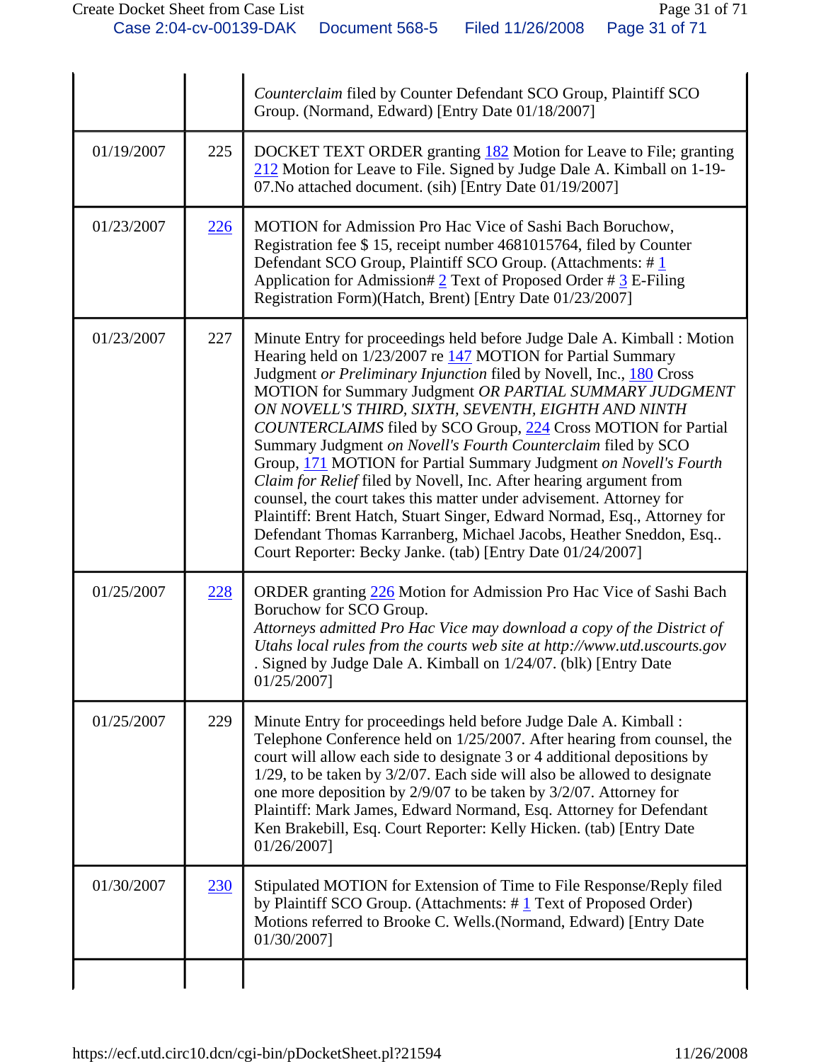| | | |
|---|---|---|
| | | *Counterclaim* filed by Counter Defendant SCO Group, Plaintiff SCO Group. (Normand, Edward) [Entry Date 01/18/2007] |
| 01/19/2007 | 225 | DOCKET TEXT ORDER granting 182 Motion for Leave to File; granting 212 Motion for Leave to File. Signed by Judge Dale A. Kimball on 1-19-07.No attached document. (sih) [Entry Date 01/19/2007] |
| 01/23/2007 | 226 | MOTION for Admission Pro Hac Vice of Sashi Bach Boruchow, Registration fee $ 15, receipt number 4681015764, filed by Counter Defendant SCO Group, Plaintiff SCO Group. (Attachments: # 1 Application for Admission# 2 Text of Proposed Order # 3 E-Filing Registration Form)(Hatch, Brent) [Entry Date 01/23/2007] |
| 01/23/2007 | 227 | Minute Entry for proceedings held before Judge Dale A. Kimball : Motion Hearing held on 1/23/2007 re 147 MOTION for Partial Summary Judgment *or Preliminary Injunction* filed by Novell, Inc., 180 Cross MOTION for Summary Judgment *OR PARTIAL SUMMARY JUDGMENT ON NOVELL'S THIRD, SIXTH, SEVENTH, EIGHTH AND NINTH COUNTERCLAIMS* filed by SCO Group, 224 Cross MOTION for Partial Summary Judgment *on Novell's Fourth Counterclaim* filed by SCO Group, 171 MOTION for Partial Summary Judgment *on Novell's Fourth Claim for Relief* filed by Novell, Inc. After hearing argument from counsel, the court takes this matter under advisement. Attorney for Plaintiff: Brent Hatch, Stuart Singer, Edward Normad, Esq., Attorney for Defendant Thomas Karranberg, Michael Jacobs, Heather Sneddon, Esq.. Court Reporter: Becky Janke. (tab) [Entry Date 01/24/2007] |
| 01/25/2007 | 228 | ORDER granting 226 Motion for Admission Pro Hac Vice of Sashi Bach Boruchow for SCO Group. *Attorneys admitted Pro Hac Vice may download a copy of the District of Utahs local rules from the courts web site at http://www.utd.uscourts.gov* . Signed by Judge Dale A. Kimball on 1/24/07. (blk) [Entry Date 01/25/2007] |
| 01/25/2007 | 229 | Minute Entry for proceedings held before Judge Dale A. Kimball : Telephone Conference held on 1/25/2007. After hearing from counsel, the court will allow each side to designate 3 or 4 additional depositions by 1/29, to be taken by 3/2/07. Each side will also be allowed to designate one more deposition by 2/9/07 to be taken by 3/2/07. Attorney for Plaintiff: Mark James, Edward Normand, Esq. Attorney for Defendant Ken Brakebill, Esq. Court Reporter: Kelly Hicken. (tab) [Entry Date 01/26/2007] |
| 01/30/2007 | 230 | Stipulated MOTION for Extension of Time to File Response/Reply filed by Plaintiff SCO Group. (Attachments: # 1 Text of Proposed Order) Motions referred to Brooke C. Wells.(Normand, Edward) [Entry Date 01/30/2007] |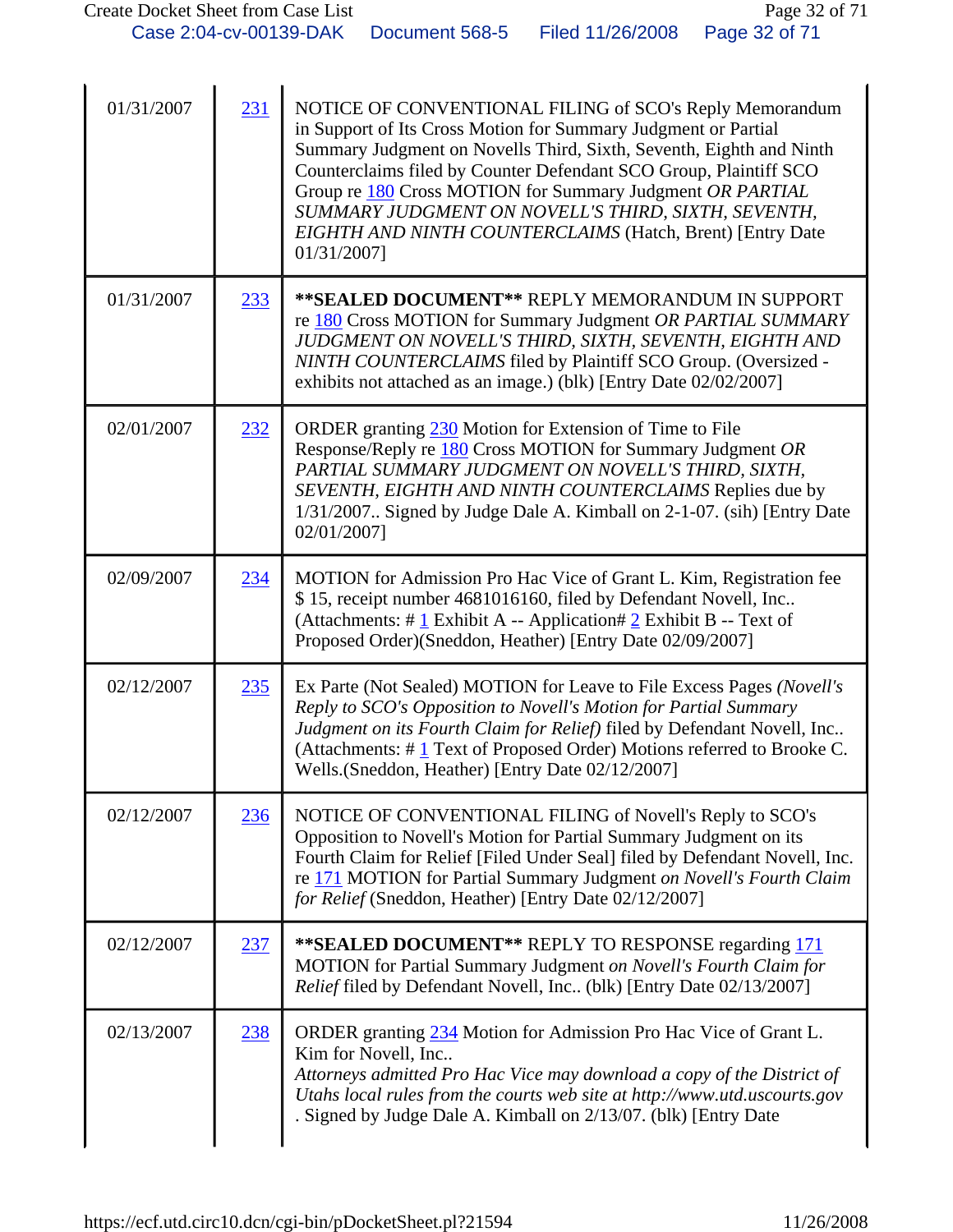| | | |
|---|---|---|
| 01/31/2007 | 231 | NOTICE OF CONVENTIONAL FILING of SCO's Reply Memorandum in Support of Its Cross Motion for Summary Judgment or Partial Summary Judgment on Novells Third, Sixth, Seventh, Eighth and Ninth Counterclaims filed by Counter Defendant SCO Group, Plaintiff SCO Group re 180 Cross MOTION for Summary Judgment *OR PARTIAL SUMMARY JUDGMENT ON NOVELL'S THIRD, SIXTH, SEVENTH, EIGHTH AND NINTH COUNTERCLAIMS* (Hatch, Brent) [Entry Date 01/31/2007] |
| 01/31/2007 | 233 | **\*\*SEALED DOCUMENT\*\*** REPLY MEMORANDUM IN SUPPORT re 180 Cross MOTION for Summary Judgment *OR PARTIAL SUMMARY JUDGMENT ON NOVELL'S THIRD, SIXTH, SEVENTH, EIGHTH AND NINTH COUNTERCLAIMS* filed by Plaintiff SCO Group. (Oversized - exhibits not attached as an image.) (blk) [Entry Date 02/02/2007] |
| 02/01/2007 | 232 | ORDER granting 230 Motion for Extension of Time to File Response/Reply re 180 Cross MOTION for Summary Judgment *OR PARTIAL SUMMARY JUDGMENT ON NOVELL'S THIRD, SIXTH, SEVENTH, EIGHTH AND NINTH COUNTERCLAIMS* Replies due by 1/31/2007.. Signed by Judge Dale A. Kimball on 2-1-07. (sih) [Entry Date 02/01/2007] |
| 02/09/2007 | 234 | MOTION for Admission Pro Hac Vice of Grant L. Kim, Registration fee $ 15, receipt number 4681016160, filed by Defendant Novell, Inc.. (Attachments: # 1 Exhibit A -- Application# 2 Exhibit B -- Text of Proposed Order)(Sneddon, Heather) [Entry Date 02/09/2007] |
| 02/12/2007 | 235 | Ex Parte (Not Sealed) MOTION for Leave to File Excess Pages *(Novell's Reply to SCO's Opposition to Novell's Motion for Partial Summary Judgment on its Fourth Claim for Relief)* filed by Defendant Novell, Inc.. (Attachments: # 1 Text of Proposed Order) Motions referred to Brooke C. Wells.(Sneddon, Heather) [Entry Date 02/12/2007] |
| 02/12/2007 | 236 | NOTICE OF CONVENTIONAL FILING of Novell's Reply to SCO's Opposition to Novell's Motion for Partial Summary Judgment on its Fourth Claim for Relief [Filed Under Seal] filed by Defendant Novell, Inc. re 171 MOTION for Partial Summary Judgment *on Novell's Fourth Claim for Relief* (Sneddon, Heather) [Entry Date 02/12/2007] |
| 02/12/2007 | 237 | **\*\*SEALED DOCUMENT\*\*** REPLY TO RESPONSE regarding 171 MOTION for Partial Summary Judgment *on Novell's Fourth Claim for Relief* filed by Defendant Novell, Inc.. (blk) [Entry Date 02/13/2007] |
| 02/13/2007 | 238 | ORDER granting 234 Motion for Admission Pro Hac Vice of Grant L. Kim for Novell, Inc.. *Attorneys admitted Pro Hac Vice may download a copy of the District of Utahs local rules from the courts web site at http://www.utd.uscourts.gov* . Signed by Judge Dale A. Kimball on 2/13/07. (blk) [Entry Date |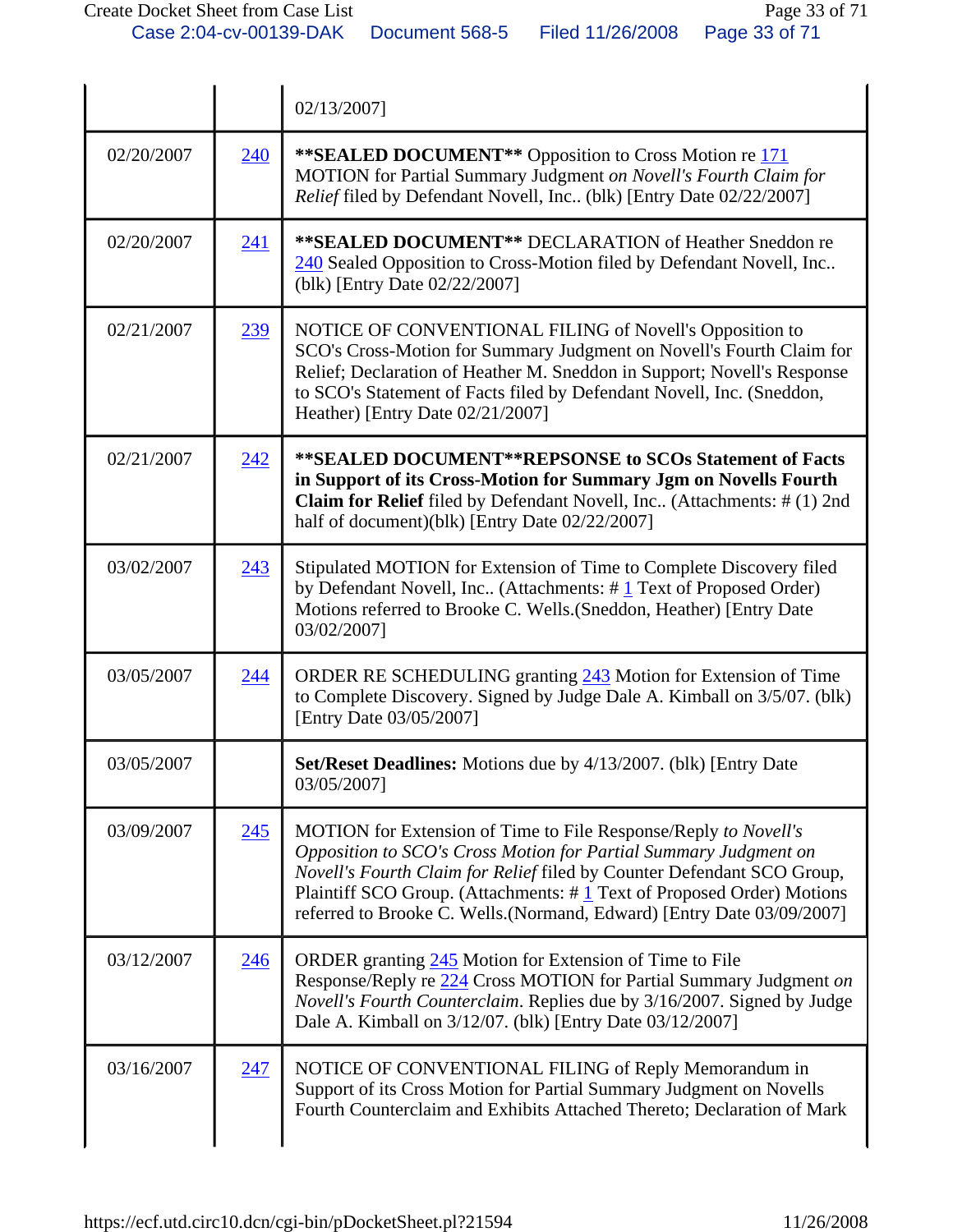| | | |
|---|---|---|
| | | 02/13/2007] |
| 02/20/2007 | 240 | **\*\*SEALED DOCUMENT\*\*** Opposition to Cross Motion re 171 MOTION for Partial Summary Judgment *on Novell's Fourth Claim for Relief* filed by Defendant Novell, Inc.. (blk) [Entry Date 02/22/2007] |
| 02/20/2007 | 241 | **\*\*SEALED DOCUMENT\*\*** DECLARATION of Heather Sneddon re 240 Sealed Opposition to Cross-Motion filed by Defendant Novell, Inc.. (blk) [Entry Date 02/22/2007] |
| 02/21/2007 | 239 | NOTICE OF CONVENTIONAL FILING of Novell's Opposition to SCO's Cross-Motion for Summary Judgment on Novell's Fourth Claim for Relief; Declaration of Heather M. Sneddon in Support; Novell's Response to SCO's Statement of Facts filed by Defendant Novell, Inc. (Sneddon, Heather) [Entry Date 02/21/2007] |
| 02/21/2007 | 242 | **\*\*SEALED DOCUMENT\*\*REPSONSE to SCOs Statement of Facts in Support of its Cross-Motion for Summary Jgm on Novells Fourth Claim for Relief** filed by Defendant Novell, Inc.. (Attachments: # (1) 2nd half of document)(blk) [Entry Date 02/22/2007] |
| 03/02/2007 | 243 | Stipulated MOTION for Extension of Time to Complete Discovery filed by Defendant Novell, Inc.. (Attachments: # 1 Text of Proposed Order) Motions referred to Brooke C. Wells.(Sneddon, Heather) [Entry Date 03/02/2007] |
| 03/05/2007 | 244 | ORDER RE SCHEDULING granting 243 Motion for Extension of Time to Complete Discovery. Signed by Judge Dale A. Kimball on 3/5/07. (blk) [Entry Date 03/05/2007] |
| 03/05/2007 | | **Set/Reset Deadlines:** Motions due by 4/13/2007. (blk) [Entry Date 03/05/2007] |
| 03/09/2007 | 245 | MOTION for Extension of Time to File Response/Reply *to Novell's Opposition to SCO's Cross Motion for Partial Summary Judgment on Novell's Fourth Claim for Relief* filed by Counter Defendant SCO Group, Plaintiff SCO Group. (Attachments: # 1 Text of Proposed Order) Motions referred to Brooke C. Wells.(Normand, Edward) [Entry Date 03/09/2007] |
| 03/12/2007 | 246 | ORDER granting 245 Motion for Extension of Time to File Response/Reply re 224 Cross MOTION for Partial Summary Judgment *on Novell's Fourth Counterclaim*. Replies due by 3/16/2007. Signed by Judge Dale A. Kimball on 3/12/07. (blk) [Entry Date 03/12/2007] |
| 03/16/2007 | 247 | NOTICE OF CONVENTIONAL FILING of Reply Memorandum in Support of its Cross Motion for Partial Summary Judgment on Novells Fourth Counterclaim and Exhibits Attached Thereto; Declaration of Mark |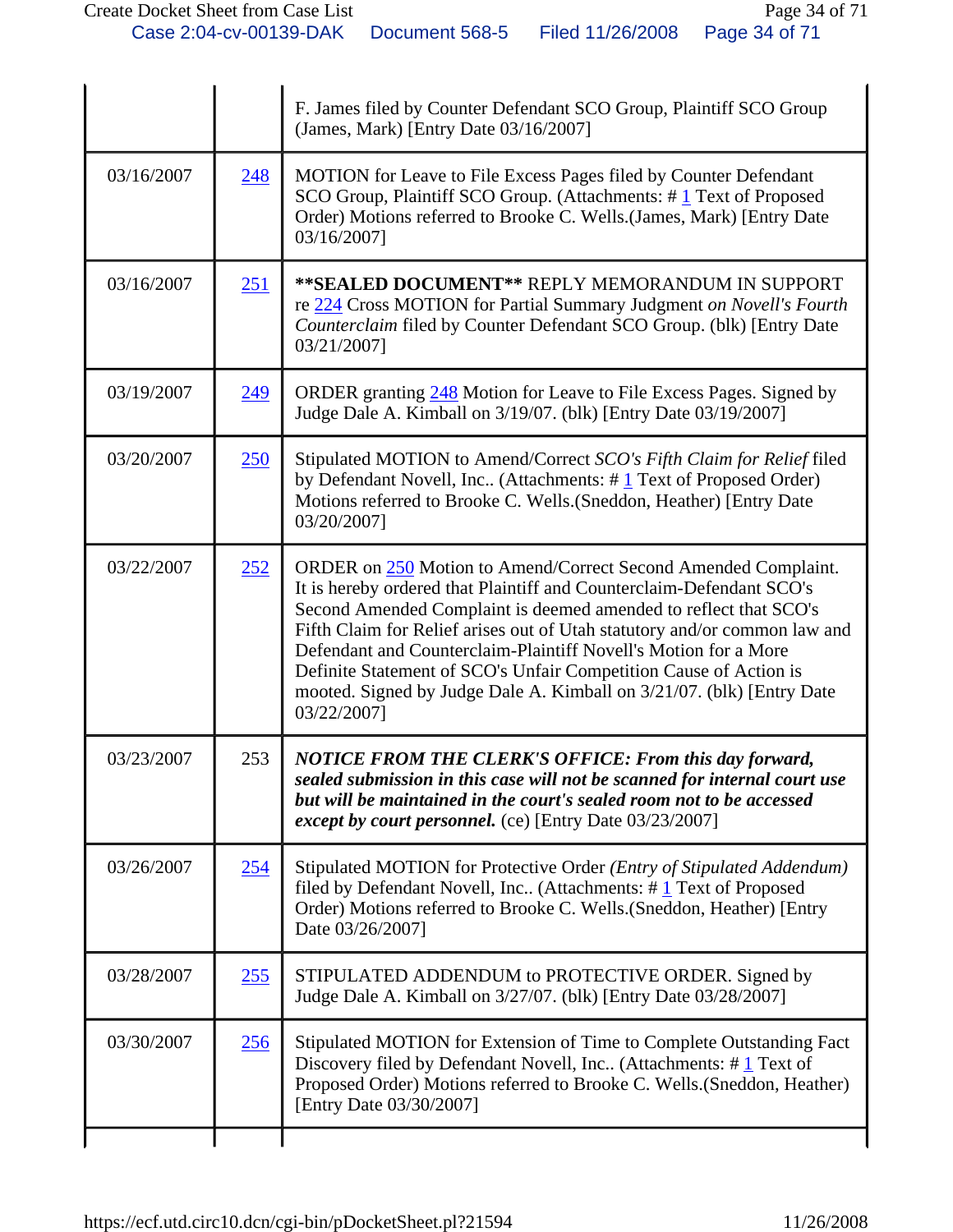| | | |
|---|---|---|
| | | F. James filed by Counter Defendant SCO Group, Plaintiff SCO Group (James, Mark) [Entry Date 03/16/2007] |
| 03/16/2007 | 248 | MOTION for Leave to File Excess Pages filed by Counter Defendant SCO Group, Plaintiff SCO Group. (Attachments: # 1 Text of Proposed Order) Motions referred to Brooke C. Wells.(James, Mark) [Entry Date 03/16/2007] |
| 03/16/2007 | 251 | **\*\*SEALED DOCUMENT\*\*** REPLY MEMORANDUM IN SUPPORT re 224 Cross MOTION for Partial Summary Judgment *on Novell's Fourth Counterclaim* filed by Counter Defendant SCO Group. (blk) [Entry Date 03/21/2007] |
| 03/19/2007 | 249 | ORDER granting 248 Motion for Leave to File Excess Pages. Signed by Judge Dale A. Kimball on 3/19/07. (blk) [Entry Date 03/19/2007] |
| 03/20/2007 | 250 | Stipulated MOTION to Amend/Correct *SCO's Fifth Claim for Relief* filed by Defendant Novell, Inc.. (Attachments: # 1 Text of Proposed Order) Motions referred to Brooke C. Wells.(Sneddon, Heather) [Entry Date 03/20/2007] |
| 03/22/2007 | 252 | ORDER on 250 Motion to Amend/Correct Second Amended Complaint. It is hereby ordered that Plaintiff and Counterclaim-Defendant SCO's Second Amended Complaint is deemed amended to reflect that SCO's Fifth Claim for Relief arises out of Utah statutory and/or common law and Defendant and Counterclaim-Plaintiff Novell's Motion for a More Definite Statement of SCO's Unfair Competition Cause of Action is mooted. Signed by Judge Dale A. Kimball on 3/21/07. (blk) [Entry Date 03/22/2007] |
| 03/23/2007 | 253 | ***NOTICE FROM THE CLERK'S OFFICE: From this day forward, sealed submission in this case will not be scanned for internal court use but will be maintained in the court's sealed room not to be accessed except by court personnel.*** (ce) [Entry Date 03/23/2007] |
| 03/26/2007 | 254 | Stipulated MOTION for Protective Order *(Entry of Stipulated Addendum)* filed by Defendant Novell, Inc.. (Attachments: # 1 Text of Proposed Order) Motions referred to Brooke C. Wells.(Sneddon, Heather) [Entry Date 03/26/2007] |
| 03/28/2007 | 255 | STIPULATED ADDENDUM to PROTECTIVE ORDER. Signed by Judge Dale A. Kimball on 3/27/07. (blk) [Entry Date 03/28/2007] |
| 03/30/2007 | 256 | Stipulated MOTION for Extension of Time to Complete Outstanding Fact Discovery filed by Defendant Novell, Inc.. (Attachments: # 1 Text of Proposed Order) Motions referred to Brooke C. Wells.(Sneddon, Heather) [Entry Date 03/30/2007] |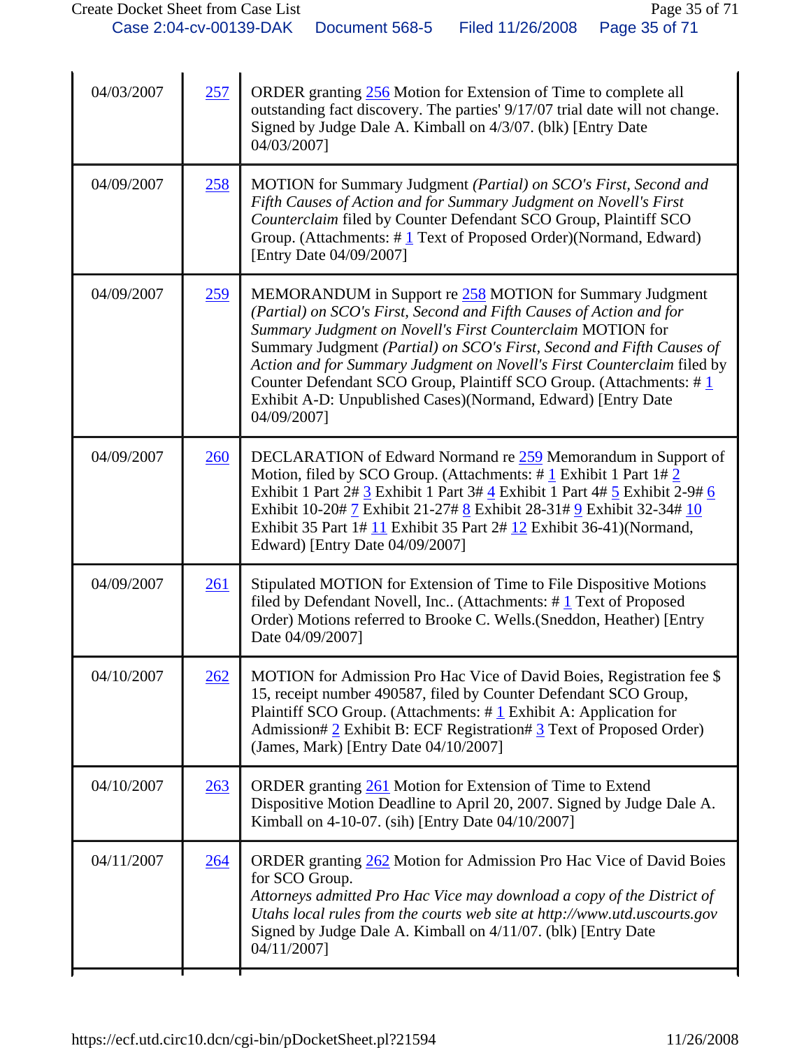| | | |
|---|---|---|
| 04/03/2007 | 257 | ORDER granting 256 Motion for Extension of Time to complete all outstanding fact discovery. The parties' 9/17/07 trial date will not change. Signed by Judge Dale A. Kimball on 4/3/07. (blk) [Entry Date 04/03/2007] |
| 04/09/2007 | 258 | MOTION for Summary Judgment *(Partial) on SCO's First, Second and Fifth Causes of Action and for Summary Judgment on Novell's First Counterclaim* filed by Counter Defendant SCO Group, Plaintiff SCO Group. (Attachments: # 1 Text of Proposed Order)(Normand, Edward) [Entry Date 04/09/2007] |
| 04/09/2007 | 259 | MEMORANDUM in Support re 258 MOTION for Summary Judgment *(Partial) on SCO's First, Second and Fifth Causes of Action and for Summary Judgment on Novell's First Counterclaim* MOTION for Summary Judgment *(Partial) on SCO's First, Second and Fifth Causes of Action and for Summary Judgment on Novell's First Counterclaim* filed by Counter Defendant SCO Group, Plaintiff SCO Group. (Attachments: # 1 Exhibit A-D: Unpublished Cases)(Normand, Edward) [Entry Date 04/09/2007] |
| 04/09/2007 | 260 | DECLARATION of Edward Normand re 259 Memorandum in Support of Motion, filed by SCO Group. (Attachments: # 1 Exhibit 1 Part 1# 2 Exhibit 1 Part 2# 3 Exhibit 1 Part 3# 4 Exhibit 1 Part 4# 5 Exhibit 2-9# 6 Exhibit 10-20# 7 Exhibit 21-27# 8 Exhibit 28-31# 9 Exhibit 32-34# 10 Exhibit 35 Part 1# 11 Exhibit 35 Part 2# 12 Exhibit 36-41)(Normand, Edward) [Entry Date 04/09/2007] |
| 04/09/2007 | 261 | Stipulated MOTION for Extension of Time to File Dispositive Motions filed by Defendant Novell, Inc.. (Attachments: # 1 Text of Proposed Order) Motions referred to Brooke C. Wells.(Sneddon, Heather) [Entry Date 04/09/2007] |
| 04/10/2007 | 262 | MOTION for Admission Pro Hac Vice of David Boies, Registration fee $ 15, receipt number 490587, filed by Counter Defendant SCO Group, Plaintiff SCO Group. (Attachments: # 1 Exhibit A: Application for Admission# 2 Exhibit B: ECF Registration# 3 Text of Proposed Order)(James, Mark) [Entry Date 04/10/2007] |
| 04/10/2007 | 263 | ORDER granting 261 Motion for Extension of Time to Extend Dispositive Motion Deadline to April 20, 2007. Signed by Judge Dale A. Kimball on 4-10-07. (sih) [Entry Date 04/10/2007] |
| 04/11/2007 | 264 | ORDER granting 262 Motion for Admission Pro Hac Vice of David Boies for SCO Group. *Attorneys admitted Pro Hac Vice may download a copy of the District of Utahs local rules from the courts web site at http://www.utd.uscourts.gov* Signed by Judge Dale A. Kimball on 4/11/07. (blk) [Entry Date 04/11/2007] |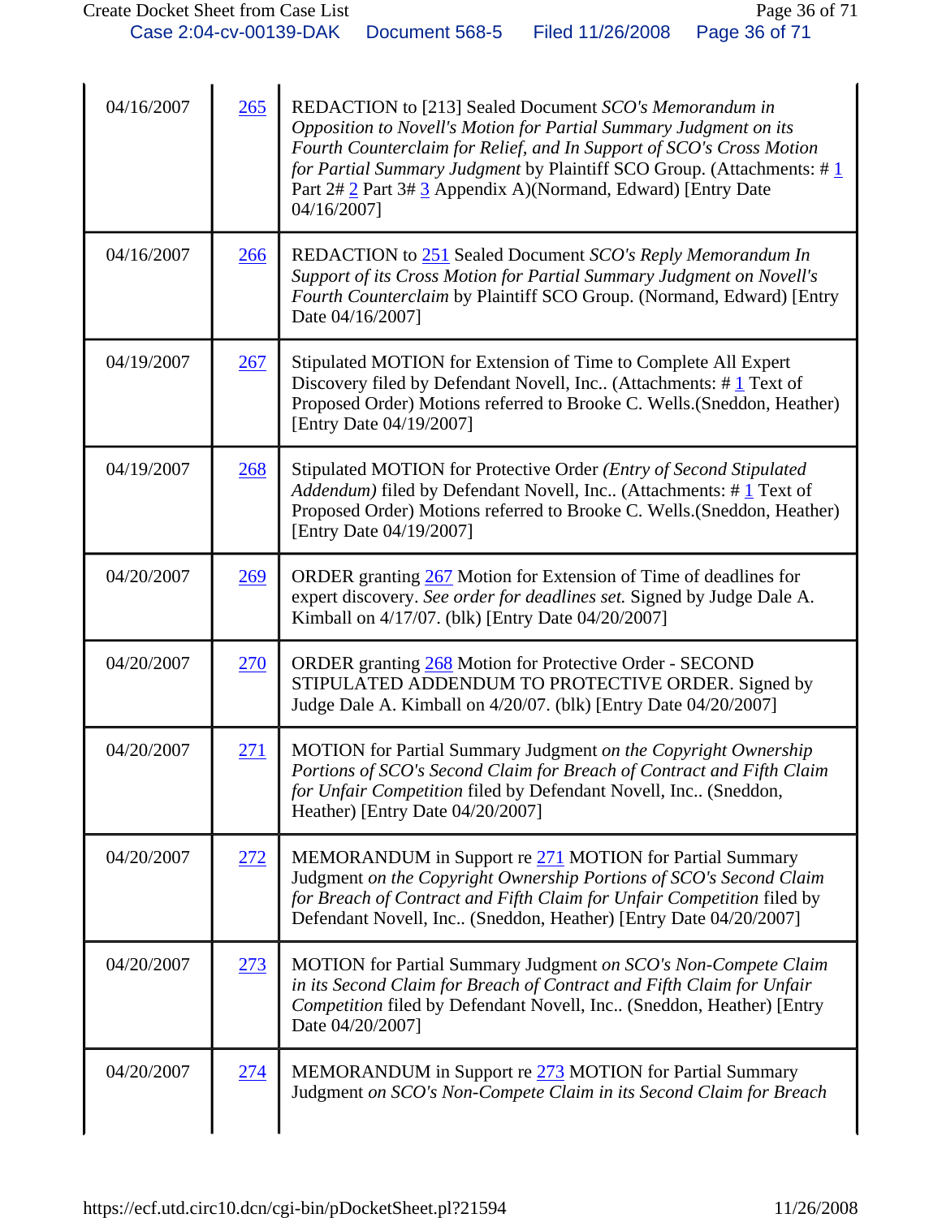| | | |
|---|---|---|
| 04/16/2007 | 265 | REDACTION to [213] Sealed Document *SCO's Memorandum in Opposition to Novell's Motion for Partial Summary Judgment on its Fourth Counterclaim for Relief, and In Support of SCO's Cross Motion for Partial Summary Judgment* by Plaintiff SCO Group. (Attachments: # 1 Part 2# 2 Part 3# 3 Appendix A)(Normand, Edward) [Entry Date 04/16/2007] |
| 04/16/2007 | 266 | REDACTION to 251 Sealed Document *SCO's Reply Memorandum In Support of its Cross Motion for Partial Summary Judgment on Novell's Fourth Counterclaim* by Plaintiff SCO Group. (Normand, Edward) [Entry Date 04/16/2007] |
| 04/19/2007 | 267 | Stipulated MOTION for Extension of Time to Complete All Expert Discovery filed by Defendant Novell, Inc.. (Attachments: # 1 Text of Proposed Order) Motions referred to Brooke C. Wells.(Sneddon, Heather) [Entry Date 04/19/2007] |
| 04/19/2007 | 268 | Stipulated MOTION for Protective Order *(Entry of Second Stipulated Addendum)* filed by Defendant Novell, Inc.. (Attachments: # 1 Text of Proposed Order) Motions referred to Brooke C. Wells.(Sneddon, Heather) [Entry Date 04/19/2007] |
| 04/20/2007 | 269 | ORDER granting 267 Motion for Extension of Time of deadlines for expert discovery. *See order for deadlines set.* Signed by Judge Dale A. Kimball on 4/17/07. (blk) [Entry Date 04/20/2007] |
| 04/20/2007 | 270 | ORDER granting 268 Motion for Protective Order - SECOND STIPULATED ADDENDUM TO PROTECTIVE ORDER. Signed by Judge Dale A. Kimball on 4/20/07. (blk) [Entry Date 04/20/2007] |
| 04/20/2007 | 271 | MOTION for Partial Summary Judgment *on the Copyright Ownership Portions of SCO's Second Claim for Breach of Contract and Fifth Claim for Unfair Competition* filed by Defendant Novell, Inc.. (Sneddon, Heather) [Entry Date 04/20/2007] |
| 04/20/2007 | 272 | MEMORANDUM in Support re 271 MOTION for Partial Summary Judgment *on the Copyright Ownership Portions of SCO's Second Claim for Breach of Contract and Fifth Claim for Unfair Competition* filed by Defendant Novell, Inc.. (Sneddon, Heather) [Entry Date 04/20/2007] |
| 04/20/2007 | 273 | MOTION for Partial Summary Judgment *on SCO's Non-Compete Claim in its Second Claim for Breach of Contract and Fifth Claim for Unfair Competition* filed by Defendant Novell, Inc.. (Sneddon, Heather) [Entry Date 04/20/2007] |
| 04/20/2007 | 274 | MEMORANDUM in Support re 273 MOTION for Partial Summary Judgment *on SCO's Non-Compete Claim in its Second Claim for Breach* |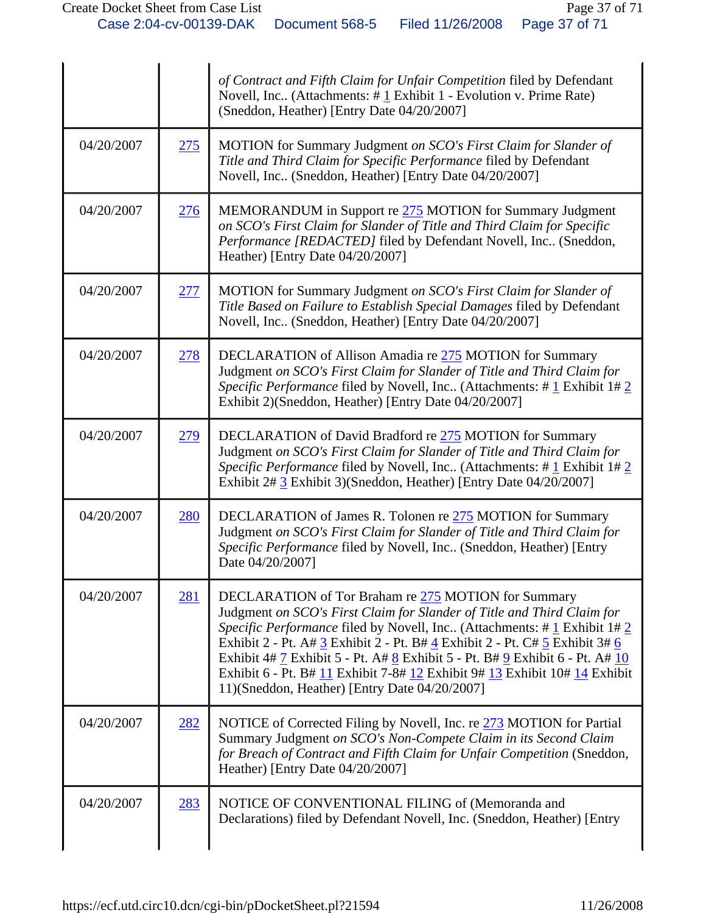| | | |
|---|---|---|
| | | *of Contract and Fifth Claim for Unfair Competition* filed by Defendant Novell, Inc.. (Attachments: # 1 Exhibit 1 - Evolution v. Prime Rate) (Sneddon, Heather) [Entry Date 04/20/2007] |
| 04/20/2007 | 275 | MOTION for Summary Judgment *on SCO's First Claim for Slander of Title and Third Claim for Specific Performance* filed by Defendant Novell, Inc.. (Sneddon, Heather) [Entry Date 04/20/2007] |
| 04/20/2007 | 276 | MEMORANDUM in Support re 275 MOTION for Summary Judgment *on SCO's First Claim for Slander of Title and Third Claim for Specific Performance [REDACTED]* filed by Defendant Novell, Inc.. (Sneddon, Heather) [Entry Date 04/20/2007] |
| 04/20/2007 | 277 | MOTION for Summary Judgment *on SCO's First Claim for Slander of Title Based on Failure to Establish Special Damages* filed by Defendant Novell, Inc.. (Sneddon, Heather) [Entry Date 04/20/2007] |
| 04/20/2007 | 278 | DECLARATION of Allison Amadia re 275 MOTION for Summary Judgment *on SCO's First Claim for Slander of Title and Third Claim for Specific Performance* filed by Novell, Inc.. (Attachments: # 1 Exhibit 1# 2 Exhibit 2)(Sneddon, Heather) [Entry Date 04/20/2007] |
| 04/20/2007 | 279 | DECLARATION of David Bradford re 275 MOTION for Summary Judgment *on SCO's First Claim for Slander of Title and Third Claim for Specific Performance* filed by Novell, Inc.. (Attachments: # 1 Exhibit 1# 2 Exhibit 2# 3 Exhibit 3)(Sneddon, Heather) [Entry Date 04/20/2007] |
| 04/20/2007 | 280 | DECLARATION of James R. Tolonen re 275 MOTION for Summary Judgment *on SCO's First Claim for Slander of Title and Third Claim for Specific Performance* filed by Novell, Inc.. (Sneddon, Heather) [Entry Date 04/20/2007] |
| 04/20/2007 | 281 | DECLARATION of Tor Braham re 275 MOTION for Summary Judgment *on SCO's First Claim for Slander of Title and Third Claim for Specific Performance* filed by Novell, Inc.. (Attachments: # 1 Exhibit 1# 2 Exhibit 2 - Pt. A# 3 Exhibit 2 - Pt. B# 4 Exhibit 2 - Pt. C# 5 Exhibit 3# 6 Exhibit 4# 7 Exhibit 5 - Pt. A# 8 Exhibit 5 - Pt. B# 9 Exhibit 6 - Pt. A# 10 Exhibit 6 - Pt. B# 11 Exhibit 7-8# 12 Exhibit 9# 13 Exhibit 10# 14 Exhibit 11)(Sneddon, Heather) [Entry Date 04/20/2007] |
| 04/20/2007 | 282 | NOTICE of Corrected Filing by Novell, Inc. re 273 MOTION for Partial Summary Judgment *on SCO's Non-Compete Claim in its Second Claim for Breach of Contract and Fifth Claim for Unfair Competition* (Sneddon, Heather) [Entry Date 04/20/2007] |
| 04/20/2007 | 283 | NOTICE OF CONVENTIONAL FILING of (Memoranda and Declarations) filed by Defendant Novell, Inc. (Sneddon, Heather) [Entry |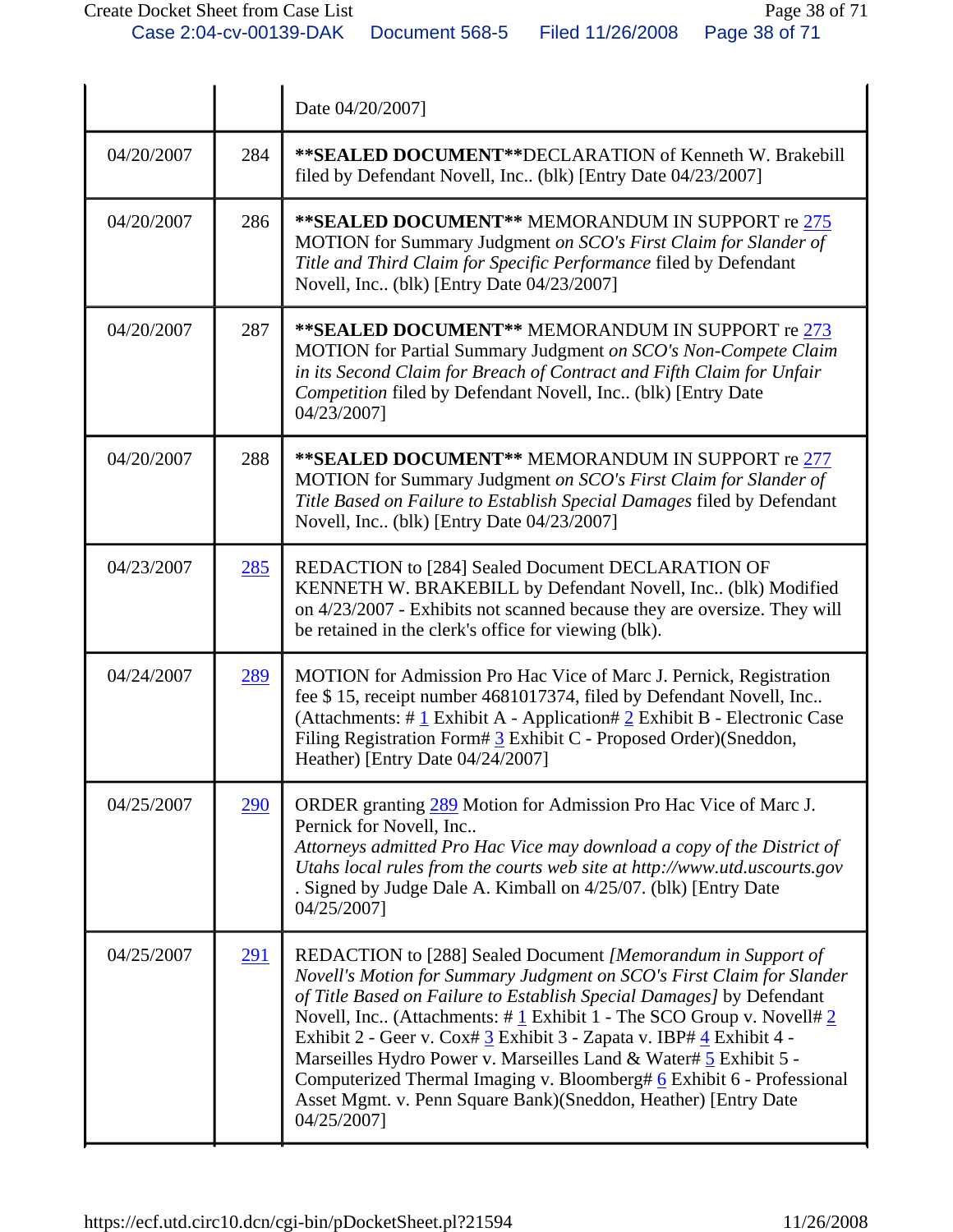| | | |
|---|---|---|
| | | Date 04/20/2007] |
| 04/20/2007 | 284 | **\*\*SEALED DOCUMENT\*\***DECLARATION of Kenneth W. Brakebill filed by Defendant Novell, Inc.. (blk) [Entry Date 04/23/2007] |
| 04/20/2007 | 286 | **\*\*SEALED DOCUMENT\*\*** MEMORANDUM IN SUPPORT re 275 MOTION for Summary Judgment *on SCO's First Claim for Slander of Title and Third Claim for Specific Performance* filed by Defendant Novell, Inc.. (blk) [Entry Date 04/23/2007] |
| 04/20/2007 | 287 | **\*\*SEALED DOCUMENT\*\*** MEMORANDUM IN SUPPORT re 273 MOTION for Partial Summary Judgment *on SCO's Non-Compete Claim in its Second Claim for Breach of Contract and Fifth Claim for Unfair Competition* filed by Defendant Novell, Inc.. (blk) [Entry Date 04/23/2007] |
| 04/20/2007 | 288 | **\*\*SEALED DOCUMENT\*\*** MEMORANDUM IN SUPPORT re 277 MOTION for Summary Judgment *on SCO's First Claim for Slander of Title Based on Failure to Establish Special Damages* filed by Defendant Novell, Inc.. (blk) [Entry Date 04/23/2007] |
| 04/23/2007 | 285 | REDACTION to [284] Sealed Document DECLARATION OF KENNETH W. BRAKEBILL by Defendant Novell, Inc.. (blk) Modified on 4/23/2007 - Exhibits not scanned because they are oversize. They will be retained in the clerk's office for viewing (blk). |
| 04/24/2007 | 289 | MOTION for Admission Pro Hac Vice of Marc J. Pernick, Registration fee $ 15, receipt number 4681017374, filed by Defendant Novell, Inc.. (Attachments: # 1 Exhibit A - Application# 2 Exhibit B - Electronic Case Filing Registration Form# 3 Exhibit C - Proposed Order)(Sneddon, Heather) [Entry Date 04/24/2007] |
| 04/25/2007 | 290 | ORDER granting 289 Motion for Admission Pro Hac Vice of Marc J. Pernick for Novell, Inc.. *Attorneys admitted Pro Hac Vice may download a copy of the District of Utahs local rules from the courts web site at http://www.utd.uscourts.gov* . Signed by Judge Dale A. Kimball on 4/25/07. (blk) [Entry Date 04/25/2007] |
| 04/25/2007 | 291 | REDACTION to [288] Sealed Document *[Memorandum in Support of Novell's Motion for Summary Judgment on SCO's First Claim for Slander of Title Based on Failure to Establish Special Damages]* by Defendant Novell, Inc.. (Attachments: # 1 Exhibit 1 - The SCO Group v. Novell# 2 Exhibit 2 - Geer v. Cox# 3 Exhibit 3 - Zapata v. IBP# 4 Exhibit 4 - Marseilles Hydro Power v. Marseilles Land & Water# 5 Exhibit 5 - Computerized Thermal Imaging v. Bloomberg# 6 Exhibit 6 - Professional Asset Mgmt. v. Penn Square Bank)(Sneddon, Heather) [Entry Date 04/25/2007] |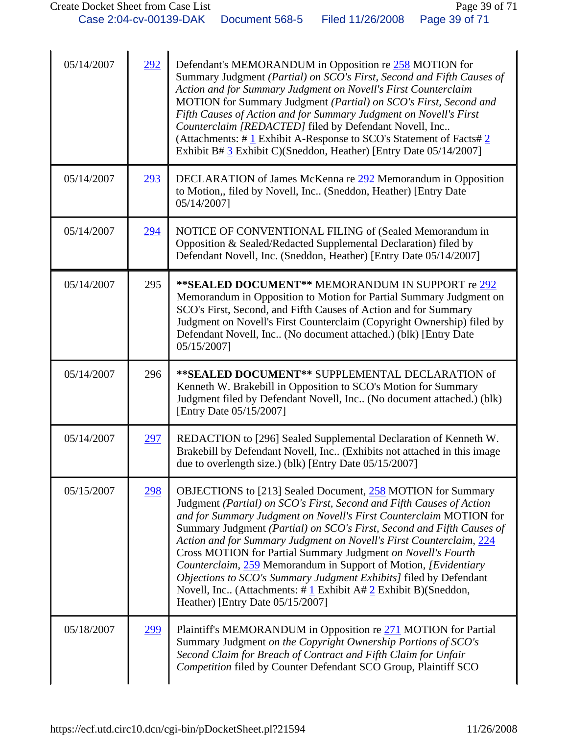| 05/14/2007 | 292 | Defendant's MEMORANDUM in Opposition re 258 MOTION for Summary Judgment *(Partial) on SCO's First, Second and Fifth Causes of Action and for Summary Judgment on Novell's First Counterclaim* MOTION for Summary Judgment *(Partial) on SCO's First, Second and Fifth Causes of Action and for Summary Judgment on Novell's First Counterclaim [REDACTED]* filed by Defendant Novell, Inc.. (Attachments: # 1 Exhibit A-Response to SCO's Statement of Facts# 2 Exhibit B# 3 Exhibit C)(Sneddon, Heather) [Entry Date 05/14/2007] |
|---|---|---|
| 05/14/2007 | 293 | DECLARATION of James McKenna re 292 Memorandum in Opposition to Motion,, filed by Novell, Inc.. (Sneddon, Heather) [Entry Date 05/14/2007] |
| 05/14/2007 | 294 | NOTICE OF CONVENTIONAL FILING of (Sealed Memorandum in Opposition & Sealed/Redacted Supplemental Declaration) filed by Defendant Novell, Inc. (Sneddon, Heather) [Entry Date 05/14/2007] |
| 05/14/2007 | 295 | **\*\*SEALED DOCUMENT\*\*** MEMORANDUM IN SUPPORT re 292 Memorandum in Opposition to Motion for Partial Summary Judgment on SCO's First, Second, and Fifth Causes of Action and for Summary Judgment on Novell's First Counterclaim (Copyright Ownership) filed by Defendant Novell, Inc.. (No document attached.) (blk) [Entry Date 05/15/2007] |
| 05/14/2007 | 296 | **\*\*SEALED DOCUMENT\*\*** SUPPLEMENTAL DECLARATION of Kenneth W. Brakebill in Opposition to SCO's Motion for Summary Judgment filed by Defendant Novell, Inc.. (No document attached.) (blk) [Entry Date 05/15/2007] |
| 05/14/2007 | 297 | REDACTION to [296] Sealed Supplemental Declaration of Kenneth W. Brakebill by Defendant Novell, Inc.. (Exhibits not attached in this image due to overlength size.) (blk) [Entry Date 05/15/2007] |
| 05/15/2007 | 298 | OBJECTIONS to [213] Sealed Document, 258 MOTION for Summary Judgment *(Partial) on SCO's First, Second and Fifth Causes of Action and for Summary Judgment on Novell's First Counterclaim* MOTION for Summary Judgment *(Partial) on SCO's First, Second and Fifth Causes of Action and for Summary Judgment on Novell's First Counterclaim*, 224 Cross MOTION for Partial Summary Judgment *on Novell's Fourth Counterclaim*, 259 Memorandum in Support of Motion, *[Evidentiary Objections to SCO's Summary Judgment Exhibits]* filed by Defendant Novell, Inc.. (Attachments: # 1 Exhibit A# 2 Exhibit B)(Sneddon, Heather) [Entry Date 05/15/2007] |
| 05/18/2007 | 299 | Plaintiff's MEMORANDUM in Opposition re 271 MOTION for Partial Summary Judgment *on the Copyright Ownership Portions of SCO's Second Claim for Breach of Contract and Fifth Claim for Unfair Competition* filed by Counter Defendant SCO Group, Plaintiff SCO |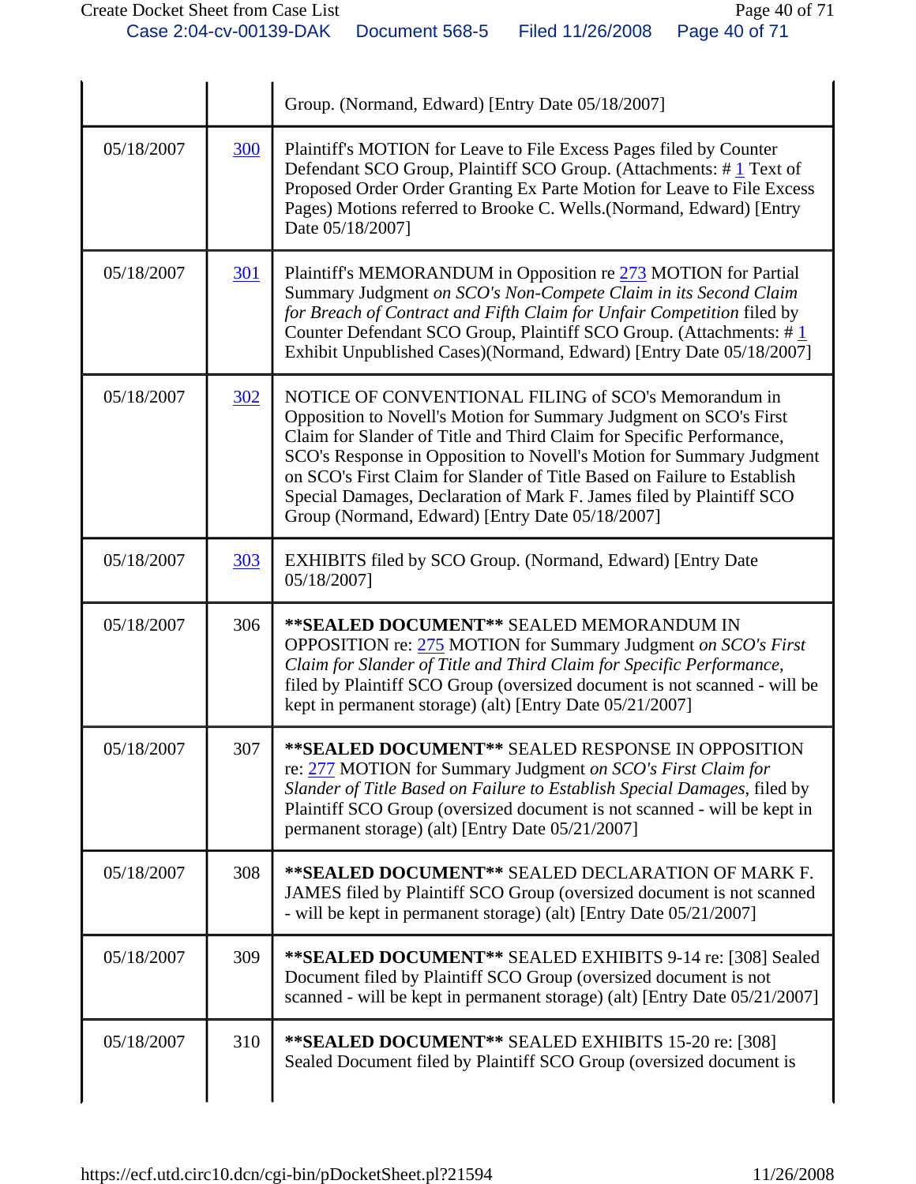| | | |
|---|---|---|
| | | Group. (Normand, Edward) [Entry Date 05/18/2007] |
| 05/18/2007 | 300 | Plaintiff's MOTION for Leave to File Excess Pages filed by Counter Defendant SCO Group, Plaintiff SCO Group. (Attachments: # 1 Text of Proposed Order Order Granting Ex Parte Motion for Leave to File Excess Pages) Motions referred to Brooke C. Wells.(Normand, Edward) [Entry Date 05/18/2007] |
| 05/18/2007 | 301 | Plaintiff's MEMORANDUM in Opposition re 273 MOTION for Partial Summary Judgment *on SCO's Non-Compete Claim in its Second Claim for Breach of Contract and Fifth Claim for Unfair Competition* filed by Counter Defendant SCO Group, Plaintiff SCO Group. (Attachments: # 1 Exhibit Unpublished Cases)(Normand, Edward) [Entry Date 05/18/2007] |
| 05/18/2007 | 302 | NOTICE OF CONVENTIONAL FILING of SCO's Memorandum in Opposition to Novell's Motion for Summary Judgment on SCO's First Claim for Slander of Title and Third Claim for Specific Performance, SCO's Response in Opposition to Novell's Motion for Summary Judgment on SCO's First Claim for Slander of Title Based on Failure to Establish Special Damages, Declaration of Mark F. James filed by Plaintiff SCO Group (Normand, Edward) [Entry Date 05/18/2007] |
| 05/18/2007 | 303 | EXHIBITS filed by SCO Group. (Normand, Edward) [Entry Date 05/18/2007] |
| 05/18/2007 | 306 | **\*\*SEALED DOCUMENT\*\*** SEALED MEMORANDUM IN OPPOSITION re: 275 MOTION for Summary Judgment *on SCO's First Claim for Slander of Title and Third Claim for Specific Performance*, filed by Plaintiff SCO Group (oversized document is not scanned - will be kept in permanent storage) (alt) [Entry Date 05/21/2007] |
| 05/18/2007 | 307 | **\*\*SEALED DOCUMENT\*\*** SEALED RESPONSE IN OPPOSITION re: 277 MOTION for Summary Judgment *on SCO's First Claim for Slander of Title Based on Failure to Establish Special Damages*, filed by Plaintiff SCO Group (oversized document is not scanned - will be kept in permanent storage) (alt) [Entry Date 05/21/2007] |
| 05/18/2007 | 308 | **\*\*SEALED DOCUMENT\*\*** SEALED DECLARATION OF MARK F. JAMES filed by Plaintiff SCO Group (oversized document is not scanned - will be kept in permanent storage) (alt) [Entry Date 05/21/2007] |
| 05/18/2007 | 309 | **\*\*SEALED DOCUMENT\*\*** SEALED EXHIBITS 9-14 re: [308] Sealed Document filed by Plaintiff SCO Group (oversized document is not scanned - will be kept in permanent storage) (alt) [Entry Date 05/21/2007] |
| 05/18/2007 | 310 | **\*\*SEALED DOCUMENT\*\*** SEALED EXHIBITS 15-20 re: [308] Sealed Document filed by Plaintiff SCO Group (oversized document is |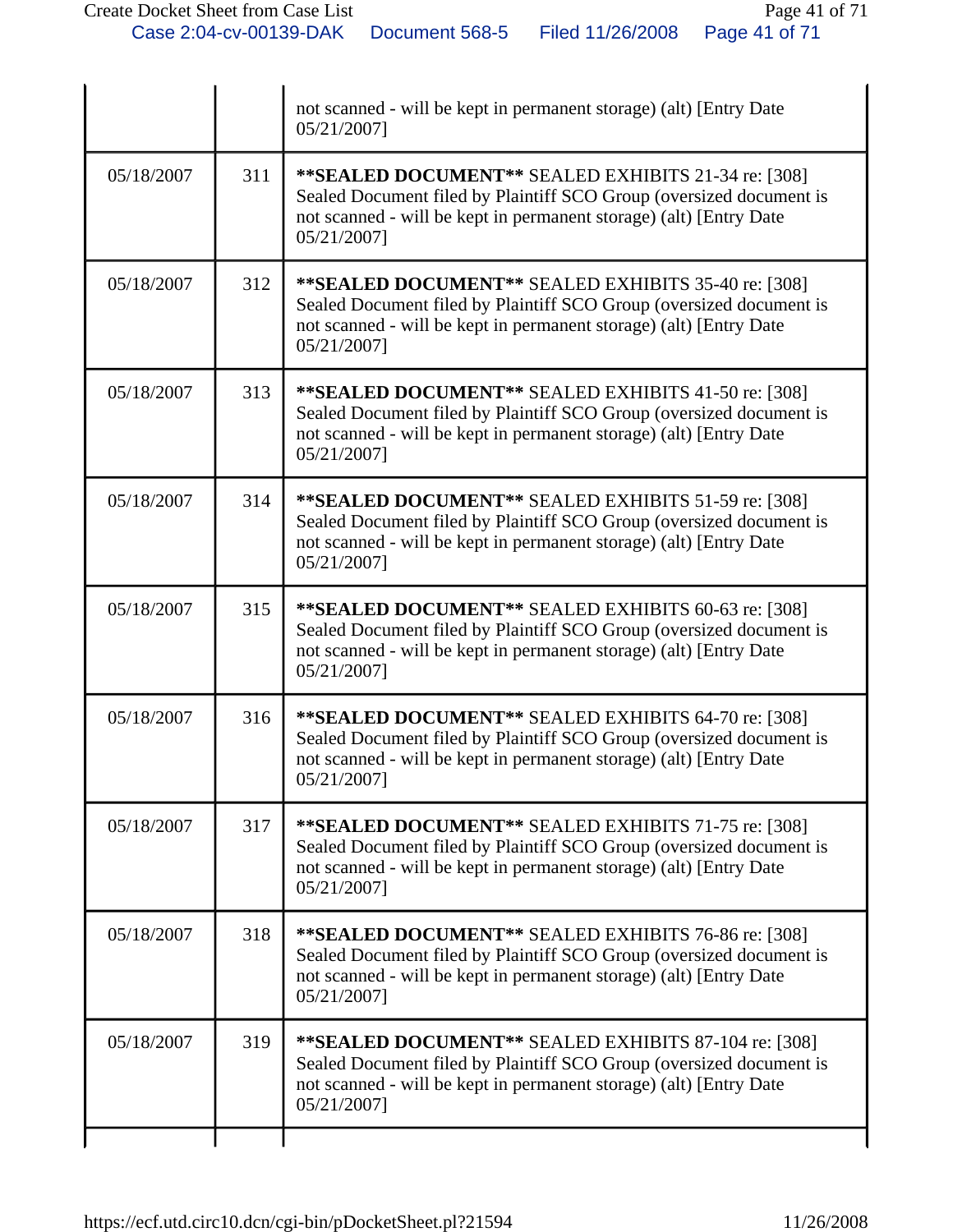| | | |
|---|---|---|
| | | not scanned - will be kept in permanent storage) (alt) [Entry Date 05/21/2007] |
| 05/18/2007 | 311 | **\*\*SEALED DOCUMENT\*\*** SEALED EXHIBITS 21-34 re: [308] Sealed Document filed by Plaintiff SCO Group (oversized document is not scanned - will be kept in permanent storage) (alt) [Entry Date 05/21/2007] |
| 05/18/2007 | 312 | **\*\*SEALED DOCUMENT\*\*** SEALED EXHIBITS 35-40 re: [308] Sealed Document filed by Plaintiff SCO Group (oversized document is not scanned - will be kept in permanent storage) (alt) [Entry Date 05/21/2007] |
| 05/18/2007 | 313 | **\*\*SEALED DOCUMENT\*\*** SEALED EXHIBITS 41-50 re: [308] Sealed Document filed by Plaintiff SCO Group (oversized document is not scanned - will be kept in permanent storage) (alt) [Entry Date 05/21/2007] |
| 05/18/2007 | 314 | **\*\*SEALED DOCUMENT\*\*** SEALED EXHIBITS 51-59 re: [308] Sealed Document filed by Plaintiff SCO Group (oversized document is not scanned - will be kept in permanent storage) (alt) [Entry Date 05/21/2007] |
| 05/18/2007 | 315 | **\*\*SEALED DOCUMENT\*\*** SEALED EXHIBITS 60-63 re: [308] Sealed Document filed by Plaintiff SCO Group (oversized document is not scanned - will be kept in permanent storage) (alt) [Entry Date 05/21/2007] |
| 05/18/2007 | 316 | **\*\*SEALED DOCUMENT\*\*** SEALED EXHIBITS 64-70 re: [308] Sealed Document filed by Plaintiff SCO Group (oversized document is not scanned - will be kept in permanent storage) (alt) [Entry Date 05/21/2007] |
| 05/18/2007 | 317 | **\*\*SEALED DOCUMENT\*\*** SEALED EXHIBITS 71-75 re: [308] Sealed Document filed by Plaintiff SCO Group (oversized document is not scanned - will be kept in permanent storage) (alt) [Entry Date 05/21/2007] |
| 05/18/2007 | 318 | **\*\*SEALED DOCUMENT\*\*** SEALED EXHIBITS 76-86 re: [308] Sealed Document filed by Plaintiff SCO Group (oversized document is not scanned - will be kept in permanent storage) (alt) [Entry Date 05/21/2007] |
| 05/18/2007 | 319 | **\*\*SEALED DOCUMENT\*\*** SEALED EXHIBITS 87-104 re: [308] Sealed Document filed by Plaintiff SCO Group (oversized document is not scanned - will be kept in permanent storage) (alt) [Entry Date 05/21/2007] |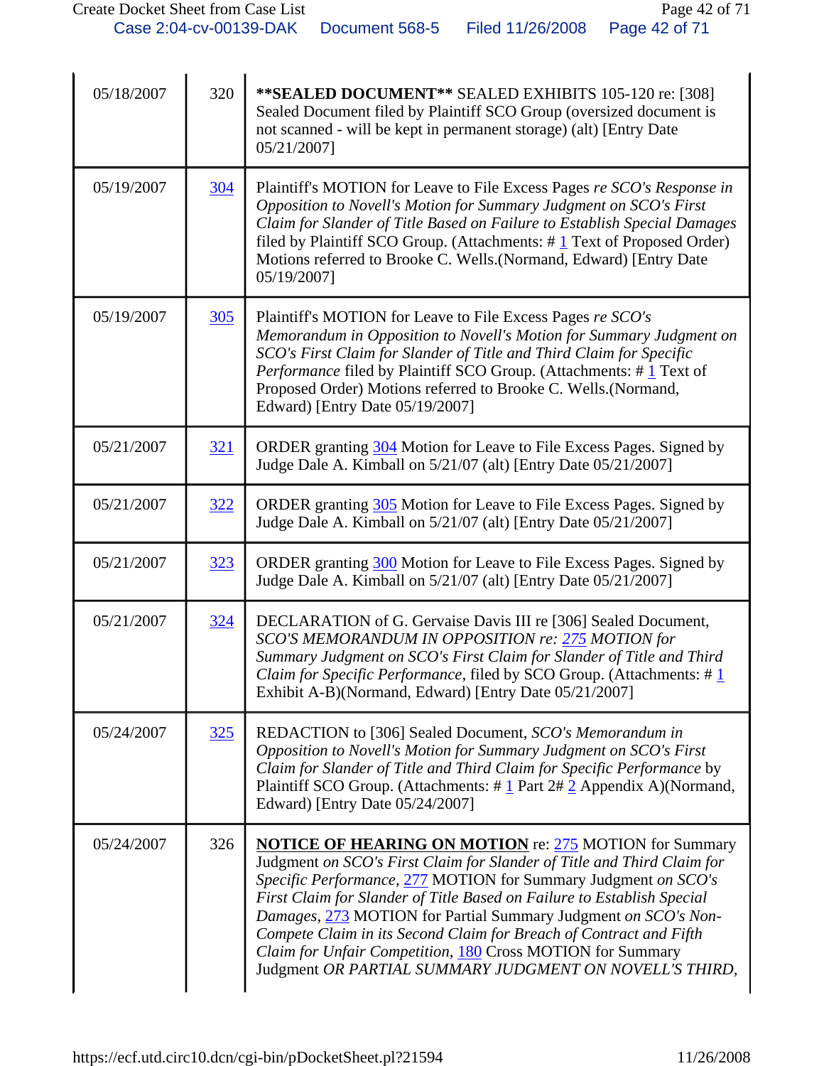| | | |
|---|---|---|
| 05/18/2007 | 320 | **\*\*SEALED DOCUMENT\*\*** SEALED EXHIBITS 105-120 re: [308] Sealed Document filed by Plaintiff SCO Group (oversized document is not scanned - will be kept in permanent storage) (alt) [Entry Date 05/21/2007] |
| 05/19/2007 | 304 | Plaintiff's MOTION for Leave to File Excess Pages *re SCO's Response in Opposition to Novell's Motion for Summary Judgment on SCO's First Claim for Slander of Title Based on Failure to Establish Special Damages* filed by Plaintiff SCO Group. (Attachments: # 1 Text of Proposed Order) Motions referred to Brooke C. Wells.(Normand, Edward) [Entry Date 05/19/2007] |
| 05/19/2007 | 305 | Plaintiff's MOTION for Leave to File Excess Pages *re SCO's Memorandum in Opposition to Novell's Motion for Summary Judgment on SCO's First Claim for Slander of Title and Third Claim for Specific Performance* filed by Plaintiff SCO Group. (Attachments: # 1 Text of Proposed Order) Motions referred to Brooke C. Wells.(Normand, Edward) [Entry Date 05/19/2007] |
| 05/21/2007 | 321 | ORDER granting 304 Motion for Leave to File Excess Pages. Signed by Judge Dale A. Kimball on 5/21/07 (alt) [Entry Date 05/21/2007] |
| 05/21/2007 | 322 | ORDER granting 305 Motion for Leave to File Excess Pages. Signed by Judge Dale A. Kimball on 5/21/07 (alt) [Entry Date 05/21/2007] |
| 05/21/2007 | 323 | ORDER granting 300 Motion for Leave to File Excess Pages. Signed by Judge Dale A. Kimball on 5/21/07 (alt) [Entry Date 05/21/2007] |
| 05/21/2007 | 324 | DECLARATION of G. Gervaise Davis III re [306] Sealed Document, *SCO'S MEMORANDUM IN OPPOSITION re: 275 MOTION for Summary Judgment on SCO's First Claim for Slander of Title and Third Claim for Specific Performance*, filed by SCO Group. (Attachments: # 1 Exhibit A-B)(Normand, Edward) [Entry Date 05/21/2007] |
| 05/24/2007 | 325 | REDACTION to [306] Sealed Document, *SCO's Memorandum in Opposition to Novell's Motion for Summary Judgment on SCO's First Claim for Slander of Title and Third Claim for Specific Performance* by Plaintiff SCO Group. (Attachments: # 1 Part 2# 2 Appendix A)(Normand, Edward) [Entry Date 05/24/2007] |
| 05/24/2007 | 326 | **NOTICE OF HEARING ON MOTION** re: 275 MOTION for Summary Judgment *on SCO's First Claim for Slander of Title and Third Claim for Specific Performance*, 277 MOTION for Summary Judgment *on SCO's First Claim for Slander of Title Based on Failure to Establish Special Damages*, 273 MOTION for Partial Summary Judgment *on SCO's Non-Compete Claim in its Second Claim for Breach of Contract and Fifth Claim for Unfair Competition*, 180 Cross MOTION for Summary Judgment *OR PARTIAL SUMMARY JUDGMENT ON NOVELL'S THIRD,* |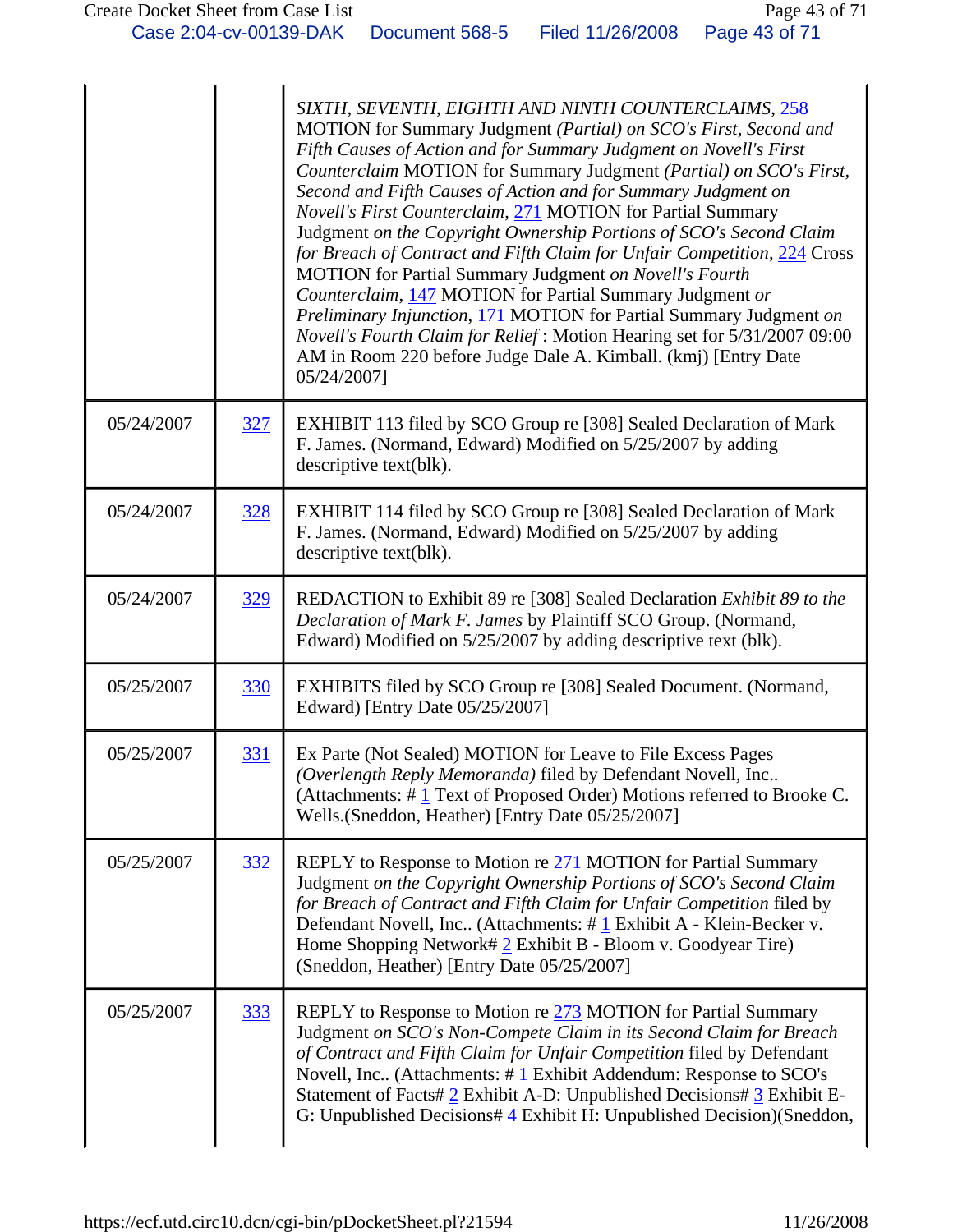| | | |
|---|---|---|
| | | *SIXTH, SEVENTH, EIGHTH AND NINTH COUNTERCLAIMS*, 258 MOTION for Summary Judgment *(Partial) on SCO's First, Second and Fifth Causes of Action and for Summary Judgment on Novell's First Counterclaim* MOTION for Summary Judgment *(Partial) on SCO's First, Second and Fifth Causes of Action and for Summary Judgment on Novell's First Counterclaim*, 271 MOTION for Partial Summary Judgment *on the Copyright Ownership Portions of SCO's Second Claim for Breach of Contract and Fifth Claim for Unfair Competition*, 224 Cross MOTION for Partial Summary Judgment *on Novell's Fourth Counterclaim*, 147 MOTION for Partial Summary Judgment *or Preliminary Injunction*, 171 MOTION for Partial Summary Judgment *on Novell's Fourth Claim for Relief* : Motion Hearing set for 5/31/2007 09:00 AM in Room 220 before Judge Dale A. Kimball. (kmj) [Entry Date 05/24/2007] |
| 05/24/2007 | 327 | EXHIBIT 113 filed by SCO Group re [308] Sealed Declaration of Mark F. James. (Normand, Edward) Modified on 5/25/2007 by adding descriptive text(blk). |
| 05/24/2007 | 328 | EXHIBIT 114 filed by SCO Group re [308] Sealed Declaration of Mark F. James. (Normand, Edward) Modified on 5/25/2007 by adding descriptive text(blk). |
| 05/24/2007 | 329 | REDACTION to Exhibit 89 re [308] Sealed Declaration *Exhibit 89 to the Declaration of Mark F. James* by Plaintiff SCO Group. (Normand, Edward) Modified on 5/25/2007 by adding descriptive text (blk). |
| 05/25/2007 | 330 | EXHIBITS filed by SCO Group re [308] Sealed Document. (Normand, Edward) [Entry Date 05/25/2007] |
| 05/25/2007 | 331 | Ex Parte (Not Sealed) MOTION for Leave to File Excess Pages *(Overlength Reply Memoranda)* filed by Defendant Novell, Inc.. (Attachments: # 1 Text of Proposed Order) Motions referred to Brooke C. Wells.(Sneddon, Heather) [Entry Date 05/25/2007] |
| 05/25/2007 | 332 | REPLY to Response to Motion re 271 MOTION for Partial Summary Judgment *on the Copyright Ownership Portions of SCO's Second Claim for Breach of Contract and Fifth Claim for Unfair Competition* filed by Defendant Novell, Inc.. (Attachments: # 1 Exhibit A - Klein-Becker v. Home Shopping Network# 2 Exhibit B - Bloom v. Goodyear Tire) (Sneddon, Heather) [Entry Date 05/25/2007] |
| 05/25/2007 | 333 | REPLY to Response to Motion re 273 MOTION for Partial Summary Judgment *on SCO's Non-Compete Claim in its Second Claim for Breach of Contract and Fifth Claim for Unfair Competition* filed by Defendant Novell, Inc.. (Attachments: # 1 Exhibit Addendum: Response to SCO's Statement of Facts# 2 Exhibit A-D: Unpublished Decisions# 3 Exhibit E-G: Unpublished Decisions# 4 Exhibit H: Unpublished Decision)(Sneddon, |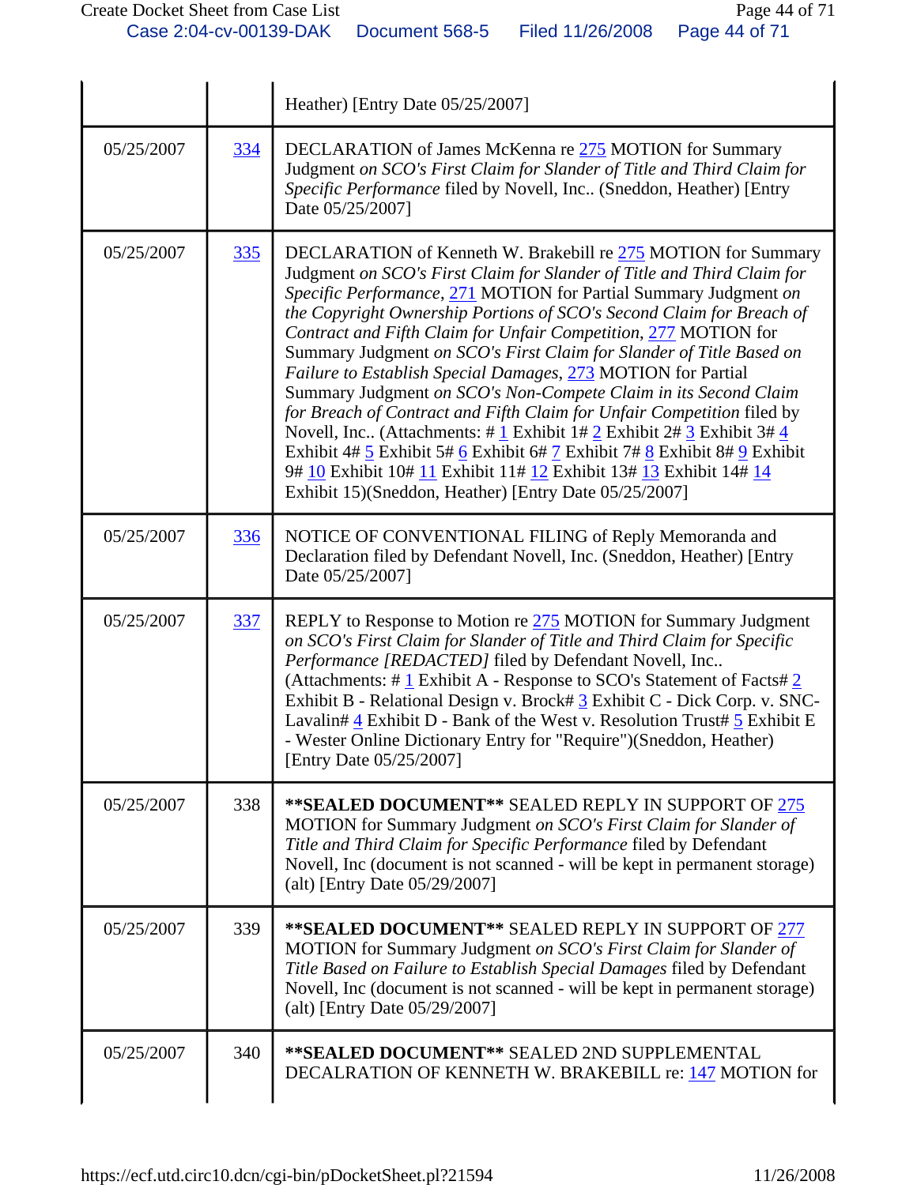| | | |
|---|---|---|
| | | Heather) [Entry Date 05/25/2007] |
| 05/25/2007 | 334 | DECLARATION of James McKenna re 275 MOTION for Summary Judgment *on SCO's First Claim for Slander of Title and Third Claim for Specific Performance* filed by Novell, Inc.. (Sneddon, Heather) [Entry Date 05/25/2007] |
| 05/25/2007 | 335 | DECLARATION of Kenneth W. Brakebill re 275 MOTION for Summary Judgment *on SCO's First Claim for Slander of Title and Third Claim for Specific Performance*, 271 MOTION for Partial Summary Judgment *on the Copyright Ownership Portions of SCO's Second Claim for Breach of Contract and Fifth Claim for Unfair Competition*, 277 MOTION for Summary Judgment *on SCO's First Claim for Slander of Title Based on Failure to Establish Special Damages*, 273 MOTION for Partial Summary Judgment *on SCO's Non-Compete Claim in its Second Claim for Breach of Contract and Fifth Claim for Unfair Competition* filed by Novell, Inc.. (Attachments: # 1 Exhibit 1# 2 Exhibit 2# 3 Exhibit 3# 4 Exhibit 4# 5 Exhibit 5# 6 Exhibit 6# 7 Exhibit 7# 8 Exhibit 8# 9 Exhibit 9# 10 Exhibit 10# 11 Exhibit 11# 12 Exhibit 13# 13 Exhibit 14# 14 Exhibit 15)(Sneddon, Heather) [Entry Date 05/25/2007] |
| 05/25/2007 | 336 | NOTICE OF CONVENTIONAL FILING of Reply Memoranda and Declaration filed by Defendant Novell, Inc. (Sneddon, Heather) [Entry Date 05/25/2007] |
| 05/25/2007 | 337 | REPLY to Response to Motion re 275 MOTION for Summary Judgment *on SCO's First Claim for Slander of Title and Third Claim for Specific Performance [REDACTED]* filed by Defendant Novell, Inc.. (Attachments: # 1 Exhibit A - Response to SCO's Statement of Facts# 2 Exhibit B - Relational Design v. Brock# 3 Exhibit C - Dick Corp. v. SNC-Lavalin# 4 Exhibit D - Bank of the West v. Resolution Trust# 5 Exhibit E - Wester Online Dictionary Entry for "Require")(Sneddon, Heather) [Entry Date 05/25/2007] |
| 05/25/2007 | 338 | **\*\*SEALED DOCUMENT\*\*** SEALED REPLY IN SUPPORT OF 275 MOTION for Summary Judgment *on SCO's First Claim for Slander of Title and Third Claim for Specific Performance* filed by Defendant Novell, Inc (document is not scanned - will be kept in permanent storage) (alt) [Entry Date 05/29/2007] |
| 05/25/2007 | 339 | **\*\*SEALED DOCUMENT\*\*** SEALED REPLY IN SUPPORT OF 277 MOTION for Summary Judgment *on SCO's First Claim for Slander of Title Based on Failure to Establish Special Damages* filed by Defendant Novell, Inc (document is not scanned - will be kept in permanent storage) (alt) [Entry Date 05/29/2007] |
| 05/25/2007 | 340 | **\*\*SEALED DOCUMENT\*\*** SEALED 2ND SUPPLEMENTAL DECALRATION OF KENNETH W. BRAKEBILL re: 147 MOTION for |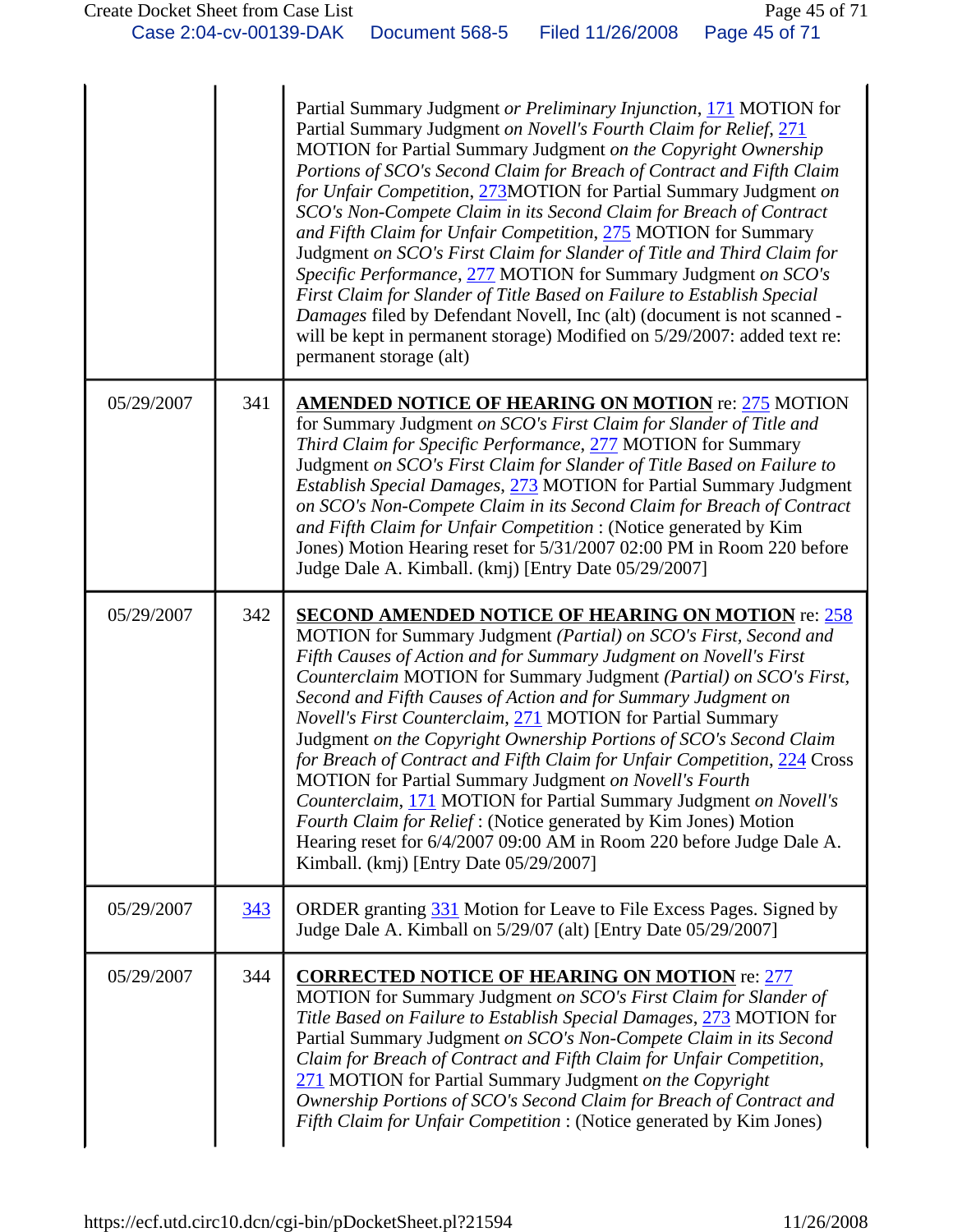| | | |
|---|---|---|
| | | Partial Summary Judgment *or Preliminary Injunction*, 171 MOTION for Partial Summary Judgment *on Novell's Fourth Claim for Relief*, 271 MOTION for Partial Summary Judgment *on the Copyright Ownership Portions of SCO's Second Claim for Breach of Contract and Fifth Claim for Unfair Competition*, 273MOTION for Partial Summary Judgment *on SCO's Non-Compete Claim in its Second Claim for Breach of Contract and Fifth Claim for Unfair Competition*, 275 MOTION for Summary Judgment *on SCO's First Claim for Slander of Title and Third Claim for Specific Performance*, 277 MOTION for Summary Judgment *on SCO's First Claim for Slander of Title Based on Failure to Establish Special Damages* filed by Defendant Novell, Inc (alt) (document is not scanned - will be kept in permanent storage) Modified on 5/29/2007: added text re: permanent storage (alt) |
| 05/29/2007 | 341 | **AMENDED NOTICE OF HEARING ON MOTION** re: 275 MOTION for Summary Judgment *on SCO's First Claim for Slander of Title and Third Claim for Specific Performance*, 277 MOTION for Summary Judgment *on SCO's First Claim for Slander of Title Based on Failure to Establish Special Damages*, 273 MOTION for Partial Summary Judgment *on SCO's Non-Compete Claim in its Second Claim for Breach of Contract and Fifth Claim for Unfair Competition* : (Notice generated by Kim Jones) Motion Hearing reset for 5/31/2007 02:00 PM in Room 220 before Judge Dale A. Kimball. (kmj) [Entry Date 05/29/2007] |
| 05/29/2007 | 342 | **SECOND AMENDED NOTICE OF HEARING ON MOTION** re: 258 MOTION for Summary Judgment *(Partial) on SCO's First, Second and Fifth Causes of Action and for Summary Judgment on Novell's First Counterclaim* MOTION for Summary Judgment *(Partial) on SCO's First, Second and Fifth Causes of Action and for Summary Judgment on Novell's First Counterclaim*, 271 MOTION for Partial Summary Judgment *on the Copyright Ownership Portions of SCO's Second Claim for Breach of Contract and Fifth Claim for Unfair Competition*, 224 Cross MOTION for Partial Summary Judgment *on Novell's Fourth Counterclaim*, 171 MOTION for Partial Summary Judgment *on Novell's Fourth Claim for Relief* : (Notice generated by Kim Jones) Motion Hearing reset for 6/4/2007 09:00 AM in Room 220 before Judge Dale A. Kimball. (kmj) [Entry Date 05/29/2007] |
| 05/29/2007 | 343 | ORDER granting 331 Motion for Leave to File Excess Pages. Signed by Judge Dale A. Kimball on 5/29/07 (alt) [Entry Date 05/29/2007] |
| 05/29/2007 | 344 | **CORRECTED NOTICE OF HEARING ON MOTION** re: 277 MOTION for Summary Judgment *on SCO's First Claim for Slander of Title Based on Failure to Establish Special Damages*, 273 MOTION for Partial Summary Judgment *on SCO's Non-Compete Claim in its Second Claim for Breach of Contract and Fifth Claim for Unfair Competition*, 271 MOTION for Partial Summary Judgment *on the Copyright Ownership Portions of SCO's Second Claim for Breach of Contract and Fifth Claim for Unfair Competition* : (Notice generated by Kim Jones) |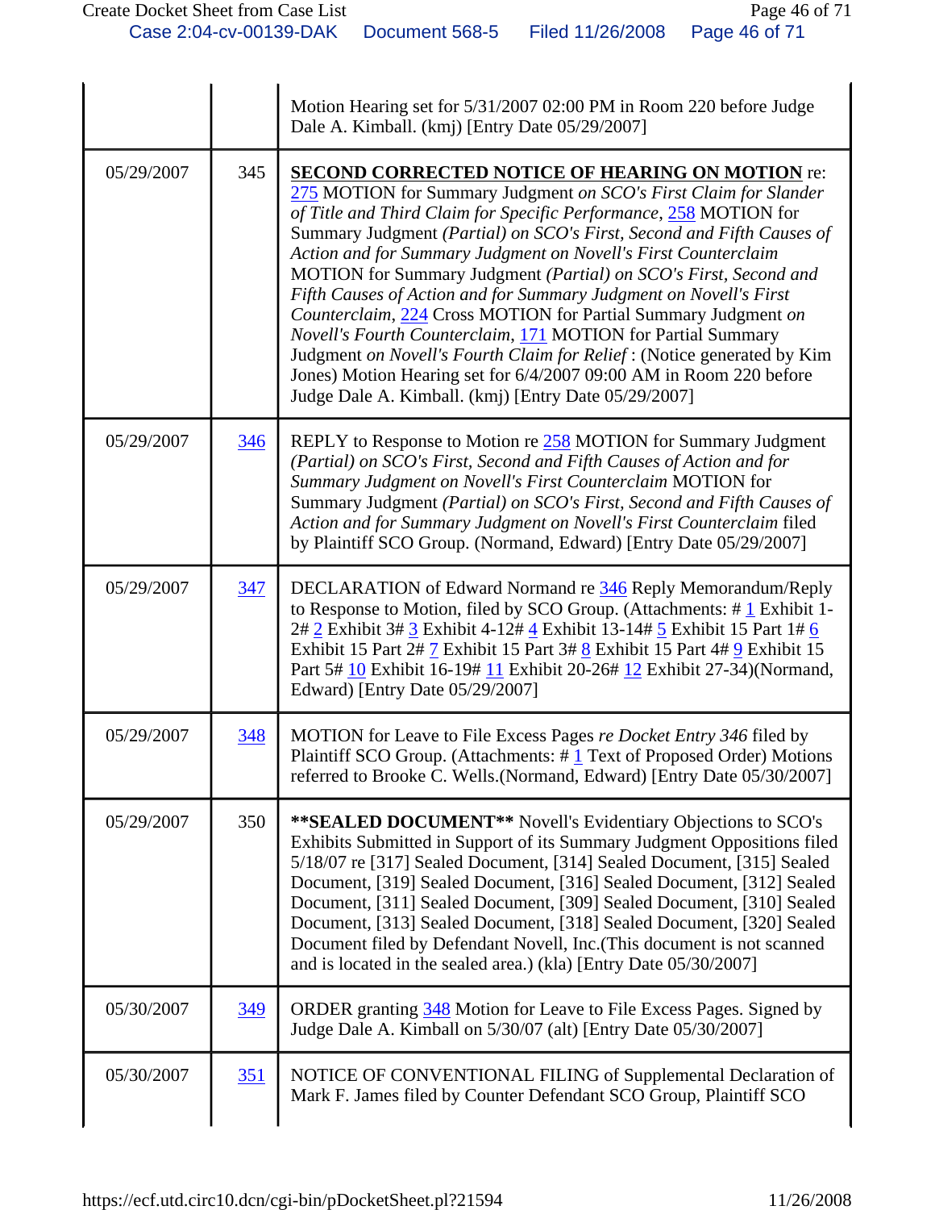| | | |
|---|---|---|
| | | Motion Hearing set for 5/31/2007 02:00 PM in Room 220 before Judge Dale A. Kimball. (kmj) [Entry Date 05/29/2007] |
| 05/29/2007 | 345 | **SECOND CORRECTED NOTICE OF HEARING ON MOTION** re: 275 MOTION for Summary Judgment *on SCO's First Claim for Slander of Title and Third Claim for Specific Performance*, 258 MOTION for Summary Judgment *(Partial) on SCO's First, Second and Fifth Causes of Action and for Summary Judgment on Novell's First Counterclaim* MOTION for Summary Judgment *(Partial) on SCO's First, Second and Fifth Causes of Action and for Summary Judgment on Novell's First Counterclaim*, 224 Cross MOTION for Partial Summary Judgment *on Novell's Fourth Counterclaim*, 171 MOTION for Partial Summary Judgment *on Novell's Fourth Claim for Relief* : (Notice generated by Kim Jones) Motion Hearing set for 6/4/2007 09:00 AM in Room 220 before Judge Dale A. Kimball. (kmj) [Entry Date 05/29/2007] |
| 05/29/2007 | 346 | REPLY to Response to Motion re 258 MOTION for Summary Judgment *(Partial) on SCO's First, Second and Fifth Causes of Action and for Summary Judgment on Novell's First Counterclaim* MOTION for Summary Judgment *(Partial) on SCO's First, Second and Fifth Causes of Action and for Summary Judgment on Novell's First Counterclaim* filed by Plaintiff SCO Group. (Normand, Edward) [Entry Date 05/29/2007] |
| 05/29/2007 | 347 | DECLARATION of Edward Normand re 346 Reply Memorandum/Reply to Response to Motion, filed by SCO Group. (Attachments: # 1 Exhibit 1-2# 2 Exhibit 3# 3 Exhibit 4-12# 4 Exhibit 13-14# 5 Exhibit 15 Part 1# 6 Exhibit 15 Part 2# 7 Exhibit 15 Part 3# 8 Exhibit 15 Part 4# 9 Exhibit 15 Part 5# 10 Exhibit 16-19# 11 Exhibit 20-26# 12 Exhibit 27-34)(Normand, Edward) [Entry Date 05/29/2007] |
| 05/29/2007 | 348 | MOTION for Leave to File Excess Pages *re Docket Entry 346* filed by Plaintiff SCO Group. (Attachments: # 1 Text of Proposed Order) Motions referred to Brooke C. Wells.(Normand, Edward) [Entry Date 05/30/2007] |
| 05/29/2007 | 350 | **\*\*SEALED DOCUMENT\*\*** Novell's Evidentiary Objections to SCO's Exhibits Submitted in Support of its Summary Judgment Oppositions filed 5/18/07 re [317] Sealed Document, [314] Sealed Document, [315] Sealed Document, [319] Sealed Document, [316] Sealed Document, [312] Sealed Document, [311] Sealed Document, [309] Sealed Document, [310] Sealed Document, [313] Sealed Document, [318] Sealed Document, [320] Sealed Document filed by Defendant Novell, Inc.(This document is not scanned and is located in the sealed area.) (kla) [Entry Date 05/30/2007] |
| 05/30/2007 | 349 | ORDER granting 348 Motion for Leave to File Excess Pages. Signed by Judge Dale A. Kimball on 5/30/07 (alt) [Entry Date 05/30/2007] |
| 05/30/2007 | 351 | NOTICE OF CONVENTIONAL FILING of Supplemental Declaration of Mark F. James filed by Counter Defendant SCO Group, Plaintiff SCO |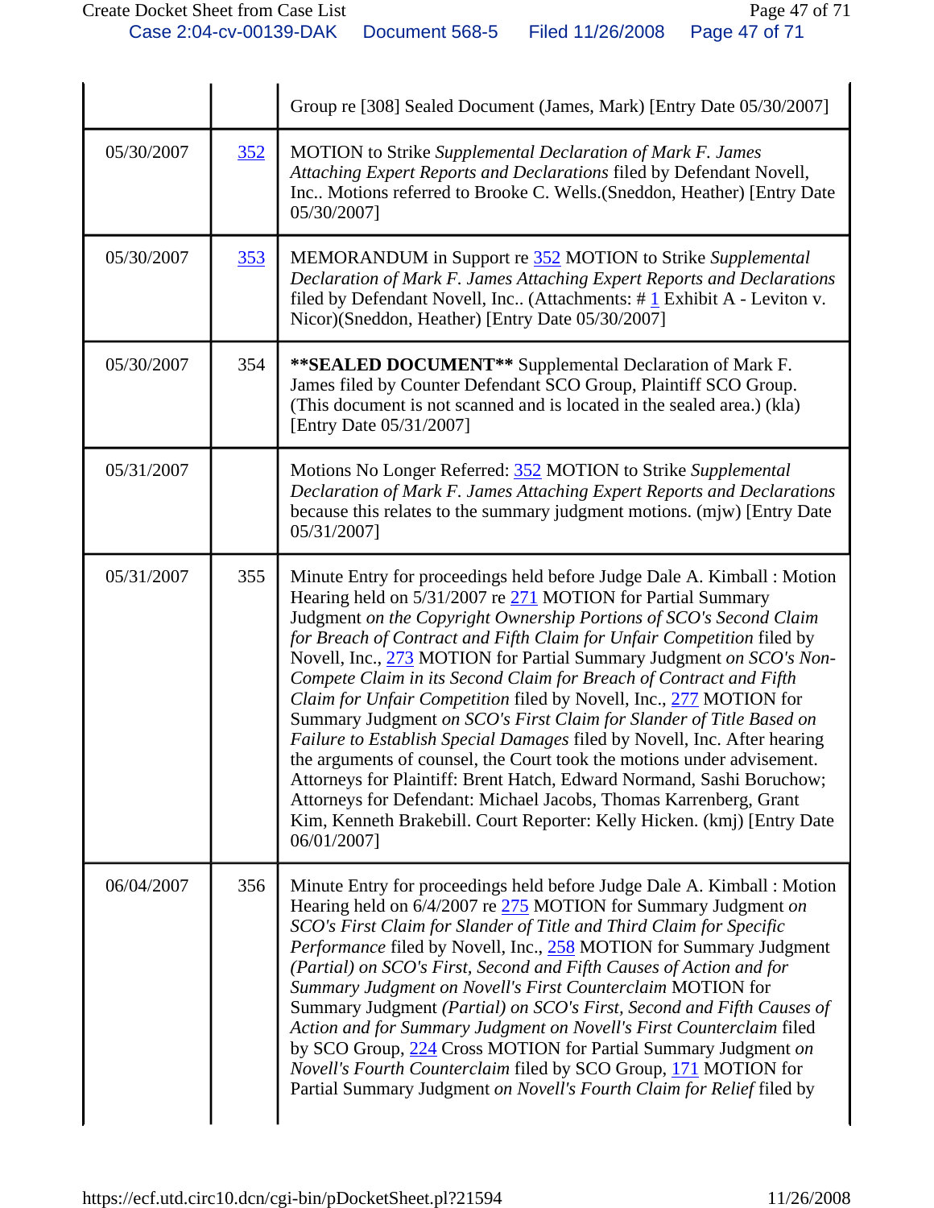| | | |
|---|---|---|
| | | Group re [308] Sealed Document (James, Mark) [Entry Date 05/30/2007] |
| 05/30/2007 | 352 | MOTION to Strike *Supplemental Declaration of Mark F. James Attaching Expert Reports and Declarations* filed by Defendant Novell, Inc.. Motions referred to Brooke C. Wells.(Sneddon, Heather) [Entry Date 05/30/2007] |
| 05/30/2007 | 353 | MEMORANDUM in Support re 352 MOTION to Strike *Supplemental Declaration of Mark F. James Attaching Expert Reports and Declarations* filed by Defendant Novell, Inc.. (Attachments: # 1 Exhibit A - Leviton v. Nicor)(Sneddon, Heather) [Entry Date 05/30/2007] |
| 05/30/2007 | 354 | **\*\*SEALED DOCUMENT\*\*** Supplemental Declaration of Mark F. James filed by Counter Defendant SCO Group, Plaintiff SCO Group. (This document is not scanned and is located in the sealed area.) (kla) [Entry Date 05/31/2007] |
| 05/31/2007 | | Motions No Longer Referred: 352 MOTION to Strike *Supplemental Declaration of Mark F. James Attaching Expert Reports and Declarations* because this relates to the summary judgment motions. (mjw) [Entry Date 05/31/2007] |
| 05/31/2007 | 355 | Minute Entry for proceedings held before Judge Dale A. Kimball : Motion Hearing held on 5/31/2007 re 271 MOTION for Partial Summary Judgment *on the Copyright Ownership Portions of SCO's Second Claim for Breach of Contract and Fifth Claim for Unfair Competition* filed by Novell, Inc., 273 MOTION for Partial Summary Judgment *on SCO's Non-Compete Claim in its Second Claim for Breach of Contract and Fifth Claim for Unfair Competition* filed by Novell, Inc., 277 MOTION for Summary Judgment *on SCO's First Claim for Slander of Title Based on Failure to Establish Special Damages* filed by Novell, Inc. After hearing the arguments of counsel, the Court took the motions under advisement. Attorneys for Plaintiff: Brent Hatch, Edward Normand, Sashi Boruchow; Attorneys for Defendant: Michael Jacobs, Thomas Karrenberg, Grant Kim, Kenneth Brakebill. Court Reporter: Kelly Hicken. (kmj) [Entry Date 06/01/2007] |
| 06/04/2007 | 356 | Minute Entry for proceedings held before Judge Dale A. Kimball : Motion Hearing held on 6/4/2007 re 275 MOTION for Summary Judgment *on SCO's First Claim for Slander of Title and Third Claim for Specific Performance* filed by Novell, Inc., 258 MOTION for Summary Judgment *(Partial) on SCO's First, Second and Fifth Causes of Action and for Summary Judgment on Novell's First Counterclaim* MOTION for Summary Judgment *(Partial) on SCO's First, Second and Fifth Causes of Action and for Summary Judgment on Novell's First Counterclaim* filed by SCO Group, 224 Cross MOTION for Partial Summary Judgment *on Novell's Fourth Counterclaim* filed by SCO Group, 171 MOTION for Partial Summary Judgment *on Novell's Fourth Claim for Relief* filed by |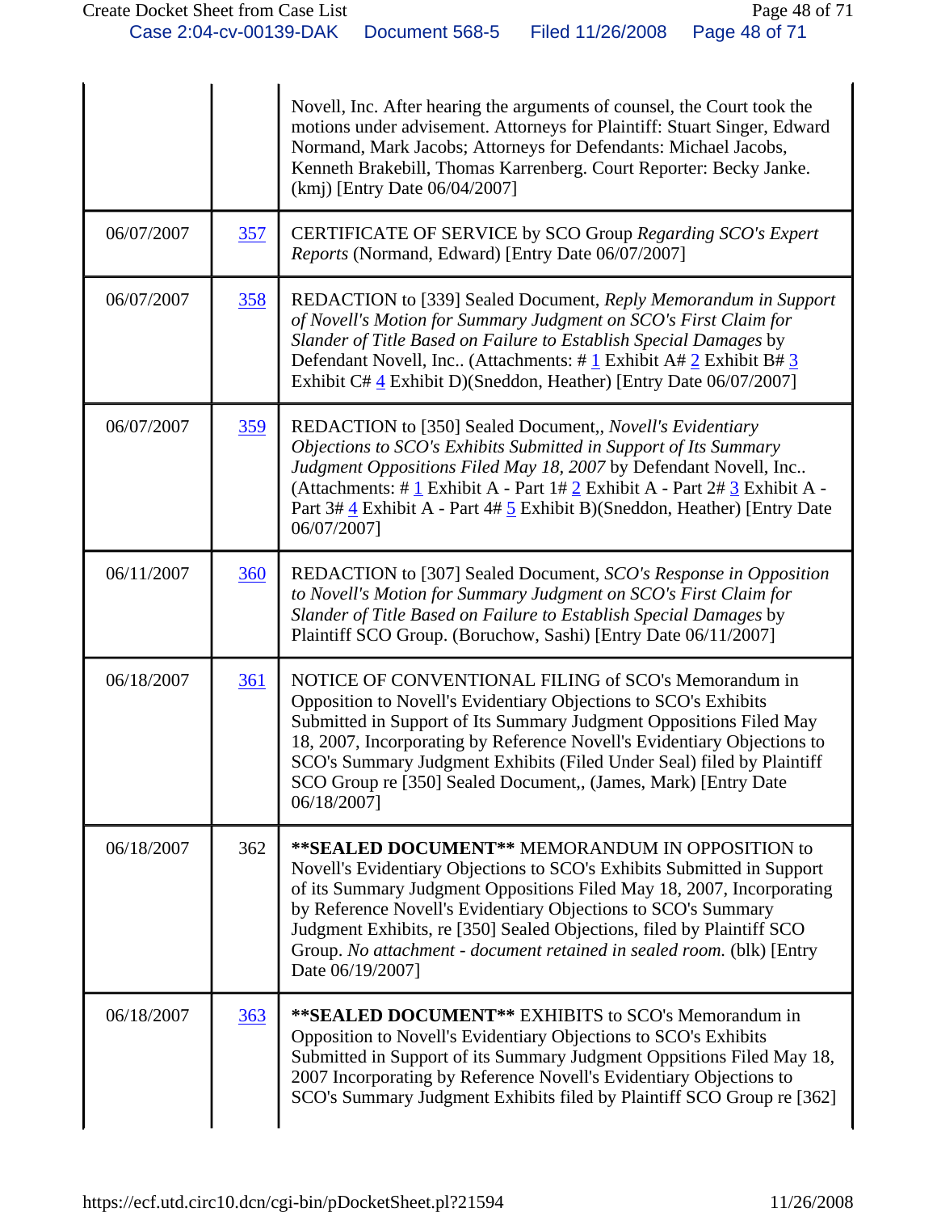| | | |
|---|---|---|
| | | Novell, Inc. After hearing the arguments of counsel, the Court took the motions under advisement. Attorneys for Plaintiff: Stuart Singer, Edward Normand, Mark Jacobs; Attorneys for Defendants: Michael Jacobs, Kenneth Brakebill, Thomas Karrenberg. Court Reporter: Becky Janke. (kmj) [Entry Date 06/04/2007] |
| 06/07/2007 | 357 | CERTIFICATE OF SERVICE by SCO Group *Regarding SCO's Expert Reports* (Normand, Edward) [Entry Date 06/07/2007] |
| 06/07/2007 | 358 | REDACTION to [339] Sealed Document, *Reply Memorandum in Support of Novell's Motion for Summary Judgment on SCO's First Claim for Slander of Title Based on Failure to Establish Special Damages* by Defendant Novell, Inc.. (Attachments: # 1 Exhibit A# 2 Exhibit B# 3 Exhibit C# 4 Exhibit D)(Sneddon, Heather) [Entry Date 06/07/2007] |
| 06/07/2007 | 359 | REDACTION to [350] Sealed Document,, *Novell's Evidentiary Objections to SCO's Exhibits Submitted in Support of Its Summary Judgment Oppositions Filed May 18, 2007* by Defendant Novell, Inc.. (Attachments: # 1 Exhibit A - Part 1# 2 Exhibit A - Part 2# 3 Exhibit A - Part 3# 4 Exhibit A - Part 4# 5 Exhibit B)(Sneddon, Heather) [Entry Date 06/07/2007] |
| 06/11/2007 | 360 | REDACTION to [307] Sealed Document, *SCO's Response in Opposition to Novell's Motion for Summary Judgment on SCO's First Claim for Slander of Title Based on Failure to Establish Special Damages* by Plaintiff SCO Group. (Boruchow, Sashi) [Entry Date 06/11/2007] |
| 06/18/2007 | 361 | NOTICE OF CONVENTIONAL FILING of SCO's Memorandum in Opposition to Novell's Evidentiary Objections to SCO's Exhibits Submitted in Support of Its Summary Judgment Oppositions Filed May 18, 2007, Incorporating by Reference Novell's Evidentiary Objections to SCO's Summary Judgment Exhibits (Filed Under Seal) filed by Plaintiff SCO Group re [350] Sealed Document,, (James, Mark) [Entry Date 06/18/2007] |
| 06/18/2007 | 362 | **\*\*SEALED DOCUMENT\*\*** MEMORANDUM IN OPPOSITION to Novell's Evidentiary Objections to SCO's Exhibits Submitted in Support of its Summary Judgment Oppositions Filed May 18, 2007, Incorporating by Reference Novell's Evidentiary Objections to SCO's Summary Judgment Exhibits, re [350] Sealed Objections, filed by Plaintiff SCO Group. *No attachment - document retained in sealed room.* (blk) [Entry Date 06/19/2007] |
| 06/18/2007 | 363 | **\*\*SEALED DOCUMENT\*\*** EXHIBITS to SCO's Memorandum in Opposition to Novell's Evidentiary Objections to SCO's Exhibits Submitted in Support of its Summary Judgment Oppsitions Filed May 18, 2007 Incorporating by Reference Novell's Evidentiary Objections to SCO's Summary Judgment Exhibits filed by Plaintiff SCO Group re [362] |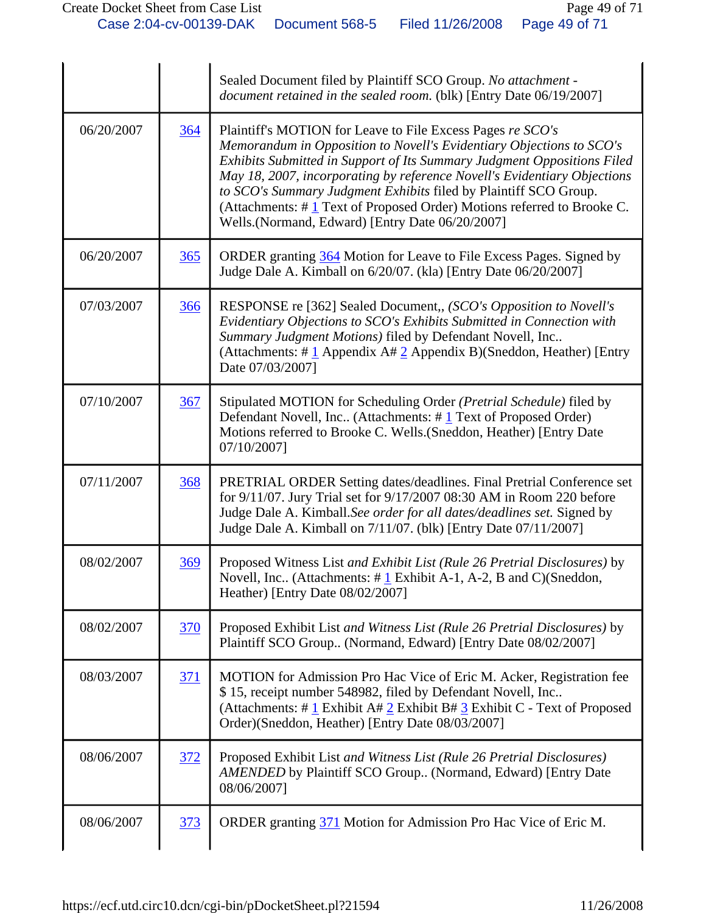| | | |
|---|---|---|
| | | Sealed Document filed by Plaintiff SCO Group. *No attachment - document retained in the sealed room.* (blk) [Entry Date 06/19/2007] |
| 06/20/2007 | 364 | Plaintiff's MOTION for Leave to File Excess Pages *re SCO's Memorandum in Opposition to Novell's Evidentiary Objections to SCO's Exhibits Submitted in Support of Its Summary Judgment Oppositions Filed May 18, 2007, incorporating by reference Novell's Evidentiary Objections to SCO's Summary Judgment Exhibits* filed by Plaintiff SCO Group. (Attachments: # 1 Text of Proposed Order) Motions referred to Brooke C. Wells.(Normand, Edward) [Entry Date 06/20/2007] |
| 06/20/2007 | 365 | ORDER granting 364 Motion for Leave to File Excess Pages. Signed by Judge Dale A. Kimball on 6/20/07. (kla) [Entry Date 06/20/2007] |
| 07/03/2007 | 366 | RESPONSE re [362] Sealed Document,, *(SCO's Opposition to Novell's Evidentiary Objections to SCO's Exhibits Submitted in Connection with Summary Judgment Motions)* filed by Defendant Novell, Inc.. (Attachments: # 1 Appendix A# 2 Appendix B)(Sneddon, Heather) [Entry Date 07/03/2007] |
| 07/10/2007 | 367 | Stipulated MOTION for Scheduling Order *(Pretrial Schedule)* filed by Defendant Novell, Inc.. (Attachments: # 1 Text of Proposed Order) Motions referred to Brooke C. Wells.(Sneddon, Heather) [Entry Date 07/10/2007] |
| 07/11/2007 | 368 | PRETRIAL ORDER Setting dates/deadlines. Final Pretrial Conference set for 9/11/07. Jury Trial set for 9/17/2007 08:30 AM in Room 220 before Judge Dale A. Kimball.*See order for all dates/deadlines set.* Signed by Judge Dale A. Kimball on 7/11/07. (blk) [Entry Date 07/11/2007] |
| 08/02/2007 | 369 | Proposed Witness List *and Exhibit List (Rule 26 Pretrial Disclosures)* by Novell, Inc.. (Attachments: # 1 Exhibit A-1, A-2, B and C)(Sneddon, Heather) [Entry Date 08/02/2007] |
| 08/02/2007 | 370 | Proposed Exhibit List *and Witness List (Rule 26 Pretrial Disclosures)* by Plaintiff SCO Group.. (Normand, Edward) [Entry Date 08/02/2007] |
| 08/03/2007 | 371 | MOTION for Admission Pro Hac Vice of Eric M. Acker, Registration fee $ 15, receipt number 548982, filed by Defendant Novell, Inc.. (Attachments: # 1 Exhibit A# 2 Exhibit B# 3 Exhibit C - Text of Proposed Order)(Sneddon, Heather) [Entry Date 08/03/2007] |
| 08/06/2007 | 372 | Proposed Exhibit List *and Witness List (Rule 26 Pretrial Disclosures) AMENDED* by Plaintiff SCO Group.. (Normand, Edward) [Entry Date 08/06/2007] |
| 08/06/2007 | 373 | ORDER granting 371 Motion for Admission Pro Hac Vice of Eric M. |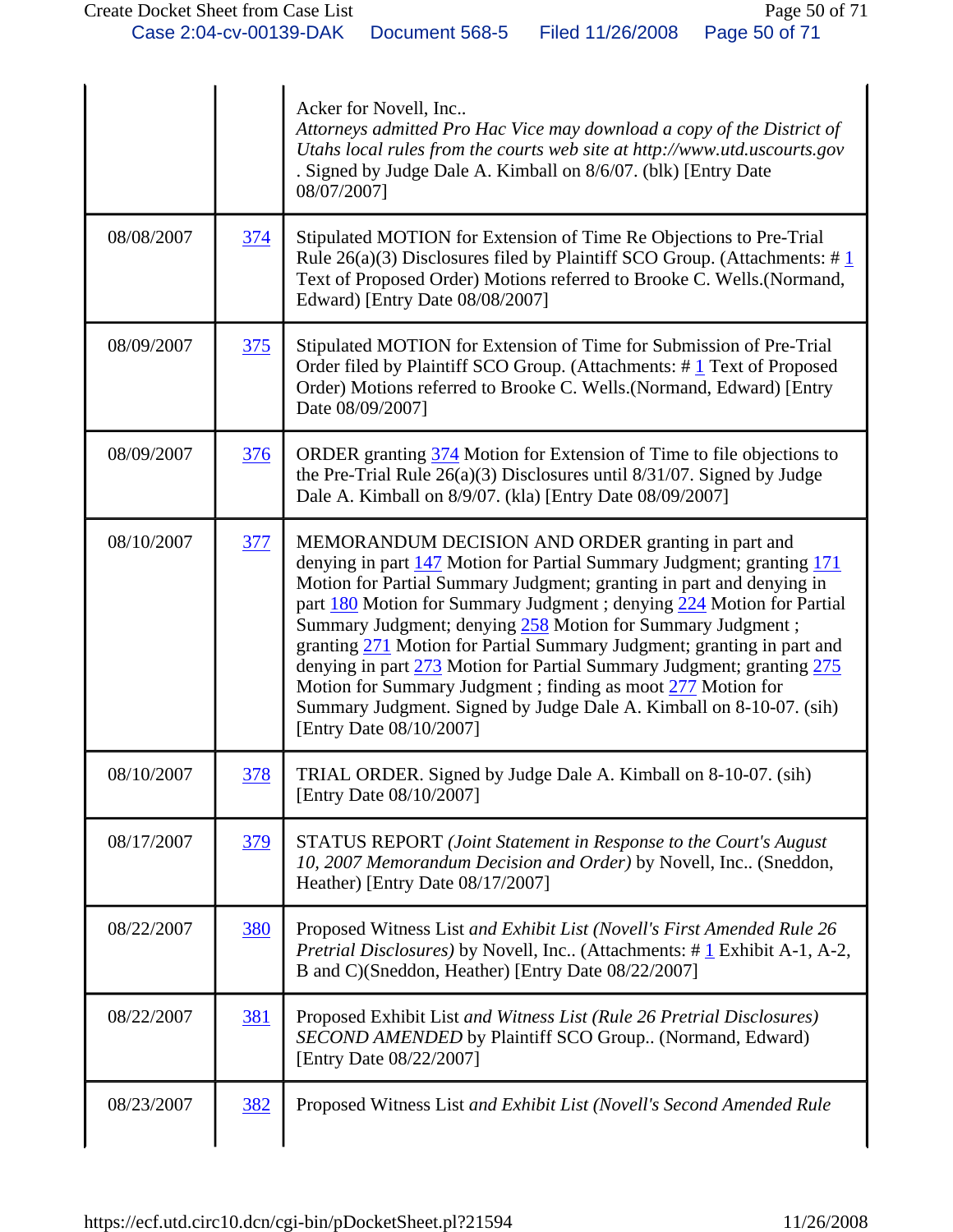| | | |
|---|---|---|
| | | Acker for Novell, Inc.. *Attorneys admitted Pro Hac Vice may download a copy of the District of Utahs local rules from the courts web site at http://www.utd.uscourts.gov* . Signed by Judge Dale A. Kimball on 8/6/07. (blk) [Entry Date 08/07/2007] |
| 08/08/2007 | 374 | Stipulated MOTION for Extension of Time Re Objections to Pre-Trial Rule 26(a)(3) Disclosures filed by Plaintiff SCO Group. (Attachments: # 1 Text of Proposed Order) Motions referred to Brooke C. Wells.(Normand, Edward) [Entry Date 08/08/2007] |
| 08/09/2007 | 375 | Stipulated MOTION for Extension of Time for Submission of Pre-Trial Order filed by Plaintiff SCO Group. (Attachments: # 1 Text of Proposed Order) Motions referred to Brooke C. Wells.(Normand, Edward) [Entry Date 08/09/2007] |
| 08/09/2007 | 376 | ORDER granting 374 Motion for Extension of Time to file objections to the Pre-Trial Rule 26(a)(3) Disclosures until 8/31/07. Signed by Judge Dale A. Kimball on 8/9/07. (kla) [Entry Date 08/09/2007] |
| 08/10/2007 | 377 | MEMORANDUM DECISION AND ORDER granting in part and denying in part 147 Motion for Partial Summary Judgment; granting 171 Motion for Partial Summary Judgment; granting in part and denying in part 180 Motion for Summary Judgment ; denying 224 Motion for Partial Summary Judgment; denying 258 Motion for Summary Judgment ; granting 271 Motion for Partial Summary Judgment; granting in part and denying in part 273 Motion for Partial Summary Judgment; granting 275 Motion for Summary Judgment ; finding as moot 277 Motion for Summary Judgment. Signed by Judge Dale A. Kimball on 8-10-07. (sih) [Entry Date 08/10/2007] |
| 08/10/2007 | 378 | TRIAL ORDER. Signed by Judge Dale A. Kimball on 8-10-07. (sih) [Entry Date 08/10/2007] |
| 08/17/2007 | 379 | STATUS REPORT *(Joint Statement in Response to the Court's August 10, 2007 Memorandum Decision and Order)* by Novell, Inc.. (Sneddon, Heather) [Entry Date 08/17/2007] |
| 08/22/2007 | 380 | Proposed Witness List *and Exhibit List (Novell's First Amended Rule 26 Pretrial Disclosures)* by Novell, Inc.. (Attachments: # 1 Exhibit A-1, A-2, B and C)(Sneddon, Heather) [Entry Date 08/22/2007] |
| 08/22/2007 | 381 | Proposed Exhibit List *and Witness List (Rule 26 Pretrial Disclosures) SECOND AMENDED* by Plaintiff SCO Group.. (Normand, Edward) [Entry Date 08/22/2007] |
| 08/23/2007 | 382 | Proposed Witness List *and Exhibit List (Novell's Second Amended Rule* |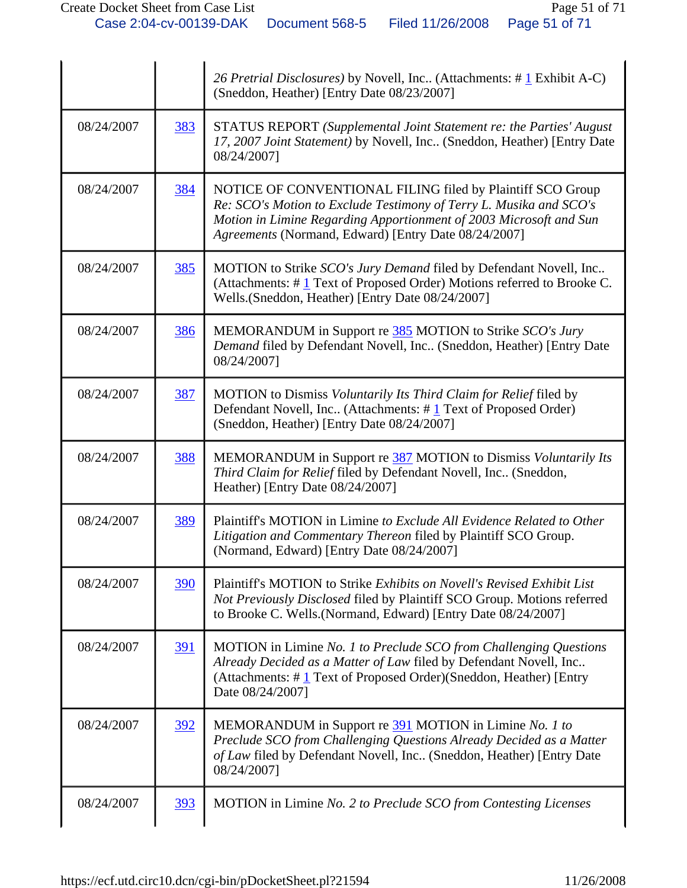| | | |
|---|---|---|
| | | *26 Pretrial Disclosures)* by Novell, Inc.. (Attachments: # 1 Exhibit A-C) (Sneddon, Heather) [Entry Date 08/23/2007] |
| 08/24/2007 | 383 | STATUS REPORT *(Supplemental Joint Statement re: the Parties' August 17, 2007 Joint Statement)* by Novell, Inc.. (Sneddon, Heather) [Entry Date 08/24/2007] |
| 08/24/2007 | 384 | NOTICE OF CONVENTIONAL FILING filed by Plaintiff SCO Group *Re: SCO's Motion to Exclude Testimony of Terry L. Musika and SCO's Motion in Limine Regarding Apportionment of 2003 Microsoft and Sun Agreements* (Normand, Edward) [Entry Date 08/24/2007] |
| 08/24/2007 | 385 | MOTION to Strike *SCO's Jury Demand* filed by Defendant Novell, Inc.. (Attachments: # 1 Text of Proposed Order) Motions referred to Brooke C. Wells.(Sneddon, Heather) [Entry Date 08/24/2007] |
| 08/24/2007 | 386 | MEMORANDUM in Support re 385 MOTION to Strike *SCO's Jury Demand* filed by Defendant Novell, Inc.. (Sneddon, Heather) [Entry Date 08/24/2007] |
| 08/24/2007 | 387 | MOTION to Dismiss *Voluntarily Its Third Claim for Relief* filed by Defendant Novell, Inc.. (Attachments: # 1 Text of Proposed Order) (Sneddon, Heather) [Entry Date 08/24/2007] |
| 08/24/2007 | 388 | MEMORANDUM in Support re 387 MOTION to Dismiss *Voluntarily Its Third Claim for Relief* filed by Defendant Novell, Inc.. (Sneddon, Heather) [Entry Date 08/24/2007] |
| 08/24/2007 | 389 | Plaintiff's MOTION in Limine *to Exclude All Evidence Related to Other Litigation and Commentary Thereon* filed by Plaintiff SCO Group. (Normand, Edward) [Entry Date 08/24/2007] |
| 08/24/2007 | 390 | Plaintiff's MOTION to Strike *Exhibits on Novell's Revised Exhibit List Not Previously Disclosed* filed by Plaintiff SCO Group. Motions referred to Brooke C. Wells.(Normand, Edward) [Entry Date 08/24/2007] |
| 08/24/2007 | 391 | MOTION in Limine *No. 1 to Preclude SCO from Challenging Questions Already Decided as a Matter of Law* filed by Defendant Novell, Inc.. (Attachments: # 1 Text of Proposed Order)(Sneddon, Heather) [Entry Date 08/24/2007] |
| 08/24/2007 | 392 | MEMORANDUM in Support re 391 MOTION in Limine *No. 1 to Preclude SCO from Challenging Questions Already Decided as a Matter of Law* filed by Defendant Novell, Inc.. (Sneddon, Heather) [Entry Date 08/24/2007] |
| 08/24/2007 | 393 | MOTION in Limine *No. 2 to Preclude SCO from Contesting Licenses* |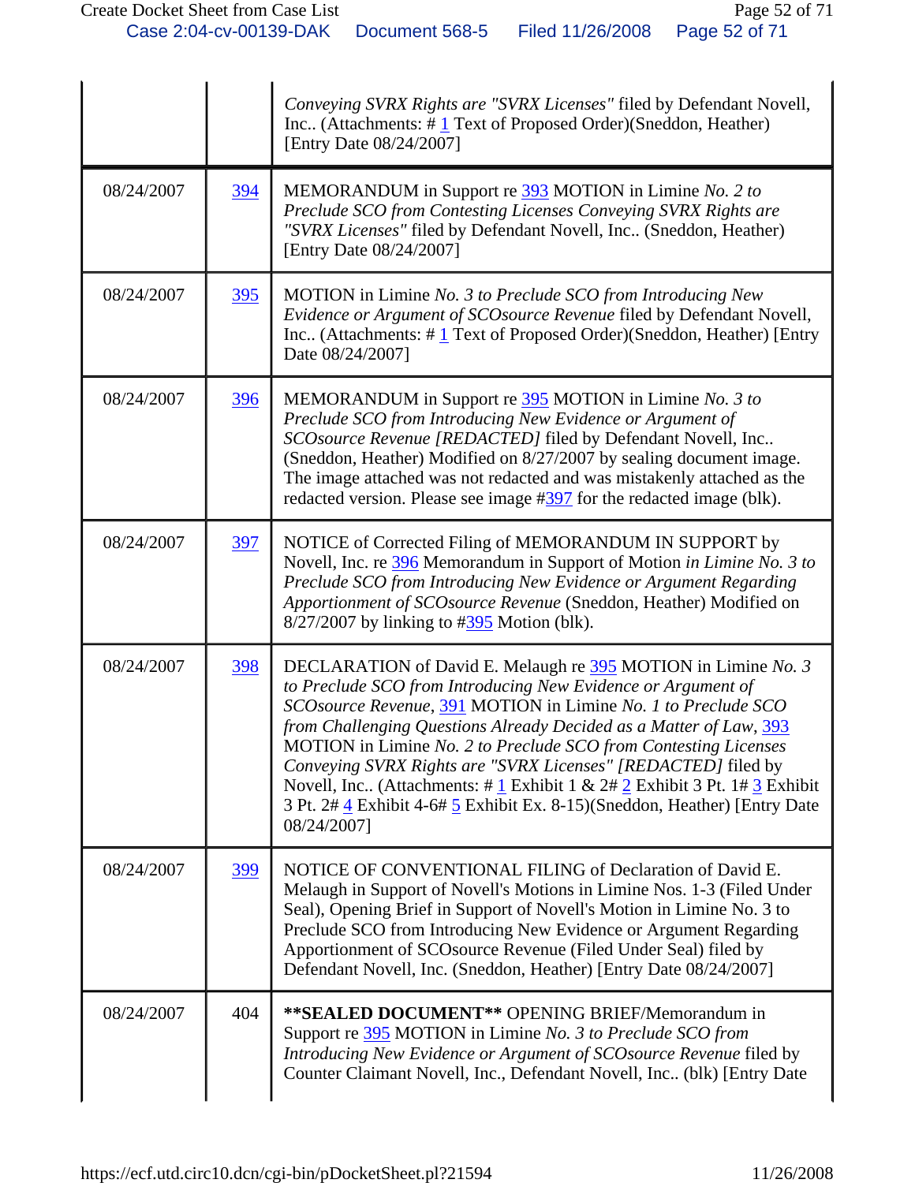| | | |
|---|---|---|
| | | *Conveying SVRX Rights are "SVRX Licenses"* filed by Defendant Novell, Inc.. (Attachments: # 1 Text of Proposed Order)(Sneddon, Heather) [Entry Date 08/24/2007] |
| 08/24/2007 | 394 | MEMORANDUM in Support re 393 MOTION in Limine *No. 2 to Preclude SCO from Contesting Licenses Conveying SVRX Rights are "SVRX Licenses"* filed by Defendant Novell, Inc.. (Sneddon, Heather) [Entry Date 08/24/2007] |
| 08/24/2007 | 395 | MOTION in Limine *No. 3 to Preclude SCO from Introducing New Evidence or Argument of SCOsource Revenue* filed by Defendant Novell, Inc.. (Attachments: # 1 Text of Proposed Order)(Sneddon, Heather) [Entry Date 08/24/2007] |
| 08/24/2007 | 396 | MEMORANDUM in Support re 395 MOTION in Limine *No. 3 to Preclude SCO from Introducing New Evidence or Argument of SCOsource Revenue [REDACTED]* filed by Defendant Novell, Inc.. (Sneddon, Heather) Modified on 8/27/2007 by sealing document image. The image attached was not redacted and was mistakenly attached as the redacted version. Please see image #397 for the redacted image (blk). |
| 08/24/2007 | 397 | NOTICE of Corrected Filing of MEMORANDUM IN SUPPORT by Novell, Inc. re 396 Memorandum in Support of Motion *in Limine No. 3 to Preclude SCO from Introducing New Evidence or Argument Regarding Apportionment of SCOsource Revenue* (Sneddon, Heather) Modified on 8/27/2007 by linking to #395 Motion (blk). |
| 08/24/2007 | 398 | DECLARATION of David E. Melaugh re 395 MOTION in Limine *No. 3 to Preclude SCO from Introducing New Evidence or Argument of SCOsource Revenue*, 391 MOTION in Limine *No. 1 to Preclude SCO from Challenging Questions Already Decided as a Matter of Law*, 393 MOTION in Limine *No. 2 to Preclude SCO from Contesting Licenses Conveying SVRX Rights are "SVRX Licenses" [REDACTED]* filed by Novell, Inc.. (Attachments: # 1 Exhibit 1 & 2# 2 Exhibit 3 Pt. 1# 3 Exhibit 3 Pt. 2# 4 Exhibit 4-6# 5 Exhibit Ex. 8-15)(Sneddon, Heather) [Entry Date 08/24/2007] |
| 08/24/2007 | 399 | NOTICE OF CONVENTIONAL FILING of Declaration of David E. Melaugh in Support of Novell's Motions in Limine Nos. 1-3 (Filed Under Seal), Opening Brief in Support of Novell's Motion in Limine No. 3 to Preclude SCO from Introducing New Evidence or Argument Regarding Apportionment of SCOsource Revenue (Filed Under Seal) filed by Defendant Novell, Inc. (Sneddon, Heather) [Entry Date 08/24/2007] |
| 08/24/2007 | 404 | **\*\*SEALED DOCUMENT\*\*** OPENING BRIEF/Memorandum in Support re 395 MOTION in Limine *No. 3 to Preclude SCO from Introducing New Evidence or Argument of SCOsource Revenue* filed by Counter Claimant Novell, Inc., Defendant Novell, Inc.. (blk) [Entry Date |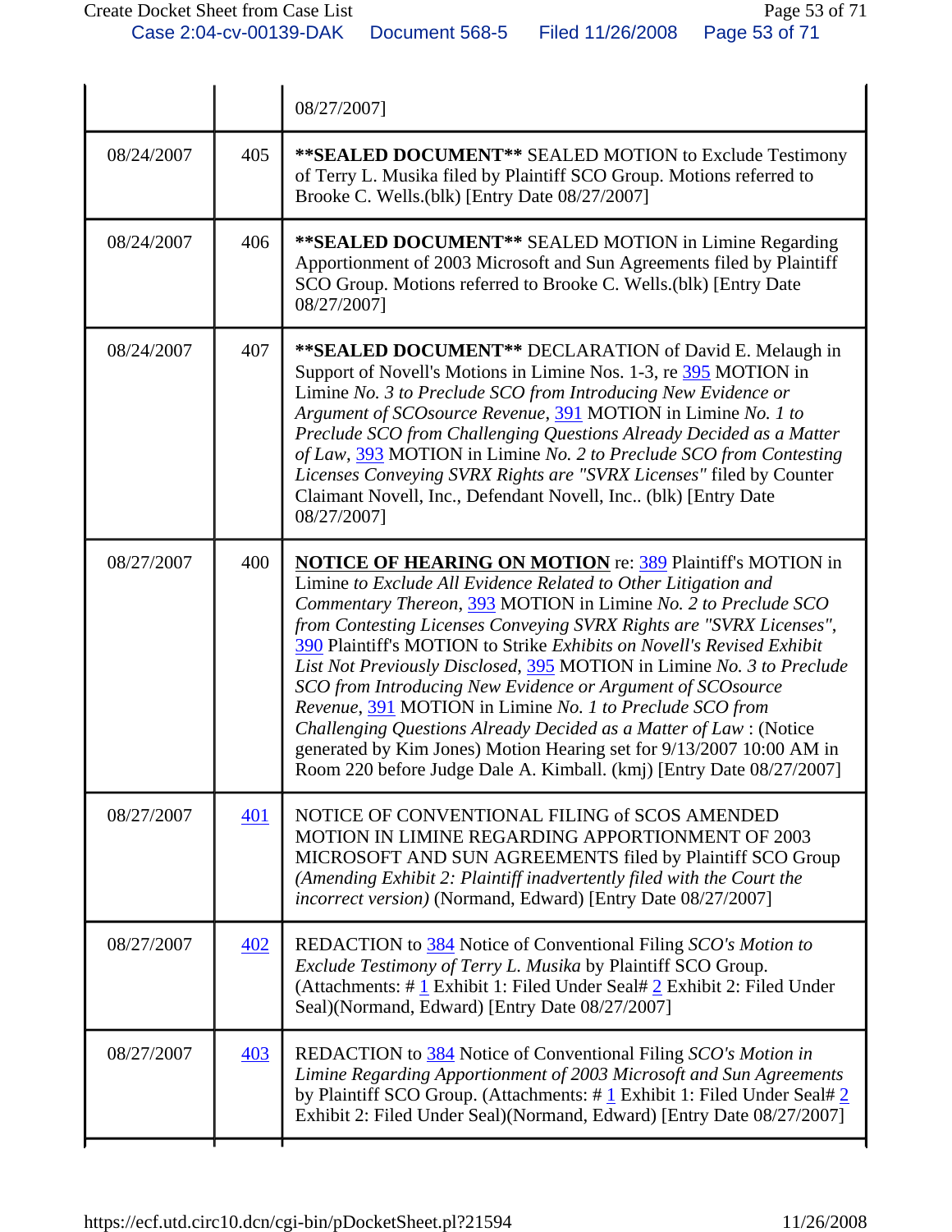| | | |
|---|---|---|
| | | 08/27/2007] |
| 08/24/2007 | 405 | **SEALED DOCUMENT** SEALED MOTION to Exclude Testimony of Terry L. Musika filed by Plaintiff SCO Group. Motions referred to Brooke C. Wells.(blk) [Entry Date 08/27/2007] |
| 08/24/2007 | 406 | **SEALED DOCUMENT** SEALED MOTION in Limine Regarding Apportionment of 2003 Microsoft and Sun Agreements filed by Plaintiff SCO Group. Motions referred to Brooke C. Wells.(blk) [Entry Date 08/27/2007] |
| 08/24/2007 | 407 | **SEALED DOCUMENT** DECLARATION of David E. Melaugh in Support of Novell's Motions in Limine Nos. 1-3, re 395 MOTION in Limine *No. 3 to Preclude SCO from Introducing New Evidence or Argument of SCOsource Revenue*, 391 MOTION in Limine *No. 1 to Preclude SCO from Challenging Questions Already Decided as a Matter of Law*, 393 MOTION in Limine *No. 2 to Preclude SCO from Contesting Licenses Conveying SVRX Rights are "SVRX Licenses"* filed by Counter Claimant Novell, Inc., Defendant Novell, Inc.. (blk) [Entry Date 08/27/2007] |
| 08/27/2007 | 400 | **NOTICE OF HEARING ON MOTION** re: 389 Plaintiff's MOTION in Limine *to Exclude All Evidence Related to Other Litigation and Commentary Thereon*, 393 MOTION in Limine *No. 2 to Preclude SCO from Contesting Licenses Conveying SVRX Rights are "SVRX Licenses"*, 390 Plaintiff's MOTION to Strike *Exhibits on Novell's Revised Exhibit List Not Previously Disclosed*, 395 MOTION in Limine *No. 3 to Preclude SCO from Introducing New Evidence or Argument of SCOsource Revenue*, 391 MOTION in Limine *No. 1 to Preclude SCO from Challenging Questions Already Decided as a Matter of Law* : (Notice generated by Kim Jones) Motion Hearing set for 9/13/2007 10:00 AM in Room 220 before Judge Dale A. Kimball. (kmj) [Entry Date 08/27/2007] |
| 08/27/2007 | 401 | NOTICE OF CONVENTIONAL FILING of SCOS AMENDED MOTION IN LIMINE REGARDING APPORTIONMENT OF 2003 MICROSOFT AND SUN AGREEMENTS filed by Plaintiff SCO Group *(Amending Exhibit 2: Plaintiff inadvertently filed with the Court the incorrect version)* (Normand, Edward) [Entry Date 08/27/2007] |
| 08/27/2007 | 402 | REDACTION to 384 Notice of Conventional Filing *SCO's Motion to Exclude Testimony of Terry L. Musika* by Plaintiff SCO Group. (Attachments: # 1 Exhibit 1: Filed Under Seal# 2 Exhibit 2: Filed Under Seal)(Normand, Edward) [Entry Date 08/27/2007] |
| 08/27/2007 | 403 | REDACTION to 384 Notice of Conventional Filing *SCO's Motion in Limine Regarding Apportionment of 2003 Microsoft and Sun Agreements* by Plaintiff SCO Group. (Attachments: # 1 Exhibit 1: Filed Under Seal# 2 Exhibit 2: Filed Under Seal)(Normand, Edward) [Entry Date 08/27/2007] |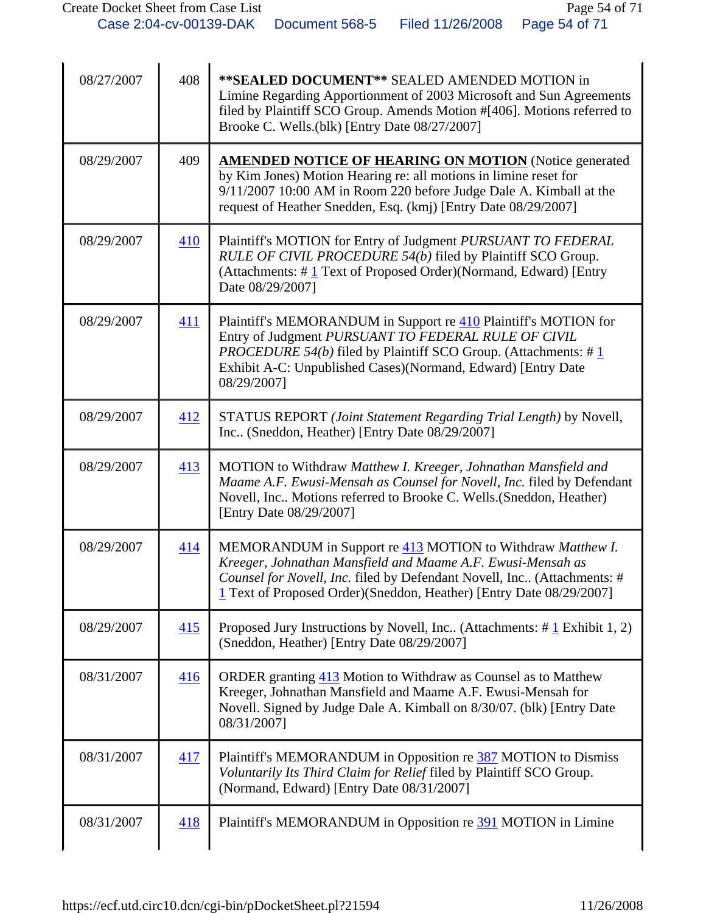| | | |
|---|---|---|
| 08/27/2007 | 408 | **\*\*SEALED DOCUMENT\*\*** SEALED AMENDED MOTION in Limine Regarding Apportionment of 2003 Microsoft and Sun Agreements filed by Plaintiff SCO Group. Amends Motion #[406]. Motions referred to Brooke C. Wells.(blk) [Entry Date 08/27/2007] |
| 08/29/2007 | 409 | **AMENDED NOTICE OF HEARING ON MOTION** (Notice generated by Kim Jones) Motion Hearing re: all motions in limine reset for 9/11/2007 10:00 AM in Room 220 before Judge Dale A. Kimball at the request of Heather Snedden, Esq. (kmj) [Entry Date 08/29/2007] |
| 08/29/2007 | 410 | Plaintiff's MOTION for Entry of Judgment *PURSUANT TO FEDERAL RULE OF CIVIL PROCEDURE 54(b)* filed by Plaintiff SCO Group. (Attachments: # 1 Text of Proposed Order)(Normand, Edward) [Entry Date 08/29/2007] |
| 08/29/2007 | 411 | Plaintiff's MEMORANDUM in Support re 410 Plaintiff's MOTION for Entry of Judgment *PURSUANT TO FEDERAL RULE OF CIVIL PROCEDURE 54(b)* filed by Plaintiff SCO Group. (Attachments: # 1 Exhibit A-C: Unpublished Cases)(Normand, Edward) [Entry Date 08/29/2007] |
| 08/29/2007 | 412 | STATUS REPORT *(Joint Statement Regarding Trial Length)* by Novell, Inc.. (Sneddon, Heather) [Entry Date 08/29/2007] |
| 08/29/2007 | 413 | MOTION to Withdraw *Matthew I. Kreeger, Johnathan Mansfield and Maame A.F. Ewusi-Mensah as Counsel for Novell, Inc.* filed by Defendant Novell, Inc.. Motions referred to Brooke C. Wells.(Sneddon, Heather) [Entry Date 08/29/2007] |
| 08/29/2007 | 414 | MEMORANDUM in Support re 413 MOTION to Withdraw *Matthew I. Kreeger, Johnathan Mansfield and Maame A.F. Ewusi-Mensah as Counsel for Novell, Inc.* filed by Defendant Novell, Inc.. (Attachments: # 1 Text of Proposed Order)(Sneddon, Heather) [Entry Date 08/29/2007] |
| 08/29/2007 | 415 | Proposed Jury Instructions by Novell, Inc.. (Attachments: # 1 Exhibit 1, 2) (Sneddon, Heather) [Entry Date 08/29/2007] |
| 08/31/2007 | 416 | ORDER granting 413 Motion to Withdraw as Counsel as to Matthew Kreeger, Johnathan Mansfield and Maame A.F. Ewusi-Mensah for Novell. Signed by Judge Dale A. Kimball on 8/30/07. (blk) [Entry Date 08/31/2007] |
| 08/31/2007 | 417 | Plaintiff's MEMORANDUM in Opposition re 387 MOTION to Dismiss *Voluntarily Its Third Claim for Relief* filed by Plaintiff SCO Group. (Normand, Edward) [Entry Date 08/31/2007] |
| 08/31/2007 | 418 | Plaintiff's MEMORANDUM in Opposition re 391 MOTION in Limine |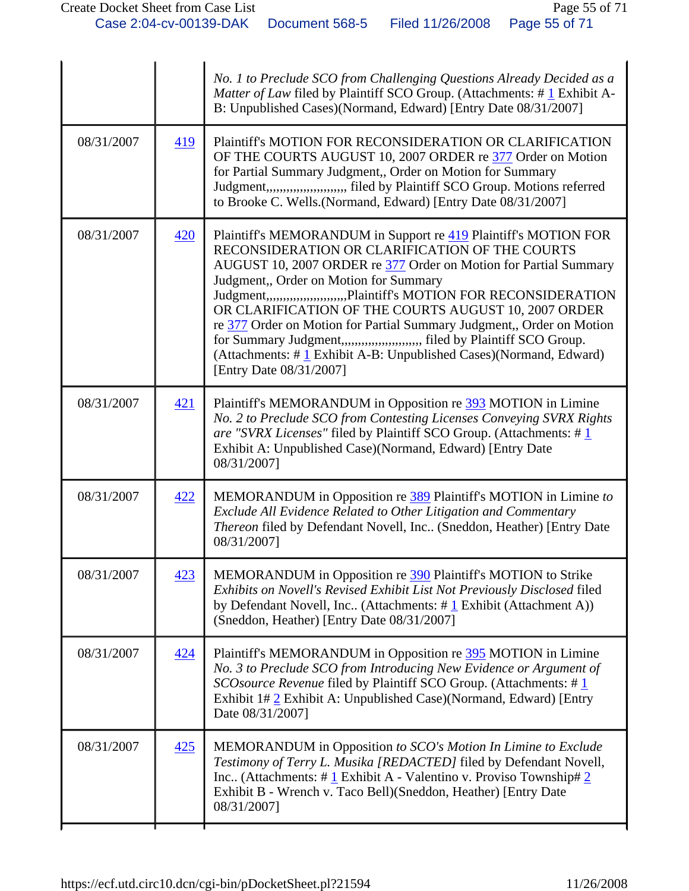| | | |
|---|---|---|
| | | *No. 1 to Preclude SCO from Challenging Questions Already Decided as a Matter of Law* filed by Plaintiff SCO Group. (Attachments: # 1 Exhibit A-B: Unpublished Cases)(Normand, Edward) [Entry Date 08/31/2007] |
| 08/31/2007 | 419 | Plaintiff's MOTION FOR RECONSIDERATION OR CLARIFICATION OF THE COURTS AUGUST 10, 2007 ORDER re 377 Order on Motion for Partial Summary Judgment,, Order on Motion for Summary Judgment,,,,,,,,,,,,,,,,,,,,,,, filed by Plaintiff SCO Group. Motions referred to Brooke C. Wells.(Normand, Edward) [Entry Date 08/31/2007] |
| 08/31/2007 | 420 | Plaintiff's MEMORANDUM in Support re 419 Plaintiff's MOTION FOR RECONSIDERATION OR CLARIFICATION OF THE COURTS AUGUST 10, 2007 ORDER re 377 Order on Motion for Partial Summary Judgment,, Order on Motion for Summary Judgment,,,,,,,,,,,,,,,,,,,,,,,Plaintiff's MOTION FOR RECONSIDERATION OR CLARIFICATION OF THE COURTS AUGUST 10, 2007 ORDER re 377 Order on Motion for Partial Summary Judgment,, Order on Motion for Summary Judgment,,,,,,,,,,,,,,,,,,,,,,, filed by Plaintiff SCO Group. (Attachments: # 1 Exhibit A-B: Unpublished Cases)(Normand, Edward) [Entry Date 08/31/2007] |
| 08/31/2007 | 421 | Plaintiff's MEMORANDUM in Opposition re 393 MOTION in Limine *No. 2 to Preclude SCO from Contesting Licenses Conveying SVRX Rights are "SVRX Licenses"* filed by Plaintiff SCO Group. (Attachments: # 1 Exhibit A: Unpublished Case)(Normand, Edward) [Entry Date 08/31/2007] |
| 08/31/2007 | 422 | MEMORANDUM in Opposition re 389 Plaintiff's MOTION in Limine *to Exclude All Evidence Related to Other Litigation and Commentary Thereon* filed by Defendant Novell, Inc.. (Sneddon, Heather) [Entry Date 08/31/2007] |
| 08/31/2007 | 423 | MEMORANDUM in Opposition re 390 Plaintiff's MOTION to Strike *Exhibits on Novell's Revised Exhibit List Not Previously Disclosed* filed by Defendant Novell, Inc.. (Attachments: # 1 Exhibit (Attachment A)) (Sneddon, Heather) [Entry Date 08/31/2007] |
| 08/31/2007 | 424 | Plaintiff's MEMORANDUM in Opposition re 395 MOTION in Limine *No. 3 to Preclude SCO from Introducing New Evidence or Argument of SCOsource Revenue* filed by Plaintiff SCO Group. (Attachments: # 1 Exhibit 1# 2 Exhibit A: Unpublished Case)(Normand, Edward) [Entry Date 08/31/2007] |
| 08/31/2007 | 425 | MEMORANDUM in Opposition *to SCO's Motion In Limine to Exclude Testimony of Terry L. Musika [REDACTED]* filed by Defendant Novell, Inc.. (Attachments: # 1 Exhibit A - Valentino v. Proviso Township# 2 Exhibit B - Wrench v. Taco Bell)(Sneddon, Heather) [Entry Date 08/31/2007] |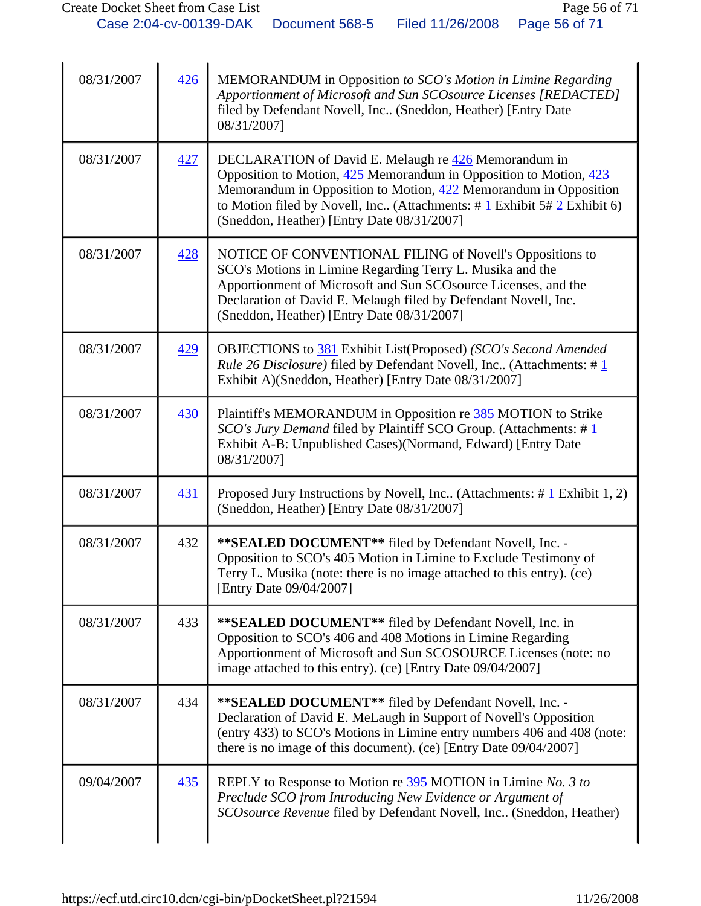| | | |
|---|---|---|
| 08/31/2007 | 426 | MEMORANDUM in Opposition *to SCO's Motion in Limine Regarding Apportionment of Microsoft and Sun SCOsource Licenses [REDACTED]* filed by Defendant Novell, Inc.. (Sneddon, Heather) [Entry Date 08/31/2007] |
| 08/31/2007 | 427 | DECLARATION of David E. Melaugh re 426 Memorandum in Opposition to Motion, 425 Memorandum in Opposition to Motion, 423 Memorandum in Opposition to Motion, 422 Memorandum in Opposition to Motion filed by Novell, Inc.. (Attachments: # 1 Exhibit 5# 2 Exhibit 6) (Sneddon, Heather) [Entry Date 08/31/2007] |
| 08/31/2007 | 428 | NOTICE OF CONVENTIONAL FILING of Novell's Oppositions to SCO's Motions in Limine Regarding Terry L. Musika and the Apportionment of Microsoft and Sun SCOsource Licenses, and the Declaration of David E. Melaugh filed by Defendant Novell, Inc. (Sneddon, Heather) [Entry Date 08/31/2007] |
| 08/31/2007 | 429 | OBJECTIONS to 381 Exhibit List(Proposed) *(SCO's Second Amended Rule 26 Disclosure)* filed by Defendant Novell, Inc.. (Attachments: # 1 Exhibit A)(Sneddon, Heather) [Entry Date 08/31/2007] |
| 08/31/2007 | 430 | Plaintiff's MEMORANDUM in Opposition re 385 MOTION to Strike *SCO's Jury Demand* filed by Plaintiff SCO Group. (Attachments: # 1 Exhibit A-B: Unpublished Cases)(Normand, Edward) [Entry Date 08/31/2007] |
| 08/31/2007 | 431 | Proposed Jury Instructions by Novell, Inc.. (Attachments: # 1 Exhibit 1, 2) (Sneddon, Heather) [Entry Date 08/31/2007] |
| 08/31/2007 | 432 | **\*\*SEALED DOCUMENT\*\*** filed by Defendant Novell, Inc. - Opposition to SCO's 405 Motion in Limine to Exclude Testimony of Terry L. Musika (note: there is no image attached to this entry). (ce) [Entry Date 09/04/2007] |
| 08/31/2007 | 433 | **\*\*SEALED DOCUMENT\*\*** filed by Defendant Novell, Inc. in Opposition to SCO's 406 and 408 Motions in Limine Regarding Apportionment of Microsoft and Sun SCOSOURCE Licenses (note: no image attached to this entry). (ce) [Entry Date 09/04/2007] |
| 08/31/2007 | 434 | **\*\*SEALED DOCUMENT\*\*** filed by Defendant Novell, Inc. - Declaration of David E. MeLaugh in Support of Novell's Opposition (entry 433) to SCO's Motions in Limine entry numbers 406 and 408 (note: there is no image of this document). (ce) [Entry Date 09/04/2007] |
| 09/04/2007 | 435 | REPLY to Response to Motion re 395 MOTION in Limine *No. 3 to Preclude SCO from Introducing New Evidence or Argument of SCOsource Revenue* filed by Defendant Novell, Inc.. (Sneddon, Heather) |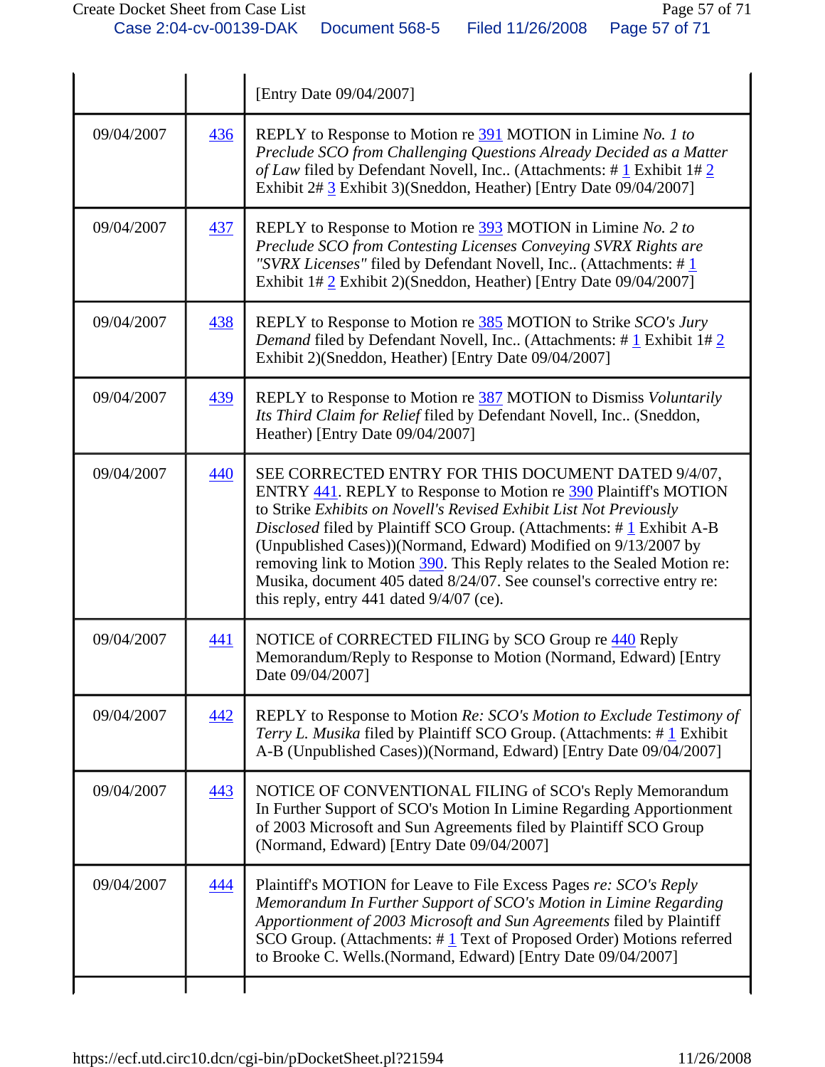| | | |
|---|---|---|
| | | [Entry Date 09/04/2007] |
| 09/04/2007 | 436 | REPLY to Response to Motion re 391 MOTION in Limine *No. 1 to Preclude SCO from Challenging Questions Already Decided as a Matter of Law* filed by Defendant Novell, Inc.. (Attachments: # 1 Exhibit 1# 2 Exhibit 2# 3 Exhibit 3)(Sneddon, Heather) [Entry Date 09/04/2007] |
| 09/04/2007 | 437 | REPLY to Response to Motion re 393 MOTION in Limine *No. 2 to Preclude SCO from Contesting Licenses Conveying SVRX Rights are "SVRX Licenses"* filed by Defendant Novell, Inc.. (Attachments: # 1 Exhibit 1# 2 Exhibit 2)(Sneddon, Heather) [Entry Date 09/04/2007] |
| 09/04/2007 | 438 | REPLY to Response to Motion re 385 MOTION to Strike *SCO's Jury Demand* filed by Defendant Novell, Inc.. (Attachments: # 1 Exhibit 1# 2 Exhibit 2)(Sneddon, Heather) [Entry Date 09/04/2007] |
| 09/04/2007 | 439 | REPLY to Response to Motion re 387 MOTION to Dismiss *Voluntarily Its Third Claim for Relief* filed by Defendant Novell, Inc.. (Sneddon, Heather) [Entry Date 09/04/2007] |
| 09/04/2007 | 440 | SEE CORRECTED ENTRY FOR THIS DOCUMENT DATED 9/4/07, ENTRY 441. REPLY to Response to Motion re 390 Plaintiff's MOTION to Strike *Exhibits on Novell's Revised Exhibit List Not Previously Disclosed* filed by Plaintiff SCO Group. (Attachments: # 1 Exhibit A-B (Unpublished Cases))(Normand, Edward) Modified on 9/13/2007 by removing link to Motion 390. This Reply relates to the Sealed Motion re: Musika, document 405 dated 8/24/07. See counsel's corrective entry re: this reply, entry 441 dated 9/4/07 (ce). |
| 09/04/2007 | 441 | NOTICE of CORRECTED FILING by SCO Group re 440 Reply Memorandum/Reply to Response to Motion (Normand, Edward) [Entry Date 09/04/2007] |
| 09/04/2007 | 442 | REPLY to Response to Motion *Re: SCO's Motion to Exclude Testimony of Terry L. Musika* filed by Plaintiff SCO Group. (Attachments: # 1 Exhibit A-B (Unpublished Cases))(Normand, Edward) [Entry Date 09/04/2007] |
| 09/04/2007 | 443 | NOTICE OF CONVENTIONAL FILING of SCO's Reply Memorandum In Further Support of SCO's Motion In Limine Regarding Apportionment of 2003 Microsoft and Sun Agreements filed by Plaintiff SCO Group (Normand, Edward) [Entry Date 09/04/2007] |
| 09/04/2007 | 444 | Plaintiff's MOTION for Leave to File Excess Pages *re: SCO's Reply Memorandum In Further Support of SCO's Motion in Limine Regarding Apportionment of 2003 Microsoft and Sun Agreements* filed by Plaintiff SCO Group. (Attachments: # 1 Text of Proposed Order) Motions referred to Brooke C. Wells.(Normand, Edward) [Entry Date 09/04/2007] |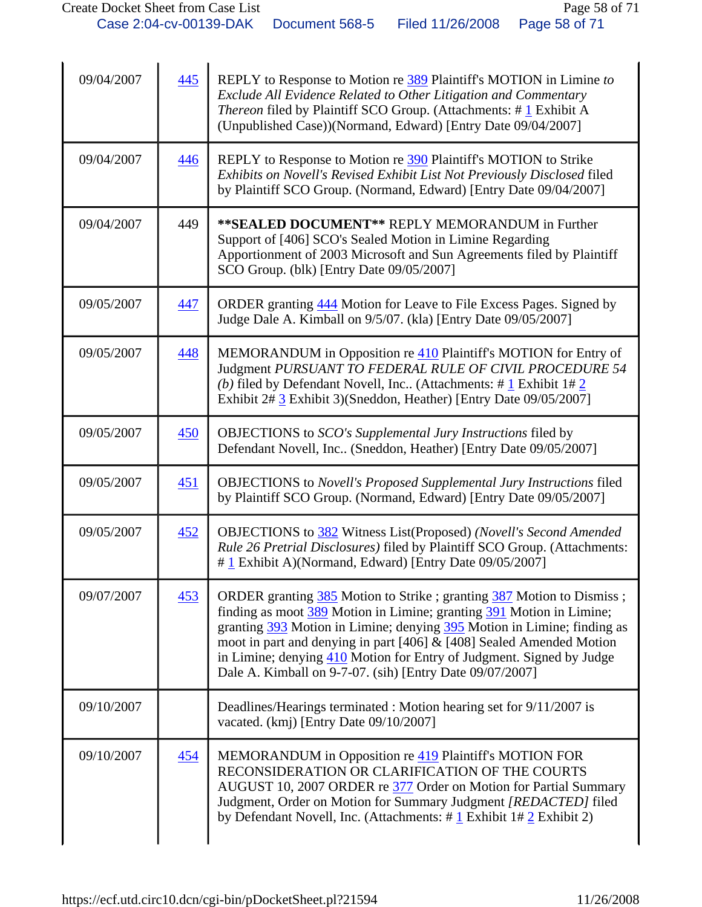| | | |
|---|---|---|
| 09/04/2007 | 445 | REPLY to Response to Motion re 389 Plaintiff's MOTION in Limine *to Exclude All Evidence Related to Other Litigation and Commentary Thereon* filed by Plaintiff SCO Group. (Attachments: # 1 Exhibit A (Unpublished Case))(Normand, Edward) [Entry Date 09/04/2007] |
| 09/04/2007 | 446 | REPLY to Response to Motion re 390 Plaintiff's MOTION to Strike *Exhibits on Novell's Revised Exhibit List Not Previously Disclosed* filed by Plaintiff SCO Group. (Normand, Edward) [Entry Date 09/04/2007] |
| 09/04/2007 | 449 | **\*\*SEALED DOCUMENT\*\*** REPLY MEMORANDUM in Further Support of [406] SCO's Sealed Motion in Limine Regarding Apportionment of 2003 Microsoft and Sun Agreements filed by Plaintiff SCO Group. (blk) [Entry Date 09/05/2007] |
| 09/05/2007 | 447 | ORDER granting 444 Motion for Leave to File Excess Pages. Signed by Judge Dale A. Kimball on 9/5/07. (kla) [Entry Date 09/05/2007] |
| 09/05/2007 | 448 | MEMORANDUM in Opposition re 410 Plaintiff's MOTION for Entry of Judgment *PURSUANT TO FEDERAL RULE OF CIVIL PROCEDURE 54 (b)* filed by Defendant Novell, Inc.. (Attachments: # 1 Exhibit 1# 2 Exhibit 2# 3 Exhibit 3)(Sneddon, Heather) [Entry Date 09/05/2007] |
| 09/05/2007 | 450 | OBJECTIONS to *SCO's Supplemental Jury Instructions* filed by Defendant Novell, Inc.. (Sneddon, Heather) [Entry Date 09/05/2007] |
| 09/05/2007 | 451 | OBJECTIONS to *Novell's Proposed Supplemental Jury Instructions* filed by Plaintiff SCO Group. (Normand, Edward) [Entry Date 09/05/2007] |
| 09/05/2007 | 452 | OBJECTIONS to 382 Witness List(Proposed) *(Novell's Second Amended Rule 26 Pretrial Disclosures)* filed by Plaintiff SCO Group. (Attachments: # 1 Exhibit A)(Normand, Edward) [Entry Date 09/05/2007] |
| 09/07/2007 | 453 | ORDER granting 385 Motion to Strike ; granting 387 Motion to Dismiss ; finding as moot 389 Motion in Limine; granting 391 Motion in Limine; granting 393 Motion in Limine; denying 395 Motion in Limine; finding as moot in part and denying in part [406] & [408] Sealed Amended Motion in Limine; denying 410 Motion for Entry of Judgment. Signed by Judge Dale A. Kimball on 9-7-07. (sih) [Entry Date 09/07/2007] |
| 09/10/2007 | | Deadlines/Hearings terminated : Motion hearing set for 9/11/2007 is vacated. (kmj) [Entry Date 09/10/2007] |
| 09/10/2007 | 454 | MEMORANDUM in Opposition re 419 Plaintiff's MOTION FOR RECONSIDERATION OR CLARIFICATION OF THE COURTS AUGUST 10, 2007 ORDER re 377 Order on Motion for Partial Summary Judgment, Order on Motion for Summary Judgment *[REDACTED]* filed by Defendant Novell, Inc. (Attachments: # 1 Exhibit 1# 2 Exhibit 2) |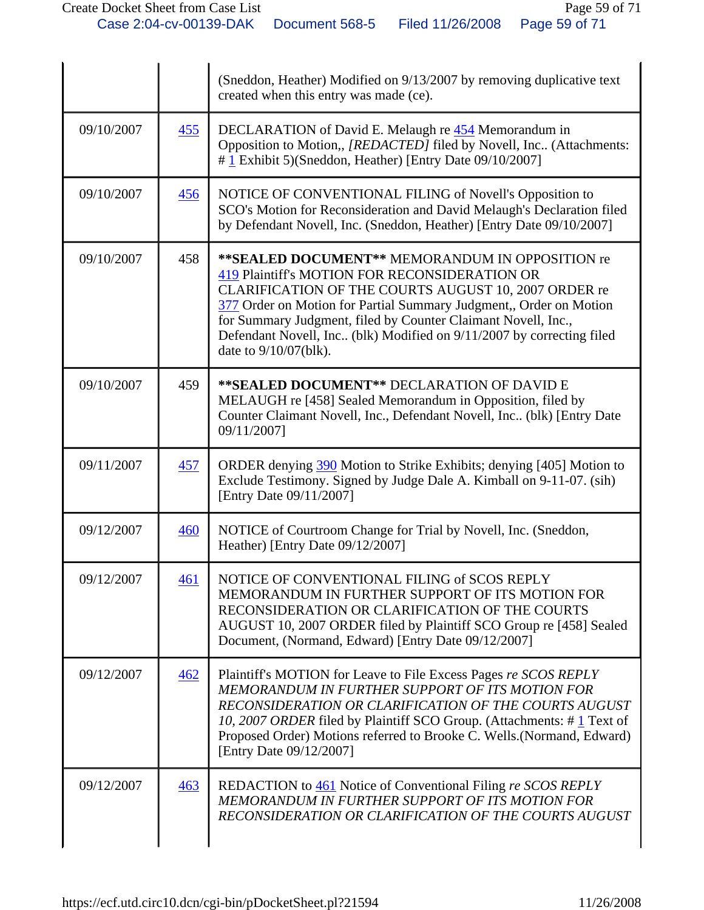| | | |
|---|---|---|
| | | (Sneddon, Heather) Modified on 9/13/2007 by removing duplicative text created when this entry was made (ce). |
| 09/10/2007 | 455 | DECLARATION of David E. Melaugh re 454 Memorandum in Opposition to Motion,, *[REDACTED]* filed by Novell, Inc.. (Attachments: # 1 Exhibit 5)(Sneddon, Heather) [Entry Date 09/10/2007] |
| 09/10/2007 | 456 | NOTICE OF CONVENTIONAL FILING of Novell's Opposition to SCO's Motion for Reconsideration and David Melaugh's Declaration filed by Defendant Novell, Inc. (Sneddon, Heather) [Entry Date 09/10/2007] |
| 09/10/2007 | 458 | **\*\*SEALED DOCUMENT\*\*** MEMORANDUM IN OPPOSITION re 419 Plaintiff's MOTION FOR RECONSIDERATION OR CLARIFICATION OF THE COURTS AUGUST 10, 2007 ORDER re 377 Order on Motion for Partial Summary Judgment,, Order on Motion for Summary Judgment, filed by Counter Claimant Novell, Inc., Defendant Novell, Inc.. (blk) Modified on 9/11/2007 by correcting filed date to 9/10/07(blk). |
| 09/10/2007 | 459 | **\*\*SEALED DOCUMENT\*\*** DECLARATION OF DAVID E MELAUGH re [458] Sealed Memorandum in Opposition, filed by Counter Claimant Novell, Inc., Defendant Novell, Inc.. (blk) [Entry Date 09/11/2007] |
| 09/11/2007 | 457 | ORDER denying 390 Motion to Strike Exhibits; denying [405] Motion to Exclude Testimony. Signed by Judge Dale A. Kimball on 9-11-07. (sih) [Entry Date 09/11/2007] |
| 09/12/2007 | 460 | NOTICE of Courtroom Change for Trial by Novell, Inc. (Sneddon, Heather) [Entry Date 09/12/2007] |
| 09/12/2007 | 461 | NOTICE OF CONVENTIONAL FILING of SCOS REPLY MEMORANDUM IN FURTHER SUPPORT OF ITS MOTION FOR RECONSIDERATION OR CLARIFICATION OF THE COURTS AUGUST 10, 2007 ORDER filed by Plaintiff SCO Group re [458] Sealed Document, (Normand, Edward) [Entry Date 09/12/2007] |
| 09/12/2007 | 462 | Plaintiff's MOTION for Leave to File Excess Pages *re SCOS REPLY MEMORANDUM IN FURTHER SUPPORT OF ITS MOTION FOR RECONSIDERATION OR CLARIFICATION OF THE COURTS AUGUST 10, 2007 ORDER* filed by Plaintiff SCO Group. (Attachments: # 1 Text of Proposed Order) Motions referred to Brooke C. Wells.(Normand, Edward) [Entry Date 09/12/2007] |
| 09/12/2007 | 463 | REDACTION to 461 Notice of Conventional Filing *re SCOS REPLY MEMORANDUM IN FURTHER SUPPORT OF ITS MOTION FOR RECONSIDERATION OR CLARIFICATION OF THE COURTS AUGUST* |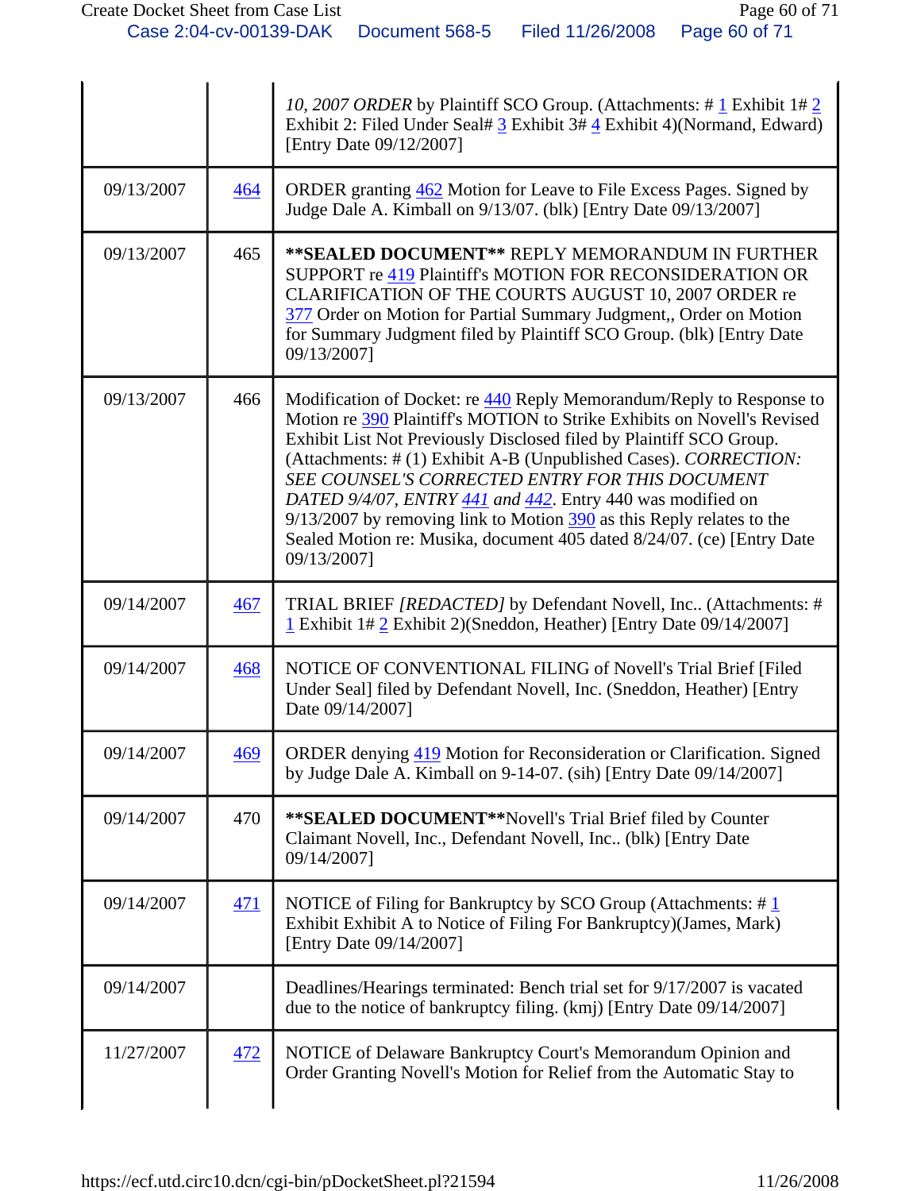| | | |
|---|---|---|
| | | *10, 2007 ORDER* by Plaintiff SCO Group. (Attachments: # 1 Exhibit 1# 2 Exhibit 2: Filed Under Seal# 3 Exhibit 3# 4 Exhibit 4)(Normand, Edward) [Entry Date 09/12/2007] |
| 09/13/2007 | 464 | ORDER granting 462 Motion for Leave to File Excess Pages. Signed by Judge Dale A. Kimball on 9/13/07. (blk) [Entry Date 09/13/2007] |
| 09/13/2007 | 465 | **\*\*SEALED DOCUMENT\*\*** REPLY MEMORANDUM IN FURTHER SUPPORT re 419 Plaintiff's MOTION FOR RECONSIDERATION OR CLARIFICATION OF THE COURTS AUGUST 10, 2007 ORDER re 377 Order on Motion for Partial Summary Judgment,, Order on Motion for Summary Judgment filed by Plaintiff SCO Group. (blk) [Entry Date 09/13/2007] |
| 09/13/2007 | 466 | Modification of Docket: re 440 Reply Memorandum/Reply to Response to Motion re 390 Plaintiff's MOTION to Strike Exhibits on Novell's Revised Exhibit List Not Previously Disclosed filed by Plaintiff SCO Group. (Attachments: # (1) Exhibit A-B (Unpublished Cases). *CORRECTION: SEE COUNSEL'S CORRECTED ENTRY FOR THIS DOCUMENT DATED 9/4/07, ENTRY 441 and 442*. Entry 440 was modified on 9/13/2007 by removing link to Motion 390 as this Reply relates to the Sealed Motion re: Musika, document 405 dated 8/24/07. (ce) [Entry Date 09/13/2007] |
| 09/14/2007 | 467 | TRIAL BRIEF *[REDACTED]* by Defendant Novell, Inc.. (Attachments: # 1 Exhibit 1# 2 Exhibit 2)(Sneddon, Heather) [Entry Date 09/14/2007] |
| 09/14/2007 | 468 | NOTICE OF CONVENTIONAL FILING of Novell's Trial Brief [Filed Under Seal] filed by Defendant Novell, Inc. (Sneddon, Heather) [Entry Date 09/14/2007] |
| 09/14/2007 | 469 | ORDER denying 419 Motion for Reconsideration or Clarification. Signed by Judge Dale A. Kimball on 9-14-07. (sih) [Entry Date 09/14/2007] |
| 09/14/2007 | 470 | **\*\*SEALED DOCUMENT\*\***Novell's Trial Brief filed by Counter Claimant Novell, Inc., Defendant Novell, Inc.. (blk) [Entry Date 09/14/2007] |
| 09/14/2007 | 471 | NOTICE of Filing for Bankruptcy by SCO Group (Attachments: # 1 Exhibit Exhibit A to Notice of Filing For Bankruptcy)(James, Mark) [Entry Date 09/14/2007] |
| 09/14/2007 | | Deadlines/Hearings terminated: Bench trial set for 9/17/2007 is vacated due to the notice of bankruptcy filing. (kmj) [Entry Date 09/14/2007] |
| 11/27/2007 | 472 | NOTICE of Delaware Bankruptcy Court's Memorandum Opinion and Order Granting Novell's Motion for Relief from the Automatic Stay to |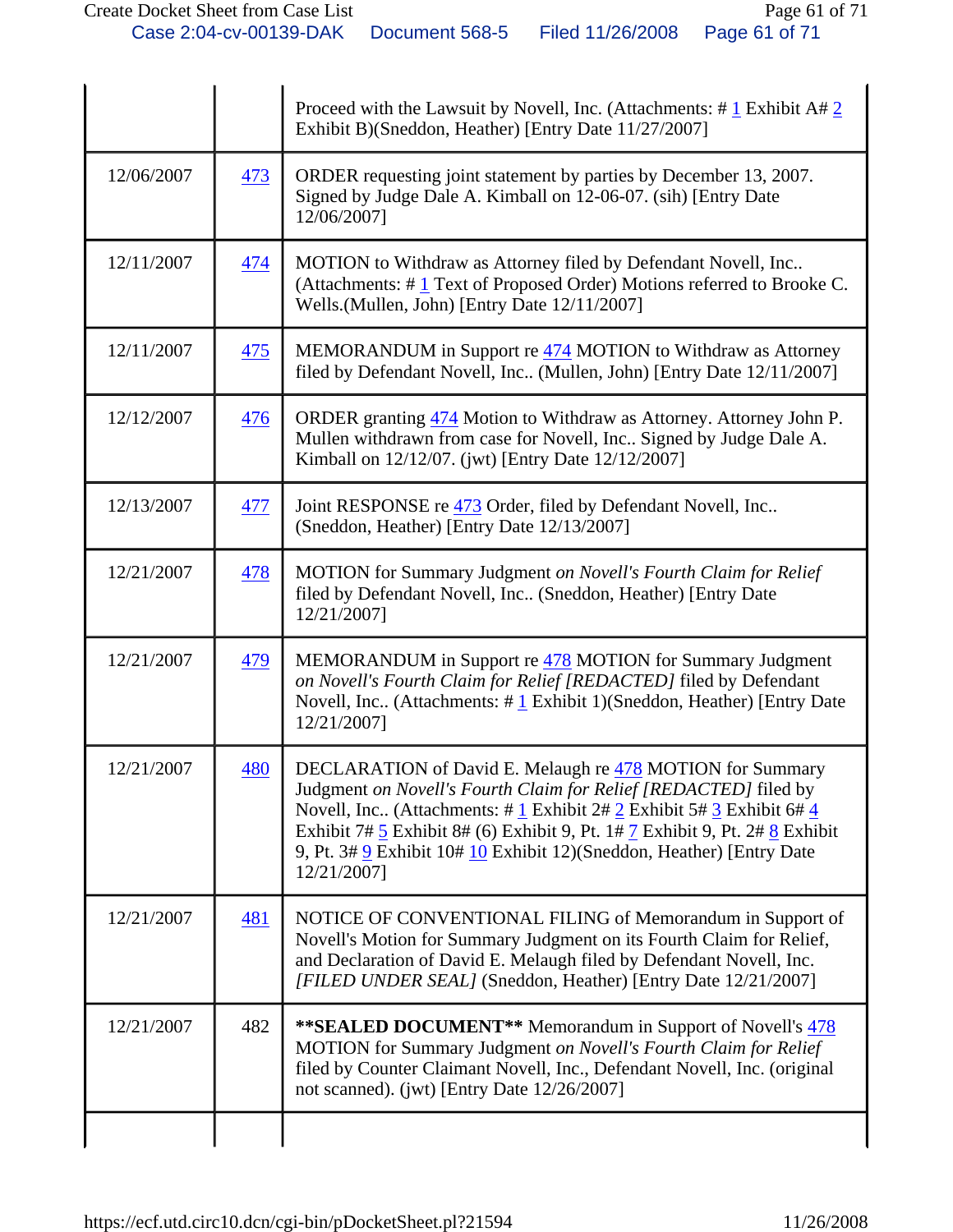| | | |
|---|---|---|
| | | Proceed with the Lawsuit by Novell, Inc. (Attachments: # 1 Exhibit A# 2 Exhibit B)(Sneddon, Heather) [Entry Date 11/27/2007] |
| 12/06/2007 | 473 | ORDER requesting joint statement by parties by December 13, 2007. Signed by Judge Dale A. Kimball on 12-06-07. (sih) [Entry Date 12/06/2007] |
| 12/11/2007 | 474 | MOTION to Withdraw as Attorney filed by Defendant Novell, Inc.. (Attachments: # 1 Text of Proposed Order) Motions referred to Brooke C. Wells.(Mullen, John) [Entry Date 12/11/2007] |
| 12/11/2007 | 475 | MEMORANDUM in Support re 474 MOTION to Withdraw as Attorney filed by Defendant Novell, Inc.. (Mullen, John) [Entry Date 12/11/2007] |
| 12/12/2007 | 476 | ORDER granting 474 Motion to Withdraw as Attorney. Attorney John P. Mullen withdrawn from case for Novell, Inc.. Signed by Judge Dale A. Kimball on 12/12/07. (jwt) [Entry Date 12/12/2007] |
| 12/13/2007 | 477 | Joint RESPONSE re 473 Order, filed by Defendant Novell, Inc.. (Sneddon, Heather) [Entry Date 12/13/2007] |
| 12/21/2007 | 478 | MOTION for Summary Judgment *on Novell's Fourth Claim for Relief* filed by Defendant Novell, Inc.. (Sneddon, Heather) [Entry Date 12/21/2007] |
| 12/21/2007 | 479 | MEMORANDUM in Support re 478 MOTION for Summary Judgment *on Novell's Fourth Claim for Relief [REDACTED]* filed by Defendant Novell, Inc.. (Attachments: # 1 Exhibit 1)(Sneddon, Heather) [Entry Date 12/21/2007] |
| 12/21/2007 | 480 | DECLARATION of David E. Melaugh re 478 MOTION for Summary Judgment *on Novell's Fourth Claim for Relief [REDACTED]* filed by Novell, Inc.. (Attachments: # 1 Exhibit 2# 2 Exhibit 5# 3 Exhibit 6# 4 Exhibit 7# 5 Exhibit 8# (6) Exhibit 9, Pt. 1# 7 Exhibit 9, Pt. 2# 8 Exhibit 9, Pt. 3# 9 Exhibit 10# 10 Exhibit 12)(Sneddon, Heather) [Entry Date 12/21/2007] |
| 12/21/2007 | 481 | NOTICE OF CONVENTIONAL FILING of Memorandum in Support of Novell's Motion for Summary Judgment on its Fourth Claim for Relief, and Declaration of David E. Melaugh filed by Defendant Novell, Inc. *[FILED UNDER SEAL]* (Sneddon, Heather) [Entry Date 12/21/2007] |
| 12/21/2007 | 482 | **\*\*SEALED DOCUMENT\*\*** Memorandum in Support of Novell's 478 MOTION for Summary Judgment *on Novell's Fourth Claim for Relief* filed by Counter Claimant Novell, Inc., Defendant Novell, Inc. (original not scanned). (jwt) [Entry Date 12/26/2007] |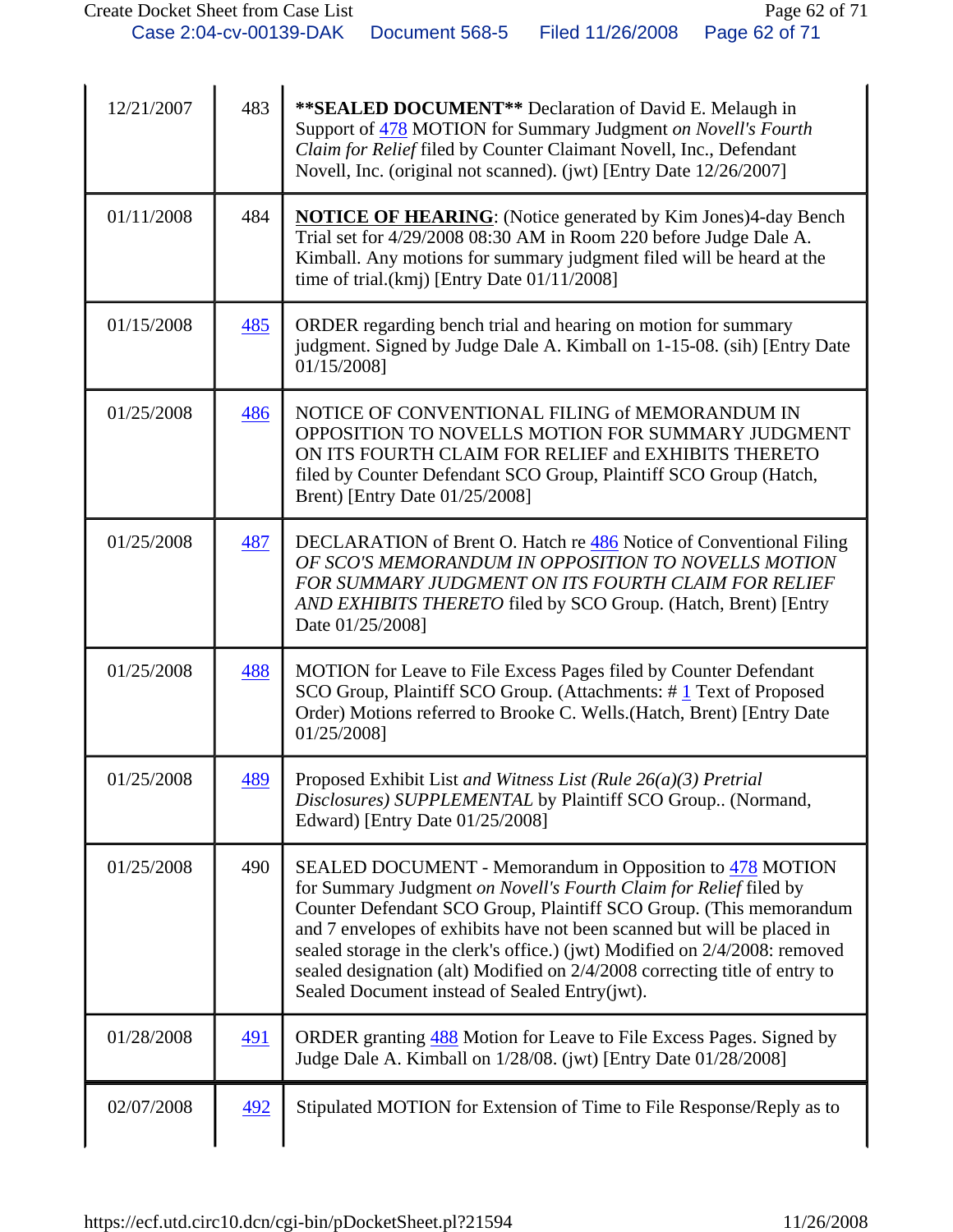| | | |
|---|---|---|
| 12/21/2007 | 483 | **\*\*SEALED DOCUMENT\*\*** Declaration of David E. Melaugh in Support of 478 MOTION for Summary Judgment *on Novell's Fourth Claim for Relief* filed by Counter Claimant Novell, Inc., Defendant Novell, Inc. (original not scanned). (jwt) [Entry Date 12/26/2007] |
| 01/11/2008 | 484 | **NOTICE OF HEARING**: (Notice generated by Kim Jones)4-day Bench Trial set for 4/29/2008 08:30 AM in Room 220 before Judge Dale A. Kimball. Any motions for summary judgment filed will be heard at the time of trial.(kmj) [Entry Date 01/11/2008] |
| 01/15/2008 | 485 | ORDER regarding bench trial and hearing on motion for summary judgment. Signed by Judge Dale A. Kimball on 1-15-08. (sih) [Entry Date 01/15/2008] |
| 01/25/2008 | 486 | NOTICE OF CONVENTIONAL FILING of MEMORANDUM IN OPPOSITION TO NOVELLS MOTION FOR SUMMARY JUDGMENT ON ITS FOURTH CLAIM FOR RELIEF and EXHIBITS THERETO filed by Counter Defendant SCO Group, Plaintiff SCO Group (Hatch, Brent) [Entry Date 01/25/2008] |
| 01/25/2008 | 487 | DECLARATION of Brent O. Hatch re 486 Notice of Conventional Filing *OF SCO'S MEMORANDUM IN OPPOSITION TO NOVELLS MOTION FOR SUMMARY JUDGMENT ON ITS FOURTH CLAIM FOR RELIEF AND EXHIBITS THERETO* filed by SCO Group. (Hatch, Brent) [Entry Date 01/25/2008] |
| 01/25/2008 | 488 | MOTION for Leave to File Excess Pages filed by Counter Defendant SCO Group, Plaintiff SCO Group. (Attachments: # 1 Text of Proposed Order) Motions referred to Brooke C. Wells.(Hatch, Brent) [Entry Date 01/25/2008] |
| 01/25/2008 | 489 | Proposed Exhibit List *and Witness List (Rule 26(a)(3) Pretrial Disclosures) SUPPLEMENTAL* by Plaintiff SCO Group.. (Normand, Edward) [Entry Date 01/25/2008] |
| 01/25/2008 | 490 | SEALED DOCUMENT - Memorandum in Opposition to 478 MOTION for Summary Judgment *on Novell's Fourth Claim for Relief* filed by Counter Defendant SCO Group, Plaintiff SCO Group. (This memorandum and 7 envelopes of exhibits have not been scanned but will be placed in sealed storage in the clerk's office.) (jwt) Modified on 2/4/2008: removed sealed designation (alt) Modified on 2/4/2008 correcting title of entry to Sealed Document instead of Sealed Entry(jwt). |
| 01/28/2008 | 491 | ORDER granting 488 Motion for Leave to File Excess Pages. Signed by Judge Dale A. Kimball on 1/28/08. (jwt) [Entry Date 01/28/2008] |
| 02/07/2008 | 492 | Stipulated MOTION for Extension of Time to File Response/Reply as to |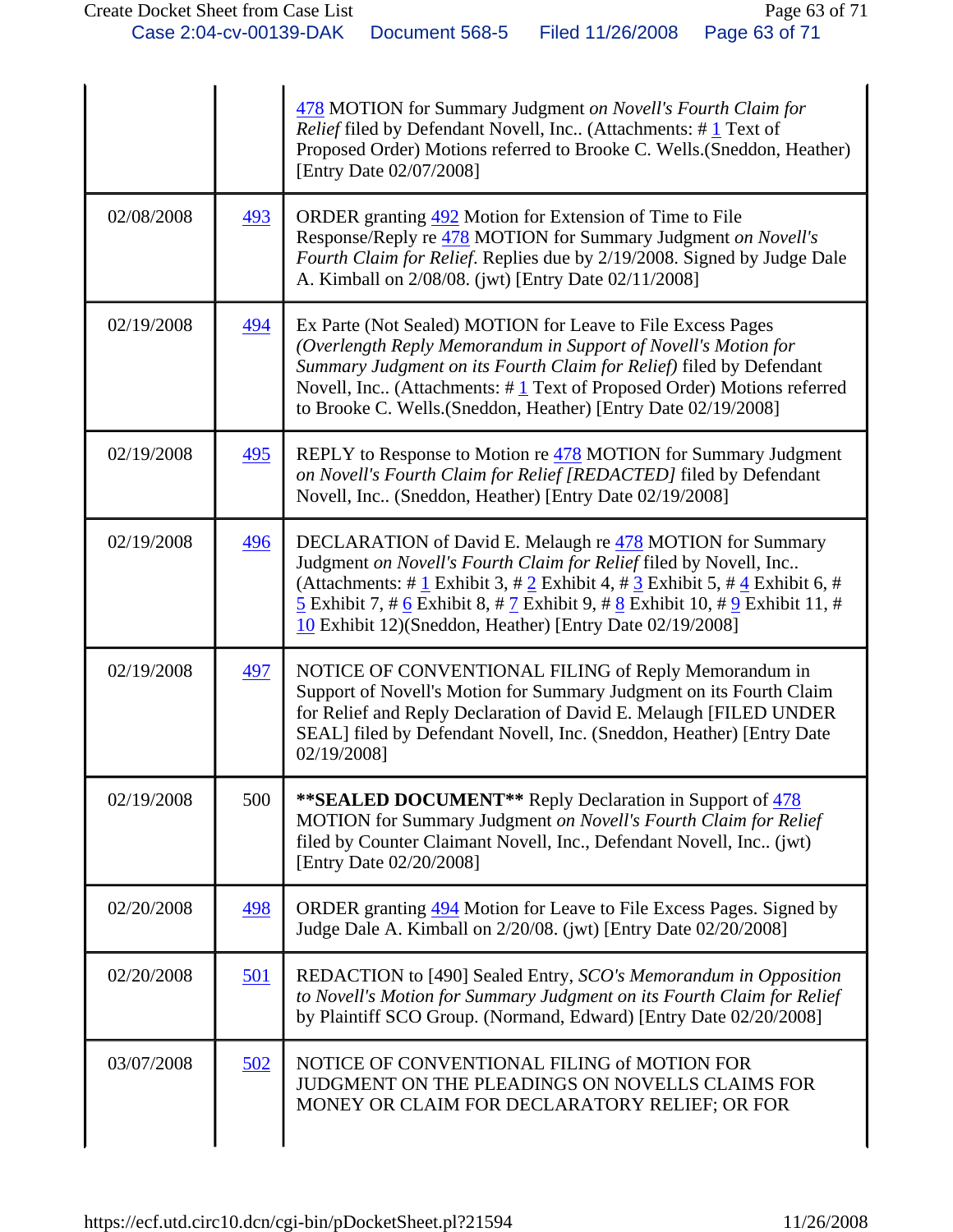|  |  |  |
|---|---|---|
|  |  | 478 MOTION for Summary Judgment *on Novell's Fourth Claim for Relief* filed by Defendant Novell, Inc.. (Attachments: # 1 Text of Proposed Order) Motions referred to Brooke C. Wells.(Sneddon, Heather) [Entry Date 02/07/2008] |
| 02/08/2008 | 493 | ORDER granting 492 Motion for Extension of Time to File Response/Reply re 478 MOTION for Summary Judgment *on Novell's Fourth Claim for Relief*. Replies due by 2/19/2008. Signed by Judge Dale A. Kimball on 2/08/08. (jwt) [Entry Date 02/11/2008] |
| 02/19/2008 | 494 | Ex Parte (Not Sealed) MOTION for Leave to File Excess Pages *(Overlength Reply Memorandum in Support of Novell's Motion for Summary Judgment on its Fourth Claim for Relief)* filed by Defendant Novell, Inc.. (Attachments: # 1 Text of Proposed Order) Motions referred to Brooke C. Wells.(Sneddon, Heather) [Entry Date 02/19/2008] |
| 02/19/2008 | 495 | REPLY to Response to Motion re 478 MOTION for Summary Judgment *on Novell's Fourth Claim for Relief [REDACTED]* filed by Defendant Novell, Inc.. (Sneddon, Heather) [Entry Date 02/19/2008] |
| 02/19/2008 | 496 | DECLARATION of David E. Melaugh re 478 MOTION for Summary Judgment *on Novell's Fourth Claim for Relief* filed by Novell, Inc.. (Attachments: # 1 Exhibit 3, # 2 Exhibit 4, # 3 Exhibit 5, # 4 Exhibit 6, # 5 Exhibit 7, # 6 Exhibit 8, # 7 Exhibit 9, # 8 Exhibit 10, # 9 Exhibit 11, # 10 Exhibit 12)(Sneddon, Heather) [Entry Date 02/19/2008] |
| 02/19/2008 | 497 | NOTICE OF CONVENTIONAL FILING of Reply Memorandum in Support of Novell's Motion for Summary Judgment on its Fourth Claim for Relief and Reply Declaration of David E. Melaugh [FILED UNDER SEAL] filed by Defendant Novell, Inc. (Sneddon, Heather) [Entry Date 02/19/2008] |
| 02/19/2008 | 500 | **\*\*SEALED DOCUMENT\*\*** Reply Declaration in Support of 478 MOTION for Summary Judgment *on Novell's Fourth Claim for Relief* filed by Counter Claimant Novell, Inc., Defendant Novell, Inc.. (jwt) [Entry Date 02/20/2008] |
| 02/20/2008 | 498 | ORDER granting 494 Motion for Leave to File Excess Pages. Signed by Judge Dale A. Kimball on 2/20/08. (jwt) [Entry Date 02/20/2008] |
| 02/20/2008 | 501 | REDACTION to [490] Sealed Entry, *SCO's Memorandum in Opposition to Novell's Motion for Summary Judgment on its Fourth Claim for Relief* by Plaintiff SCO Group. (Normand, Edward) [Entry Date 02/20/2008] |
| 03/07/2008 | 502 | NOTICE OF CONVENTIONAL FILING of MOTION FOR JUDGMENT ON THE PLEADINGS ON NOVELLS CLAIMS FOR MONEY OR CLAIM FOR DECLARATORY RELIEF; OR FOR |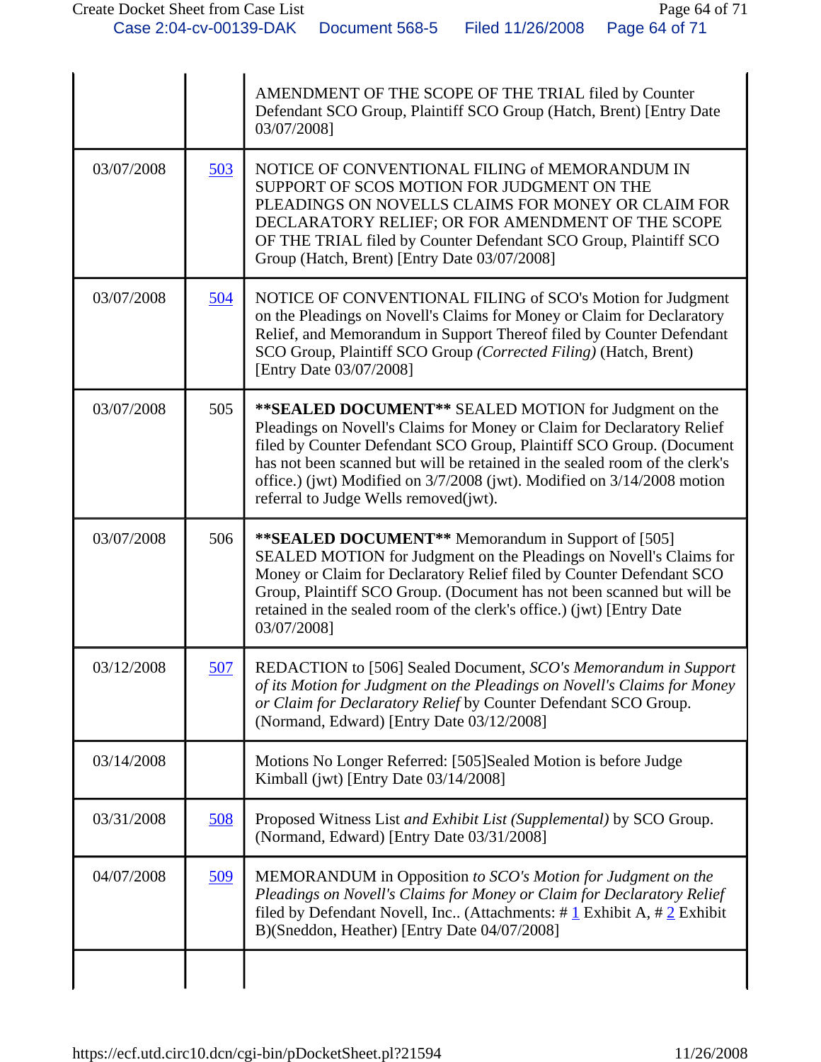| | | |
|---|---|---|
| | | AMENDMENT OF THE SCOPE OF THE TRIAL filed by Counter Defendant SCO Group, Plaintiff SCO Group (Hatch, Brent) [Entry Date 03/07/2008] |
| 03/07/2008 | 503 | NOTICE OF CONVENTIONAL FILING of MEMORANDUM IN SUPPORT OF SCOS MOTION FOR JUDGMENT ON THE PLEADINGS ON NOVELLS CLAIMS FOR MONEY OR CLAIM FOR DECLARATORY RELIEF; OR FOR AMENDMENT OF THE SCOPE OF THE TRIAL filed by Counter Defendant SCO Group, Plaintiff SCO Group (Hatch, Brent) [Entry Date 03/07/2008] |
| 03/07/2008 | 504 | NOTICE OF CONVENTIONAL FILING of SCO's Motion for Judgment on the Pleadings on Novell's Claims for Money or Claim for Declaratory Relief, and Memorandum in Support Thereof filed by Counter Defendant SCO Group, Plaintiff SCO Group *(Corrected Filing)* (Hatch, Brent) [Entry Date 03/07/2008] |
| 03/07/2008 | 505 | **\*\*SEALED DOCUMENT\*\*** SEALED MOTION for Judgment on the Pleadings on Novell's Claims for Money or Claim for Declaratory Relief filed by Counter Defendant SCO Group, Plaintiff SCO Group. (Document has not been scanned but will be retained in the sealed room of the clerk's office.) (jwt) Modified on 3/7/2008 (jwt). Modified on 3/14/2008 motion referral to Judge Wells removed(jwt). |
| 03/07/2008 | 506 | **\*\*SEALED DOCUMENT\*\*** Memorandum in Support of [505] SEALED MOTION for Judgment on the Pleadings on Novell's Claims for Money or Claim for Declaratory Relief filed by Counter Defendant SCO Group, Plaintiff SCO Group. (Document has not been scanned but will be retained in the sealed room of the clerk's office.) (jwt) [Entry Date 03/07/2008] |
| 03/12/2008 | 507 | REDACTION to [506] Sealed Document, *SCO's Memorandum in Support of its Motion for Judgment on the Pleadings on Novell's Claims for Money or Claim for Declaratory Relief* by Counter Defendant SCO Group. (Normand, Edward) [Entry Date 03/12/2008] |
| 03/14/2008 | | Motions No Longer Referred: [505]Sealed Motion is before Judge Kimball (jwt) [Entry Date 03/14/2008] |
| 03/31/2008 | 508 | Proposed Witness List *and Exhibit List (Supplemental)* by SCO Group. (Normand, Edward) [Entry Date 03/31/2008] |
| 04/07/2008 | 509 | MEMORANDUM in Opposition *to SCO's Motion for Judgment on the Pleadings on Novell's Claims for Money or Claim for Declaratory Relief* filed by Defendant Novell, Inc.. (Attachments: # 1 Exhibit A, # 2 Exhibit B)(Sneddon, Heather) [Entry Date 04/07/2008] |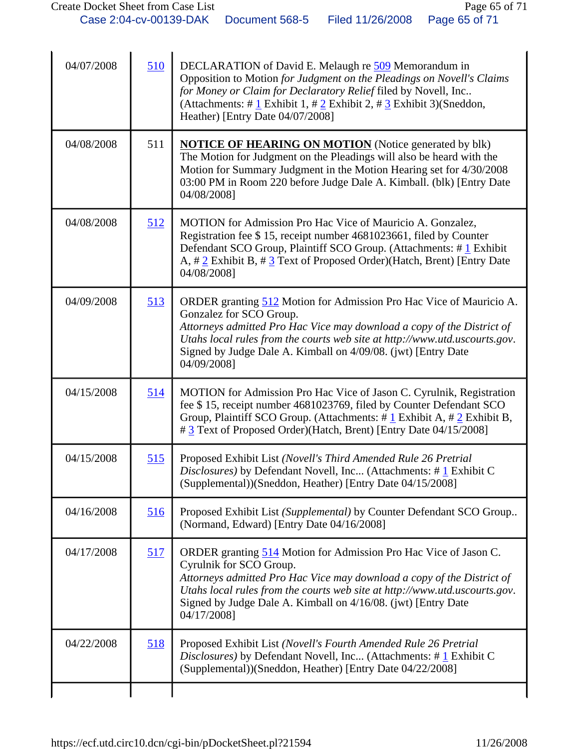| | | |
|---|---|---|
| 04/07/2008 | 510 | DECLARATION of David E. Melaugh re 509 Memorandum in Opposition to Motion *for Judgment on the Pleadings on Novell's Claims for Money or Claim for Declaratory Relief* filed by Novell, Inc.. (Attachments: # 1 Exhibit 1, # 2 Exhibit 2, # 3 Exhibit 3)(Sneddon, Heather) [Entry Date 04/07/2008] |
| 04/08/2008 | 511 | **NOTICE OF HEARING ON MOTION** (Notice generated by blk) The Motion for Judgment on the Pleadings will also be heard with the Motion for Summary Judgment in the Motion Hearing set for 4/30/2008 03:00 PM in Room 220 before Judge Dale A. Kimball. (blk) [Entry Date 04/08/2008] |
| 04/08/2008 | 512 | MOTION for Admission Pro Hac Vice of Mauricio A. Gonzalez, Registration fee $ 15, receipt number 4681023661, filed by Counter Defendant SCO Group, Plaintiff SCO Group. (Attachments: # 1 Exhibit A, # 2 Exhibit B, # 3 Text of Proposed Order)(Hatch, Brent) [Entry Date 04/08/2008] |
| 04/09/2008 | 513 | ORDER granting 512 Motion for Admission Pro Hac Vice of Mauricio A. Gonzalez for SCO Group. *Attorneys admitted Pro Hac Vice may download a copy of the District of Utahs local rules from the courts web site at http://www.utd.uscourts.gov*. Signed by Judge Dale A. Kimball on 4/09/08. (jwt) [Entry Date 04/09/2008] |
| 04/15/2008 | 514 | MOTION for Admission Pro Hac Vice of Jason C. Cyrulnik, Registration fee $ 15, receipt number 4681023769, filed by Counter Defendant SCO Group, Plaintiff SCO Group. (Attachments: # 1 Exhibit A, # 2 Exhibit B, # 3 Text of Proposed Order)(Hatch, Brent) [Entry Date 04/15/2008] |
| 04/15/2008 | 515 | Proposed Exhibit List *(Novell's Third Amended Rule 26 Pretrial Disclosures)* by Defendant Novell, Inc... (Attachments: # 1 Exhibit C (Supplemental))(Sneddon, Heather) [Entry Date 04/15/2008] |
| 04/16/2008 | 516 | Proposed Exhibit List *(Supplemental)* by Counter Defendant SCO Group.. (Normand, Edward) [Entry Date 04/16/2008] |
| 04/17/2008 | 517 | ORDER granting 514 Motion for Admission Pro Hac Vice of Jason C. Cyrulnik for SCO Group. *Attorneys admitted Pro Hac Vice may download a copy of the District of Utahs local rules from the courts web site at http://www.utd.uscourts.gov*. Signed by Judge Dale A. Kimball on 4/16/08. (jwt) [Entry Date 04/17/2008] |
| 04/22/2008 | 518 | Proposed Exhibit List *(Novell's Fourth Amended Rule 26 Pretrial Disclosures)* by Defendant Novell, Inc... (Attachments: # 1 Exhibit C (Supplemental))(Sneddon, Heather) [Entry Date 04/22/2008] |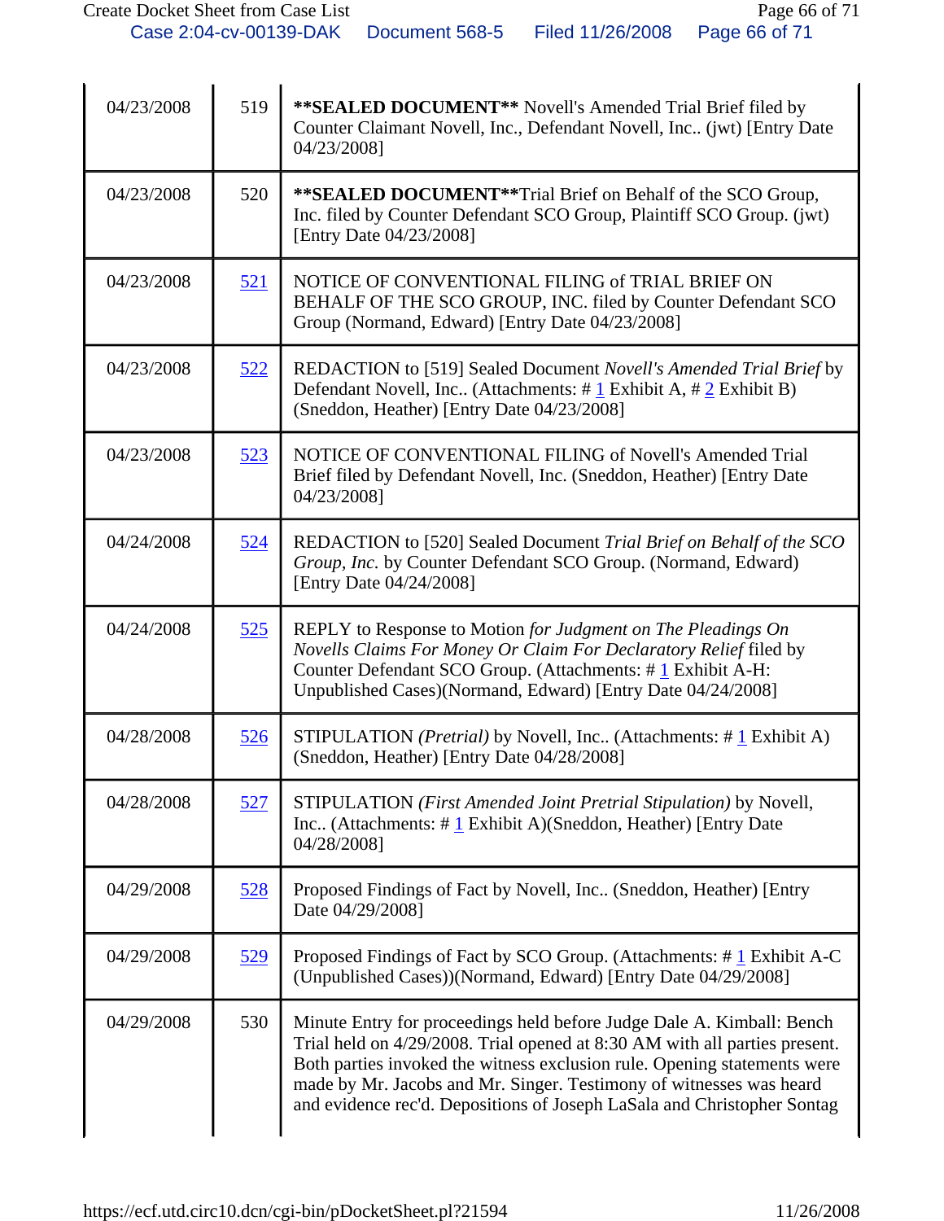| | | |
|---|---|---|
| 04/23/2008 | 519 | **\*\*SEALED DOCUMENT\*\*** Novell's Amended Trial Brief filed by Counter Claimant Novell, Inc., Defendant Novell, Inc.. (jwt) [Entry Date 04/23/2008] |
| 04/23/2008 | 520 | **\*\*SEALED DOCUMENT\*\***Trial Brief on Behalf of the SCO Group, Inc. filed by Counter Defendant SCO Group, Plaintiff SCO Group. (jwt) [Entry Date 04/23/2008] |
| 04/23/2008 | 521 | NOTICE OF CONVENTIONAL FILING of TRIAL BRIEF ON BEHALF OF THE SCO GROUP, INC. filed by Counter Defendant SCO Group (Normand, Edward) [Entry Date 04/23/2008] |
| 04/23/2008 | 522 | REDACTION to [519] Sealed Document *Novell's Amended Trial Brief* by Defendant Novell, Inc.. (Attachments: # 1 Exhibit A, # 2 Exhibit B) (Sneddon, Heather) [Entry Date 04/23/2008] |
| 04/23/2008 | 523 | NOTICE OF CONVENTIONAL FILING of Novell's Amended Trial Brief filed by Defendant Novell, Inc. (Sneddon, Heather) [Entry Date 04/23/2008] |
| 04/24/2008 | 524 | REDACTION to [520] Sealed Document *Trial Brief on Behalf of the SCO Group, Inc.* by Counter Defendant SCO Group. (Normand, Edward) [Entry Date 04/24/2008] |
| 04/24/2008 | 525 | REPLY to Response to Motion *for Judgment on The Pleadings On Novells Claims For Money Or Claim For Declaratory Relief* filed by Counter Defendant SCO Group. (Attachments: # 1 Exhibit A-H: Unpublished Cases)(Normand, Edward) [Entry Date 04/24/2008] |
| 04/28/2008 | 526 | STIPULATION *(Pretrial)* by Novell, Inc.. (Attachments: # 1 Exhibit A) (Sneddon, Heather) [Entry Date 04/28/2008] |
| 04/28/2008 | 527 | STIPULATION *(First Amended Joint Pretrial Stipulation)* by Novell, Inc.. (Attachments: # 1 Exhibit A)(Sneddon, Heather) [Entry Date 04/28/2008] |
| 04/29/2008 | 528 | Proposed Findings of Fact by Novell, Inc.. (Sneddon, Heather) [Entry Date 04/29/2008] |
| 04/29/2008 | 529 | Proposed Findings of Fact by SCO Group. (Attachments: # 1 Exhibit A-C (Unpublished Cases))(Normand, Edward) [Entry Date 04/29/2008] |
| 04/29/2008 | 530 | Minute Entry for proceedings held before Judge Dale A. Kimball: Bench Trial held on 4/29/2008. Trial opened at 8:30 AM with all parties present. Both parties invoked the witness exclusion rule. Opening statements were made by Mr. Jacobs and Mr. Singer. Testimony of witnesses was heard and evidence rec'd. Depositions of Joseph LaSala and Christopher Sontag |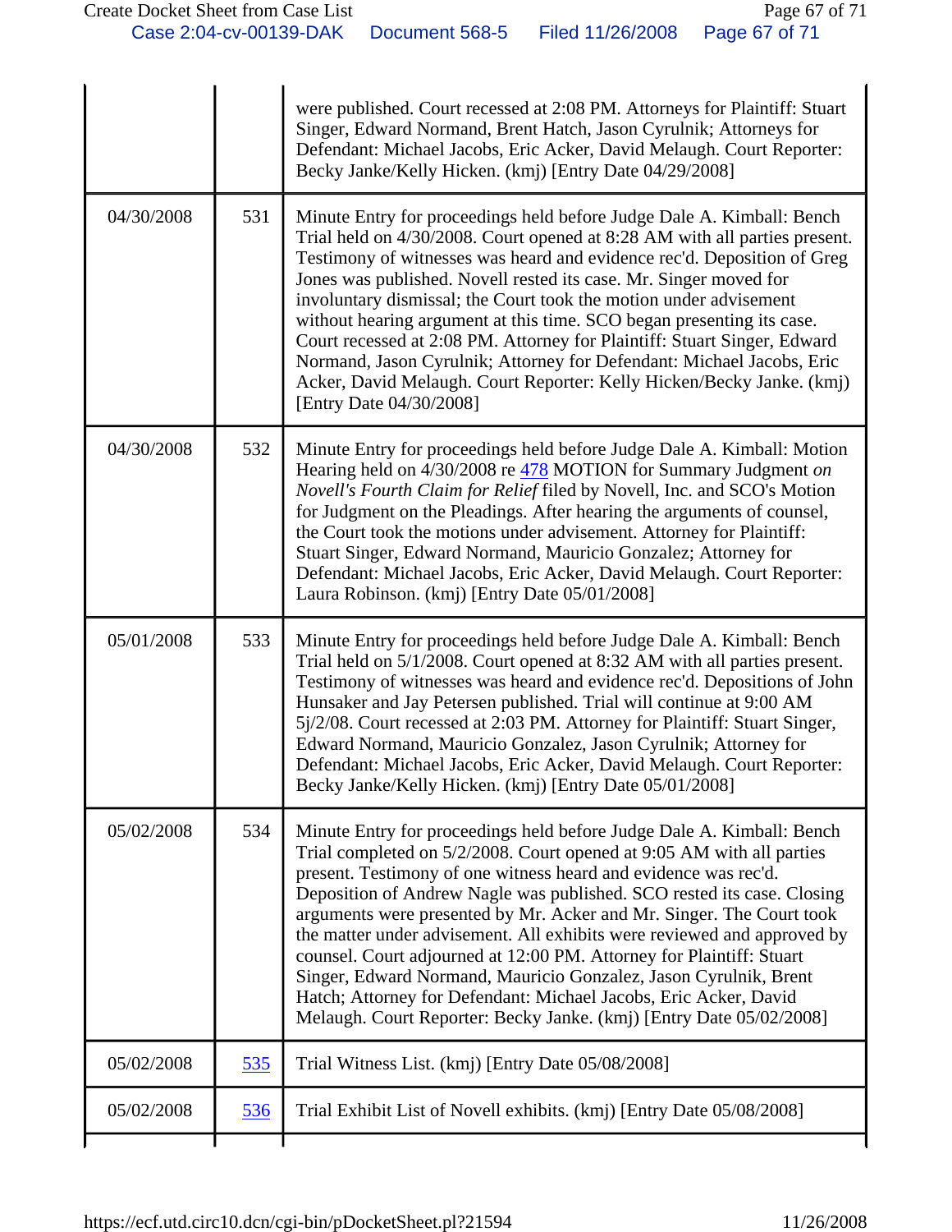| | | |
|---|---|---|
| | | were published. Court recessed at 2:08 PM. Attorneys for Plaintiff: Stuart Singer, Edward Normand, Brent Hatch, Jason Cyrulnik; Attorneys for Defendant: Michael Jacobs, Eric Acker, David Melaugh. Court Reporter: Becky Janke/Kelly Hicken. (kmj) [Entry Date 04/29/2008] |
| 04/30/2008 | 531 | Minute Entry for proceedings held before Judge Dale A. Kimball: Bench Trial held on 4/30/2008. Court opened at 8:28 AM with all parties present. Testimony of witnesses was heard and evidence rec'd. Deposition of Greg Jones was published. Novell rested its case. Mr. Singer moved for involuntary dismissal; the Court took the motion under advisement without hearing argument at this time. SCO began presenting its case. Court recessed at 2:08 PM. Attorney for Plaintiff: Stuart Singer, Edward Normand, Jason Cyrulnik; Attorney for Defendant: Michael Jacobs, Eric Acker, David Melaugh. Court Reporter: Kelly Hicken/Becky Janke. (kmj) [Entry Date 04/30/2008] |
| 04/30/2008 | 532 | Minute Entry for proceedings held before Judge Dale A. Kimball: Motion Hearing held on 4/30/2008 re 478 MOTION for Summary Judgment *on Novell's Fourth Claim for Relief* filed by Novell, Inc. and SCO's Motion for Judgment on the Pleadings. After hearing the arguments of counsel, the Court took the motions under advisement. Attorney for Plaintiff: Stuart Singer, Edward Normand, Mauricio Gonzalez; Attorney for Defendant: Michael Jacobs, Eric Acker, David Melaugh. Court Reporter: Laura Robinson. (kmj) [Entry Date 05/01/2008] |
| 05/01/2008 | 533 | Minute Entry for proceedings held before Judge Dale A. Kimball: Bench Trial held on 5/1/2008. Court opened at 8:32 AM with all parties present. Testimony of witnesses was heard and evidence rec'd. Depositions of John Hunsaker and Jay Petersen published. Trial will continue at 9:00 AM 5j/2/08. Court recessed at 2:03 PM. Attorney for Plaintiff: Stuart Singer, Edward Normand, Mauricio Gonzalez, Jason Cyrulnik; Attorney for Defendant: Michael Jacobs, Eric Acker, David Melaugh. Court Reporter: Becky Janke/Kelly Hicken. (kmj) [Entry Date 05/01/2008] |
| 05/02/2008 | 534 | Minute Entry for proceedings held before Judge Dale A. Kimball: Bench Trial completed on 5/2/2008. Court opened at 9:05 AM with all parties present. Testimony of one witness heard and evidence was rec'd. Deposition of Andrew Nagle was published. SCO rested its case. Closing arguments were presented by Mr. Acker and Mr. Singer. The Court took the matter under advisement. All exhibits were reviewed and approved by counsel. Court adjourned at 12:00 PM. Attorney for Plaintiff: Stuart Singer, Edward Normand, Mauricio Gonzalez, Jason Cyrulnik, Brent Hatch; Attorney for Defendant: Michael Jacobs, Eric Acker, David Melaugh. Court Reporter: Becky Janke. (kmj) [Entry Date 05/02/2008] |
| 05/02/2008 | 535 | Trial Witness List. (kmj) [Entry Date 05/08/2008] |
| 05/02/2008 | 536 | Trial Exhibit List of Novell exhibits. (kmj) [Entry Date 05/08/2008] |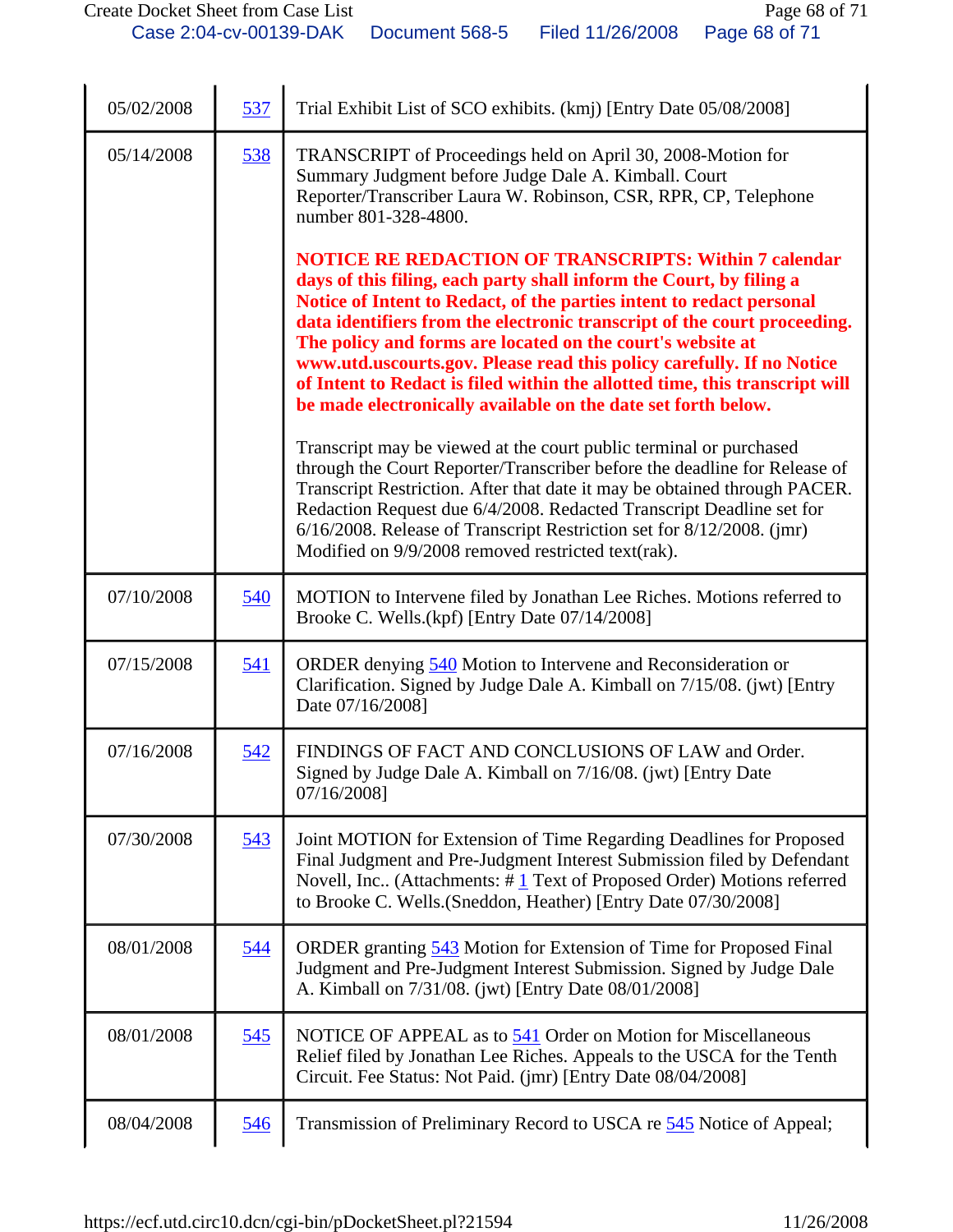| | | |
|---|---|---|
| 05/02/2008 | 537 | Trial Exhibit List of SCO exhibits. (kmj) [Entry Date 05/08/2008] |
| 05/14/2008 | 538 | TRANSCRIPT of Proceedings held on April 30, 2008-Motion for Summary Judgment before Judge Dale A. Kimball. Court Reporter/Transcriber Laura W. Robinson, CSR, RPR, CP, Telephone number 801-328-4800.<br><br>**NOTICE RE REDACTION OF TRANSCRIPTS: Within 7 calendar days of this filing, each party shall inform the Court, by filing a Notice of Intent to Redact, of the parties intent to redact personal data identifiers from the electronic transcript of the court proceeding. The policy and forms are located on the court's website at www.utd.uscourts.gov. Please read this policy carefully. If no Notice of Intent to Redact is filed within the allotted time, this transcript will be made electronically available on the date set forth below.**<br><br>Transcript may be viewed at the court public terminal or purchased through the Court Reporter/Transcriber before the deadline for Release of Transcript Restriction. After that date it may be obtained through PACER. Redaction Request due 6/4/2008. Redacted Transcript Deadline set for 6/16/2008. Release of Transcript Restriction set for 8/12/2008. (jmr) Modified on 9/9/2008 removed restricted text(rak). |
| 07/10/2008 | 540 | MOTION to Intervene filed by Jonathan Lee Riches. Motions referred to Brooke C. Wells.(kpf) [Entry Date 07/14/2008] |
| 07/15/2008 | 541 | ORDER denying 540 Motion to Intervene and Reconsideration or Clarification. Signed by Judge Dale A. Kimball on 7/15/08. (jwt) [Entry Date 07/16/2008] |
| 07/16/2008 | 542 | FINDINGS OF FACT AND CONCLUSIONS OF LAW and Order. Signed by Judge Dale A. Kimball on 7/16/08. (jwt) [Entry Date 07/16/2008] |
| 07/30/2008 | 543 | Joint MOTION for Extension of Time Regarding Deadlines for Proposed Final Judgment and Pre-Judgment Interest Submission filed by Defendant Novell, Inc.. (Attachments: # 1 Text of Proposed Order) Motions referred to Brooke C. Wells.(Sneddon, Heather) [Entry Date 07/30/2008] |
| 08/01/2008 | 544 | ORDER granting 543 Motion for Extension of Time for Proposed Final Judgment and Pre-Judgment Interest Submission. Signed by Judge Dale A. Kimball on 7/31/08. (jwt) [Entry Date 08/01/2008] |
| 08/01/2008 | 545 | NOTICE OF APPEAL as to 541 Order on Motion for Miscellaneous Relief filed by Jonathan Lee Riches. Appeals to the USCA for the Tenth Circuit. Fee Status: Not Paid. (jmr) [Entry Date 08/04/2008] |
| 08/04/2008 | 546 | Transmission of Preliminary Record to USCA re 545 Notice of Appeal; |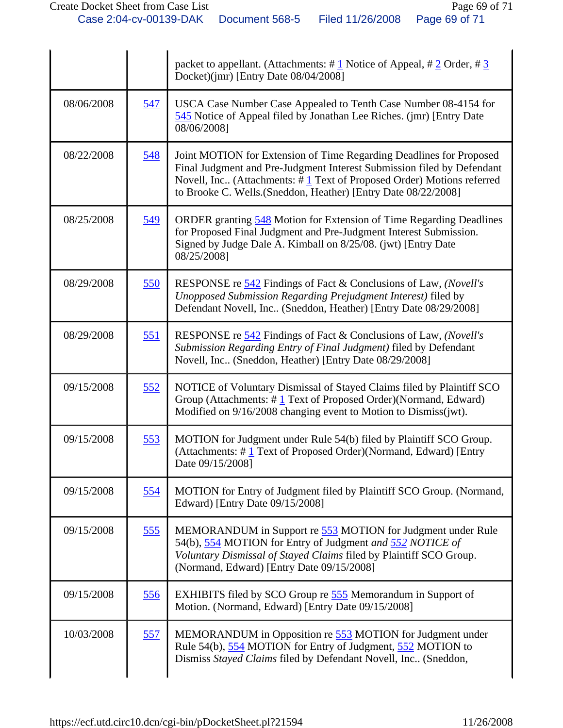| | | |
|---|---|---|
| | | packet to appellant. (Attachments: # 1 Notice of Appeal, # 2 Order, # 3 Docket)(jmr) [Entry Date 08/04/2008] |
| 08/06/2008 | 547 | USCA Case Number Case Appealed to Tenth Case Number 08-4154 for 545 Notice of Appeal filed by Jonathan Lee Riches. (jmr) [Entry Date 08/06/2008] |
| 08/22/2008 | 548 | Joint MOTION for Extension of Time Regarding Deadlines for Proposed Final Judgment and Pre-Judgment Interest Submission filed by Defendant Novell, Inc.. (Attachments: # 1 Text of Proposed Order) Motions referred to Brooke C. Wells.(Sneddon, Heather) [Entry Date 08/22/2008] |
| 08/25/2008 | 549 | ORDER granting 548 Motion for Extension of Time Regarding Deadlines for Proposed Final Judgment and Pre-Judgment Interest Submission. Signed by Judge Dale A. Kimball on 8/25/08. (jwt) [Entry Date 08/25/2008] |
| 08/29/2008 | 550 | RESPONSE re 542 Findings of Fact & Conclusions of Law, *(Novell's Unopposed Submission Regarding Prejudgment Interest)* filed by Defendant Novell, Inc.. (Sneddon, Heather) [Entry Date 08/29/2008] |
| 08/29/2008 | 551 | RESPONSE re 542 Findings of Fact & Conclusions of Law, *(Novell's Submission Regarding Entry of Final Judgment)* filed by Defendant Novell, Inc.. (Sneddon, Heather) [Entry Date 08/29/2008] |
| 09/15/2008 | 552 | NOTICE of Voluntary Dismissal of Stayed Claims filed by Plaintiff SCO Group (Attachments: # 1 Text of Proposed Order)(Normand, Edward) Modified on 9/16/2008 changing event to Motion to Dismiss(jwt). |
| 09/15/2008 | 553 | MOTION for Judgment under Rule 54(b) filed by Plaintiff SCO Group. (Attachments: # 1 Text of Proposed Order)(Normand, Edward) [Entry Date 09/15/2008] |
| 09/15/2008 | 554 | MOTION for Entry of Judgment filed by Plaintiff SCO Group. (Normand, Edward) [Entry Date 09/15/2008] |
| 09/15/2008 | 555 | MEMORANDUM in Support re 553 MOTION for Judgment under Rule 54(b), 554 MOTION for Entry of Judgment *and* 552 *NOTICE of Voluntary Dismissal of Stayed Claims* filed by Plaintiff SCO Group. (Normand, Edward) [Entry Date 09/15/2008] |
| 09/15/2008 | 556 | EXHIBITS filed by SCO Group re 555 Memorandum in Support of Motion. (Normand, Edward) [Entry Date 09/15/2008] |
| 10/03/2008 | 557 | MEMORANDUM in Opposition re 553 MOTION for Judgment under Rule 54(b), 554 MOTION for Entry of Judgment, 552 MOTION to Dismiss *Stayed Claims* filed by Defendant Novell, Inc.. (Sneddon, |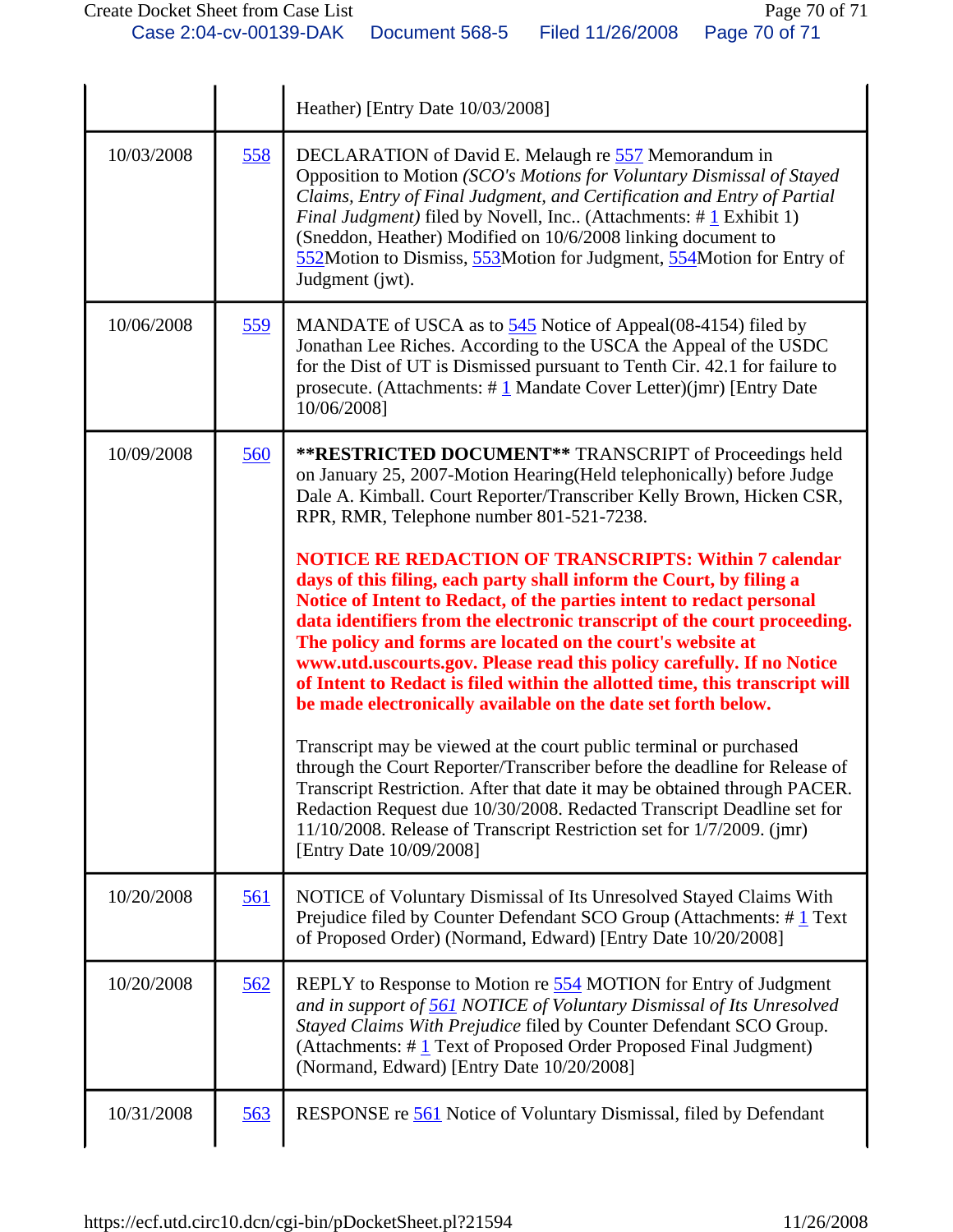| | | |
|---|---|---|
| | | Heather) [Entry Date 10/03/2008] |
| 10/03/2008 | 558 | DECLARATION of David E. Melaugh re 557 Memorandum in Opposition to Motion *(SCO's Motions for Voluntary Dismissal of Stayed Claims, Entry of Final Judgment, and Certification and Entry of Partial Final Judgment)* filed by Novell, Inc.. (Attachments: # 1 Exhibit 1) (Sneddon, Heather) Modified on 10/6/2008 linking document to 552Motion to Dismiss, 553Motion for Judgment, 554Motion for Entry of Judgment (jwt). |
| 10/06/2008 | 559 | MANDATE of USCA as to 545 Notice of Appeal(08-4154) filed by Jonathan Lee Riches. According to the USCA the Appeal of the USDC for the Dist of UT is Dismissed pursuant to Tenth Cir. 42.1 for failure to prosecute. (Attachments: # 1 Mandate Cover Letter)(jmr) [Entry Date 10/06/2008] |
| 10/09/2008 | 560 | **\*\*RESTRICTED DOCUMENT\*\*** TRANSCRIPT of Proceedings held on January 25, 2007-Motion Hearing(Held telephonically) before Judge Dale A. Kimball. Court Reporter/Transcriber Kelly Brown, Hicken CSR, RPR, RMR, Telephone number 801-521-7238.<br><br>**NOTICE RE REDACTION OF TRANSCRIPTS: Within 7 calendar days of this filing, each party shall inform the Court, by filing a Notice of Intent to Redact, of the parties intent to redact personal data identifiers from the electronic transcript of the court proceeding. The policy and forms are located on the court's website at www.utd.uscourts.gov. Please read this policy carefully. If no Notice of Intent to Redact is filed within the allotted time, this transcript will be made electronically available on the date set forth below.**<br><br>Transcript may be viewed at the court public terminal or purchased through the Court Reporter/Transcriber before the deadline for Release of Transcript Restriction. After that date it may be obtained through PACER. Redaction Request due 10/30/2008. Redacted Transcript Deadline set for 11/10/2008. Release of Transcript Restriction set for 1/7/2009. (jmr) [Entry Date 10/09/2008] |
| 10/20/2008 | 561 | NOTICE of Voluntary Dismissal of Its Unresolved Stayed Claims With Prejudice filed by Counter Defendant SCO Group (Attachments: # 1 Text of Proposed Order) (Normand, Edward) [Entry Date 10/20/2008] |
| 10/20/2008 | 562 | REPLY to Response to Motion re 554 MOTION for Entry of Judgment *and in support of 561 NOTICE of Voluntary Dismissal of Its Unresolved Stayed Claims With Prejudice* filed by Counter Defendant SCO Group. (Attachments: # 1 Text of Proposed Order Proposed Final Judgment) (Normand, Edward) [Entry Date 10/20/2008] |
| 10/31/2008 | 563 | RESPONSE re 561 Notice of Voluntary Dismissal, filed by Defendant |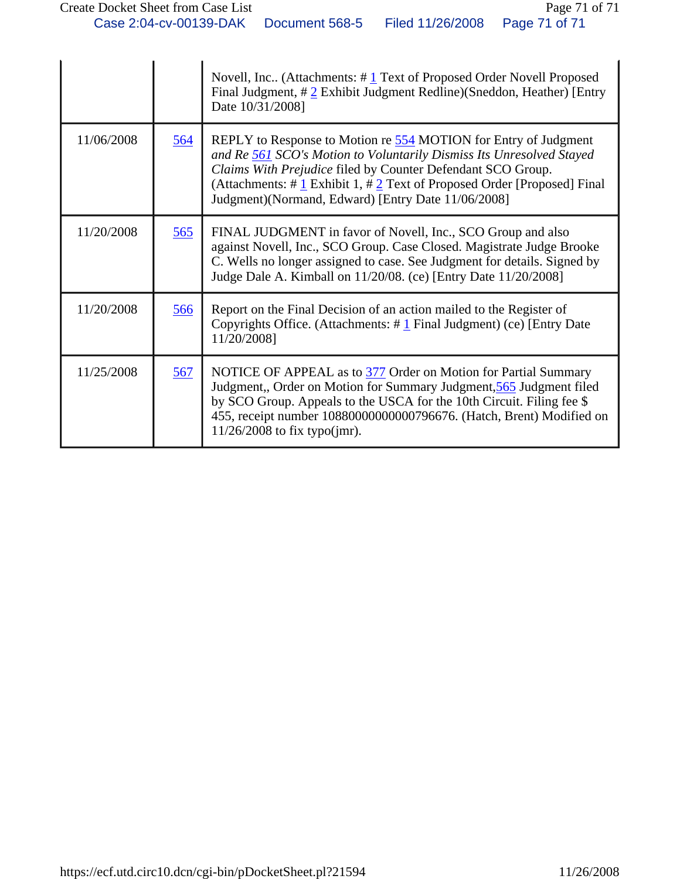| | | |
|---|---|---|
| | | Novell, Inc.. (Attachments: # 1 Text of Proposed Order Novell Proposed Final Judgment, # 2 Exhibit Judgment Redline)(Sneddon, Heather) [Entry Date 10/31/2008] |
| 11/06/2008 | 564 | REPLY to Response to Motion re 554 MOTION for Entry of Judgment *and Re 561 SCO's Motion to Voluntarily Dismiss Its Unresolved Stayed Claims With Prejudice* filed by Counter Defendant SCO Group. (Attachments: # 1 Exhibit 1, # 2 Text of Proposed Order [Proposed] Final Judgment)(Normand, Edward) [Entry Date 11/06/2008] |
| 11/20/2008 | 565 | FINAL JUDGMENT in favor of Novell, Inc., SCO Group and also against Novell, Inc., SCO Group. Case Closed. Magistrate Judge Brooke C. Wells no longer assigned to case. See Judgment for details. Signed by Judge Dale A. Kimball on 11/20/08. (ce) [Entry Date 11/20/2008] |
| 11/20/2008 | 566 | Report on the Final Decision of an action mailed to the Register of Copyrights Office. (Attachments: # 1 Final Judgment) (ce) [Entry Date 11/20/2008] |
| 11/25/2008 | 567 | NOTICE OF APPEAL as to 377 Order on Motion for Partial Summary Judgment,, Order on Motion for Summary Judgment,565 Judgment filed by SCO Group. Appeals to the USCA for the 10th Circuit. Filing fee $ 455, receipt number 10880000000000796676. (Hatch, Brent) Modified on 11/26/2008 to fix typo(jmr). |

https://ecf.utd.circ10.dcn/cgi-bin/pDocketSheet.pl?21594 11/26/2008